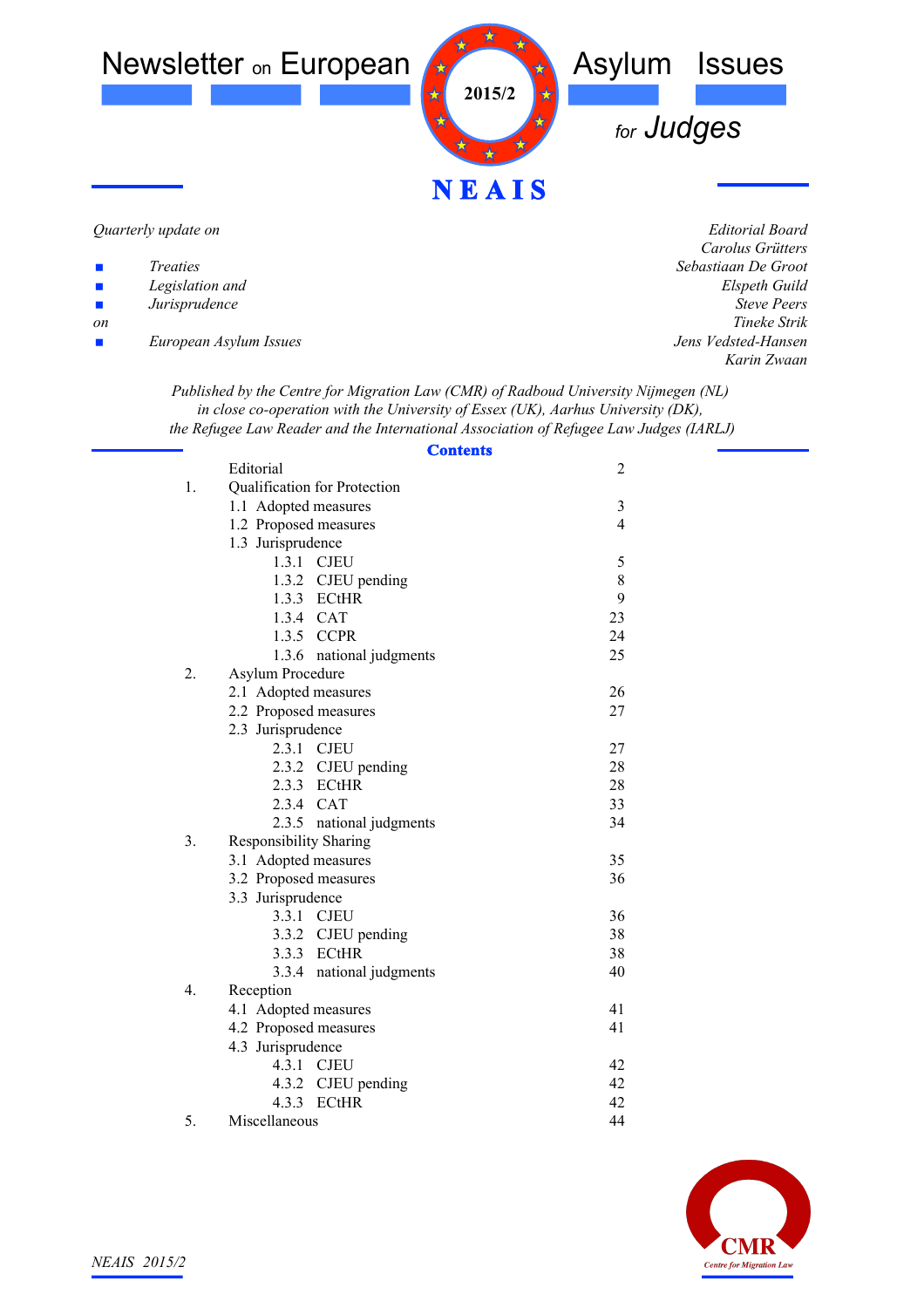# Newsletter on European Asylum Issues for Judges

2015/2

**NEAIS**

*Quarterly update on*

- *Treaties*
- *Legislation and*
- *Jurisprudence*

*on*

- *European Asylum Issues*

*Editorial Board*
*Carolus Grütters*
*Sebastiaan De Groot*
*Elspeth Guild*
*Steve Peers*
*Tineke Strik*
*Jens Vedsted-Hansen*
*Karin Zwaan*

*Published by the Centre for Migration Law (CMR) of Radboud University Nijmegen (NL) in close co-operation with the University of Essex (UK), Aarhus University (DK), the Refugee Law Reader and the International Association of Refugee Law Judges (IARLJ)*

## Contents

| | | |
|---|---|---|
| | Editorial | 2 |
| 1. | Qualification for Protection | |
| | 1.1 Adopted measures | 3 |
| | 1.2 Proposed measures | 4 |
| | 1.3 Jurisprudence | |
| | 1.3.1 CJEU | 5 |
| | 1.3.2 CJEU pending | 8 |
| | 1.3.3 ECtHR | 9 |
| | 1.3.4 CAT | 23 |
| | 1.3.5 CCPR | 24 |
| | 1.3.6 national judgments | 25 |
| 2. | Asylum Procedure | |
| | 2.1 Adopted measures | 26 |
| | 2.2 Proposed measures | 27 |
| | 2.3 Jurisprudence | |
| | 2.3.1 CJEU | 27 |
| | 2.3.2 CJEU pending | 28 |
| | 2.3.3 ECtHR | 28 |
| | 2.3.4 CAT | 33 |
| | 2.3.5 national judgments | 34 |
| 3. | Responsibility Sharing | |
| | 3.1 Adopted measures | 35 |
| | 3.2 Proposed measures | 36 |
| | 3.3 Jurisprudence | |
| | 3.3.1 CJEU | 36 |
| | 3.3.2 CJEU pending | 38 |
| | 3.3.3 ECtHR | 38 |
| | 3.3.4 national judgments | 40 |
| 4. | Reception | |
| | 4.1 Adopted measures | 41 |
| | 4.2 Proposed measures | 41 |
| | 4.3 Jurisprudence | |
| | 4.3.1 CJEU | 42 |
| | 4.3.2 CJEU pending | 42 |
| | 4.3.3 ECtHR | 42 |
| 5. | Miscellaneous | 44 |

CMR Centre for Migration Law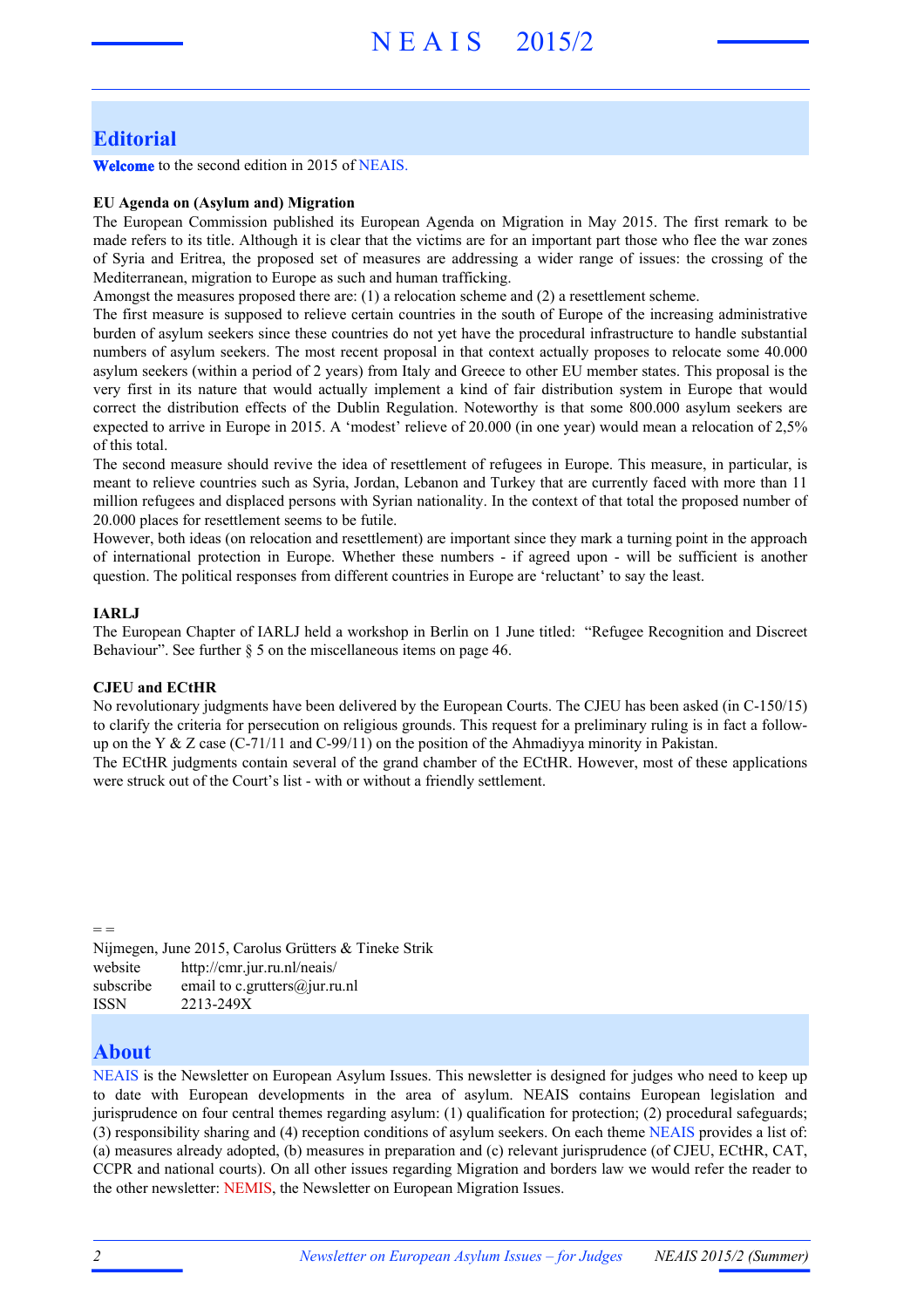## Editorial

**Welcome** to the second edition in 2015 of NEAIS.

**EU Agenda on (Asylum and) Migration**

The European Commission published its European Agenda on Migration in May 2015. The first remark to be made refers to its title. Although it is clear that the victims are for an important part those who flee the war zones of Syria and Eritrea, the proposed set of measures are addressing a wider range of issues: the crossing of the Mediterranean, migration to Europe as such and human trafficking.

Amongst the measures proposed there are: (1) a relocation scheme and (2) a resettlement scheme.

The first measure is supposed to relieve certain countries in the south of Europe of the increasing administrative burden of asylum seekers since these countries do not yet have the procedural infrastructure to handle substantial numbers of asylum seekers. The most recent proposal in that context actually proposes to relocate some 40.000 asylum seekers (within a period of 2 years) from Italy and Greece to other EU member states. This proposal is the very first in its nature that would actually implement a kind of fair distribution system in Europe that would correct the distribution effects of the Dublin Regulation. Noteworthy is that some 800.000 asylum seekers are expected to arrive in Europe in 2015. A 'modest' relieve of 20.000 (in one year) would mean a relocation of 2,5% of this total.

The second measure should revive the idea of resettlement of refugees in Europe. This measure, in particular, is meant to relieve countries such as Syria, Jordan, Lebanon and Turkey that are currently faced with more than 11 million refugees and displaced persons with Syrian nationality. In the context of that total the proposed number of 20.000 places for resettlement seems to be futile.

However, both ideas (on relocation and resettlement) are important since they mark a turning point in the approach of international protection in Europe. Whether these numbers - if agreed upon - will be sufficient is another question. The political responses from different countries in Europe are 'reluctant' to say the least.

**IARLJ**

The European Chapter of IARLJ held a workshop in Berlin on 1 June titled: "Refugee Recognition and Discreet Behaviour". See further § 5 on the miscellaneous items on page 46.

**CJEU and ECtHR**

No revolutionary judgments have been delivered by the European Courts. The CJEU has been asked (in C-150/15) to clarify the criteria for persecution on religious grounds. This request for a preliminary ruling is in fact a follow-up on the Y & Z case (C-71/11 and C-99/11) on the position of the Ahmadiyya minority in Pakistan.

The ECtHR judgments contain several of the grand chamber of the ECtHR. However, most of these applications were struck out of the Court's list - with or without a friendly settlement.

= =

Nijmegen, June 2015, Carolus Grütters & Tineke Strik

| | |
|---|---|
| website | http://cmr.jur.ru.nl/neais/ |
| subscribe | email to c.grutters@jur.ru.nl |
| ISSN | 2213-249X |

## About

NEAIS is the Newsletter on European Asylum Issues. This newsletter is designed for judges who need to keep up to date with European developments in the area of asylum. NEAIS contains European legislation and jurisprudence on four central themes regarding asylum: (1) qualification for protection; (2) procedural safeguards; (3) responsibility sharing and (4) reception conditions of asylum seekers. On each theme NEAIS provides a list of: (a) measures already adopted, (b) measures in preparation and (c) relevant jurisprudence (of CJEU, ECtHR, CAT, CCPR and national courts). On all other issues regarding Migration and borders law we would refer the reader to the other newsletter: NEMIS, the Newsletter on European Migration Issues.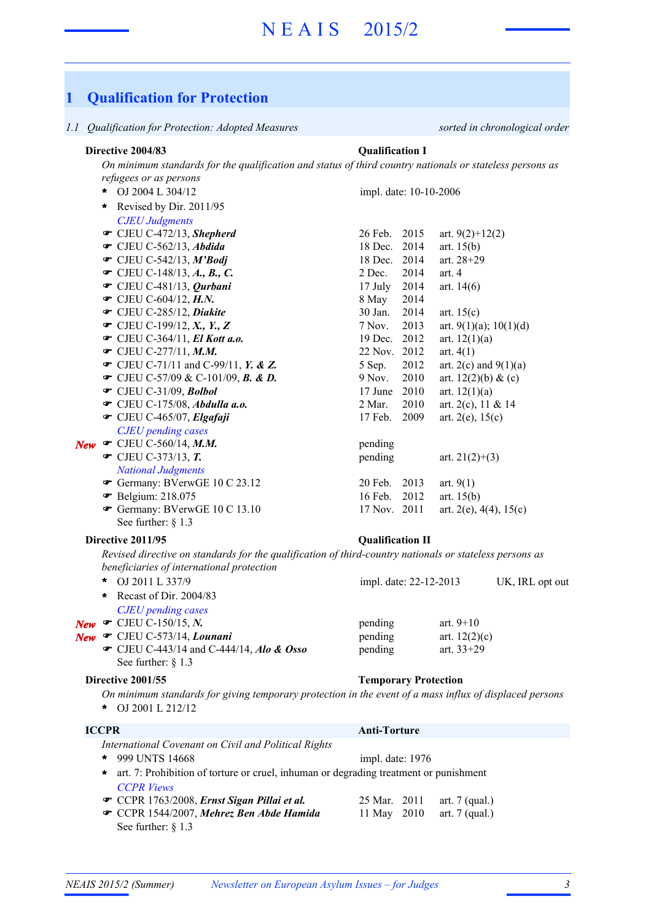# 1 Qualification for Protection

*1.1 Qualification for Protection: Adopted Measures* — *sorted in chronological order*

**Directive 2004/83** — **Qualification I**

*On minimum standards for the qualification and status of third country nationals or stateless persons as refugees or as persons*

- * OJ 2004 L 304/12 — impl. date: 10-10-2006
- * Revised by Dir. 2011/95

*CJEU Judgments*

| Case | Date | Articles |
|---|---|---|
| ☞ CJEU C-472/13, ***Shepherd*** | 26 Feb. 2015 | art. 9(2)+12(2) |
| ☞ CJEU C-562/13, ***Abdida*** | 18 Dec. 2014 | art. 15(b) |
| ☞ CJEU C-542/13, ***M'Bodj*** | 18 Dec. 2014 | art. 28+29 |
| ☞ CJEU C-148/13, ***A., B., C.*** | 2 Dec. 2014 | art. 4 |
| ☞ CJEU C-481/13, ***Qurbani*** | 17 July 2014 | art. 14(6) |
| ☞ CJEU C-604/12, ***H.N.*** | 8 May 2014 | |
| ☞ CJEU C-285/12, ***Diakite*** | 30 Jan. 2014 | art. 15(c) |
| ☞ CJEU C-199/12, ***X., Y., Z*** | 7 Nov. 2013 | art. 9(1)(a); 10(1)(d) |
| ☞ CJEU C-364/11, ***El Kott a.o.*** | 19 Dec. 2012 | art. 12(1)(a) |
| ☞ CJEU C-277/11, ***M.M.*** | 22 Nov. 2012 | art. 4(1) |
| ☞ CJEU C-71/11 and C-99/11, ***Y. & Z.*** | 5 Sep. 2012 | art. 2(c) and 9(1)(a) |
| ☞ CJEU C-57/09 & C-101/09, ***B. & D.*** | 9 Nov. 2010 | art. 12(2)(b) & (c) |
| ☞ CJEU C-31/09, ***Bolbol*** | 17 June 2010 | art. 12(1)(a) |
| ☞ CJEU C-175/08, ***Abdulla a.o.*** | 2 Mar. 2010 | art. 2(c), 11 & 14 |
| ☞ CJEU C-465/07, ***Elgafaji*** | 17 Feb. 2009 | art. 2(e), 15(c) |

*CJEU pending cases*

| Case | Status | Articles |
|---|---|---|
| *New* ☞ CJEU C-560/14, ***M.M.*** | pending | |
| ☞ CJEU C-373/13, ***T.*** | pending | art. 21(2)+(3) |

*National Judgments*

| Case | Date | Articles |
|---|---|---|
| ☞ Germany: BVerwGE 10 C 23.12 | 20 Feb. 2013 | art. 9(1) |
| ☞ Belgium: 218.075 | 16 Feb. 2012 | art. 15(b) |
| ☞ Germany: BVerwGE 10 C 13.10 | 17 Nov. 2011 | art. 2(e), 4(4), 15(c) |

See further: § 1.3

**Directive 2011/95** — **Qualification II**

*Revised directive on standards for the qualification of third-country nationals or stateless persons as beneficiaries of international protection*

- * OJ 2011 L 337/9 — impl. date: 22-12-2013 — UK, IRL opt out
- * Recast of Dir. 2004/83

*CJEU pending cases*

| Case | Status | Articles |
|---|---|---|
| *New* ☞ CJEU C-150/15, ***N.*** | pending | art. 9+10 |
| *New* ☞ CJEU C-573/14, ***Lounani*** | pending | art. 12(2)(c) |
| ☞ CJEU C-443/14 and C-444/14, ***Alo & Osso*** | pending | art. 33+29 |

See further: § 1.3

**Directive 2001/55** — **Temporary Protection**

*On minimum standards for giving temporary protection in the event of a mass influx of displaced persons*

- * OJ 2001 L 212/12

**ICCPR** — **Anti-Torture**

*International Covenant on Civil and Political Rights*

- * 999 UNTS 14668 — impl. date: 1976
- * art. 7: Prohibition of torture or cruel, inhuman or degrading treatment or punishment

*CCPR Views*

| Case | Date | Articles |
|---|---|---|
| ☞ CCPR 1763/2008, ***Ernst Sigan Pillai et al.*** | 25 Mar. 2011 | art. 7 (qual.) |
| ☞ CCPR 1544/2007, ***Mehrez Ben Abde Hamida*** | 11 May 2010 | art. 7 (qual.) |

See further: § 1.3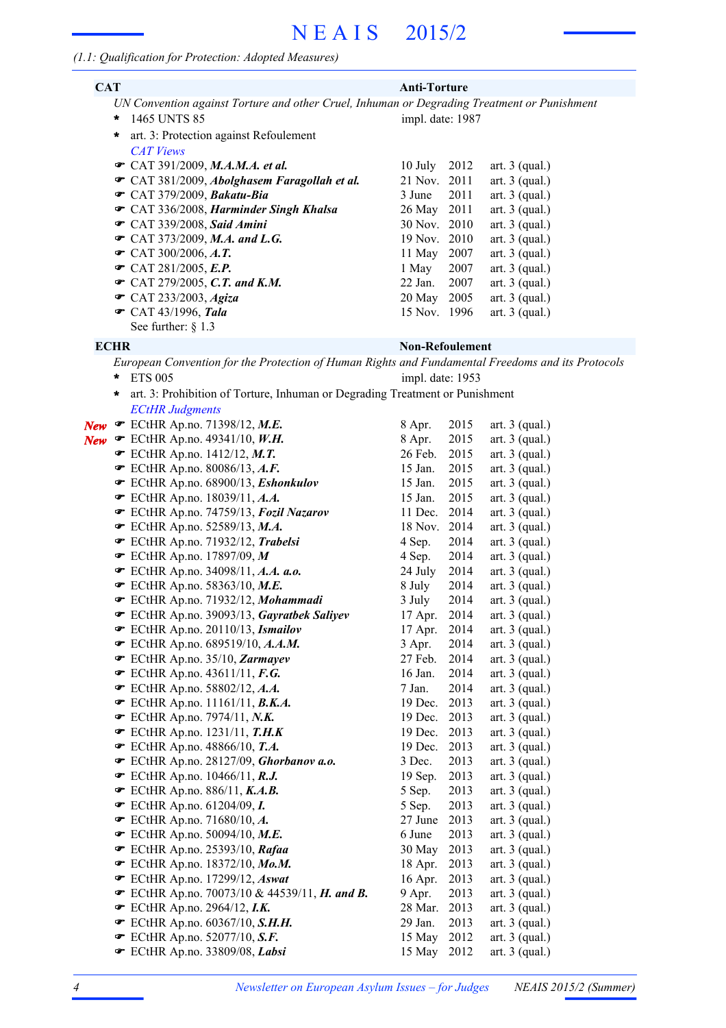*(1.1: Qualification for Protection: Adopted Measures)*

**CAT** **Anti-Torture**

*UN Convention against Torture and other Cruel, Inhuman or Degrading Treatment or Punishment*

- 1465 UNTS 85 — impl. date: 1987
- art. 3: Protection against Refoulement

*CAT Views*

| Case | Date | Article |
|---|---|---|
| ☛ CAT 391/2009, ***M.A.M.A. et al.*** | 10 July 2012 | art. 3 (qual.) |
| ☛ CAT 381/2009, ***Abolghasem Faragollah et al.*** | 21 Nov. 2011 | art. 3 (qual.) |
| ☛ CAT 379/2009, ***Bakatu-Bia*** | 3 June 2011 | art. 3 (qual.) |
| ☛ CAT 336/2008, ***Harminder Singh Khalsa*** | 26 May 2011 | art. 3 (qual.) |
| ☛ CAT 339/2008, ***Said Amini*** | 30 Nov. 2010 | art. 3 (qual.) |
| ☛ CAT 373/2009, ***M.A. and L.G.*** | 19 Nov. 2010 | art. 3 (qual.) |
| ☛ CAT 300/2006, ***A.T.*** | 11 May 2007 | art. 3 (qual.) |
| ☛ CAT 281/2005, ***E.P.*** | 1 May 2007 | art. 3 (qual.) |
| ☛ CAT 279/2005, ***C.T. and K.M.*** | 22 Jan. 2007 | art. 3 (qual.) |
| ☛ CAT 233/2003, ***Agiza*** | 20 May 2005 | art. 3 (qual.) |
| ☛ CAT 43/1996, ***Tala*** | 15 Nov. 1996 | art. 3 (qual.) |

See further: § 1.3

**ECHR** **Non-Refoulement**

*European Convention for the Protection of Human Rights and Fundamental Freedoms and its Protocols*

- ETS 005 — impl. date: 1953
- art. 3: Prohibition of Torture, Inhuman or Degrading Treatment or Punishment

*ECtHR Judgments*

| Case | Date | Article |
|---|---|---|
| ***New*** ☛ ECtHR Ap.no. 71398/12, ***M.E.*** | 8 Apr. 2015 | art. 3 (qual.) |
| ***New*** ☛ ECtHR Ap.no. 49341/10, ***W.H.*** | 8 Apr. 2015 | art. 3 (qual.) |
| ☛ ECtHR Ap.no. 1412/12, ***M.T.*** | 26 Feb. 2015 | art. 3 (qual.) |
| ☛ ECtHR Ap.no. 80086/13, ***A.F.*** | 15 Jan. 2015 | art. 3 (qual.) |
| ☛ ECtHR Ap.no. 68900/13, ***Eshonkulov*** | 15 Jan. 2015 | art. 3 (qual.) |
| ☛ ECtHR Ap.no. 18039/11, ***A.A.*** | 15 Jan. 2015 | art. 3 (qual.) |
| ☛ ECtHR Ap.no. 74759/13, ***Fozil Nazarov*** | 11 Dec. 2014 | art. 3 (qual.) |
| ☛ ECtHR Ap.no. 52589/13, ***M.A.*** | 18 Nov. 2014 | art. 3 (qual.) |
| ☛ ECtHR Ap.no. 71932/12, ***Trabelsi*** | 4 Sep. 2014 | art. 3 (qual.) |
| ☛ ECtHR Ap.no. 17897/09, ***M*** | 4 Sep. 2014 | art. 3 (qual.) |
| ☛ ECtHR Ap.no. 34098/11, ***A.A. a.o.*** | 24 July 2014 | art. 3 (qual.) |
| ☛ ECtHR Ap.no. 58363/10, ***M.E.*** | 8 July 2014 | art. 3 (qual.) |
| ☛ ECtHR Ap.no. 71932/12, ***Mohammadi*** | 3 July 2014 | art. 3 (qual.) |
| ☛ ECtHR Ap.no. 39093/13, ***Gayratbek Saliyev*** | 17 Apr. 2014 | art. 3 (qual.) |
| ☛ ECtHR Ap.no. 20110/13, ***Ismailov*** | 17 Apr. 2014 | art. 3 (qual.) |
| ☛ ECtHR Ap.no. 689519/10, ***A.A.M.*** | 3 Apr. 2014 | art. 3 (qual.) |
| ☛ ECtHR Ap.no. 35/10, ***Zarmayev*** | 27 Feb. 2014 | art. 3 (qual.) |
| ☛ ECtHR Ap.no. 43611/11, ***F.G.*** | 16 Jan. 2014 | art. 3 (qual.) |
| ☛ ECtHR Ap.no. 58802/12, ***A.A.*** | 7 Jan. 2014 | art. 3 (qual.) |
| ☛ ECtHR Ap.no. 11161/11, ***B.K.A.*** | 19 Dec. 2013 | art. 3 (qual.) |
| ☛ ECtHR Ap.no. 7974/11, ***N.K.*** | 19 Dec. 2013 | art. 3 (qual.) |
| ☛ ECtHR Ap.no. 1231/11, ***T.H.K*** | 19 Dec. 2013 | art. 3 (qual.) |
| ☛ ECtHR Ap.no. 48866/10, ***T.A.*** | 19 Dec. 2013 | art. 3 (qual.) |
| ☛ ECtHR Ap.no. 28127/09, ***Ghorbanov a.o.*** | 3 Dec. 2013 | art. 3 (qual.) |
| ☛ ECtHR Ap.no. 10466/11, ***R.J.*** | 19 Sep. 2013 | art. 3 (qual.) |
| ☛ ECtHR Ap.no. 886/11, ***K.A.B.*** | 5 Sep. 2013 | art. 3 (qual.) |
| ☛ ECtHR Ap.no. 61204/09, ***I.*** | 5 Sep. 2013 | art. 3 (qual.) |
| ☛ ECtHR Ap.no. 71680/10, ***A.*** | 27 June 2013 | art. 3 (qual.) |
| ☛ ECtHR Ap.no. 50094/10, ***M.E.*** | 6 June 2013 | art. 3 (qual.) |
| ☛ ECtHR Ap.no. 25393/10, ***Rafaa*** | 30 May 2013 | art. 3 (qual.) |
| ☛ ECtHR Ap.no. 18372/10, ***Mo.M.*** | 18 Apr. 2013 | art. 3 (qual.) |
| ☛ ECtHR Ap.no. 17299/12, ***Aswat*** | 16 Apr. 2013 | art. 3 (qual.) |
| ☛ ECtHR Ap.no. 70073/10 & 44539/11, ***H. and B.*** | 9 Apr. 2013 | art. 3 (qual.) |
| ☛ ECtHR Ap.no. 2964/12, ***I.K.*** | 28 Mar. 2013 | art. 3 (qual.) |
| ☛ ECtHR Ap.no. 60367/10, ***S.H.H.*** | 29 Jan. 2013 | art. 3 (qual.) |
| ☛ ECtHR Ap.no. 52077/10, ***S.F.*** | 15 May 2012 | art. 3 (qual.) |
| ☛ ECtHR Ap.no. 33809/08, ***Labsi*** | 15 May 2012 | art. 3 (qual.) |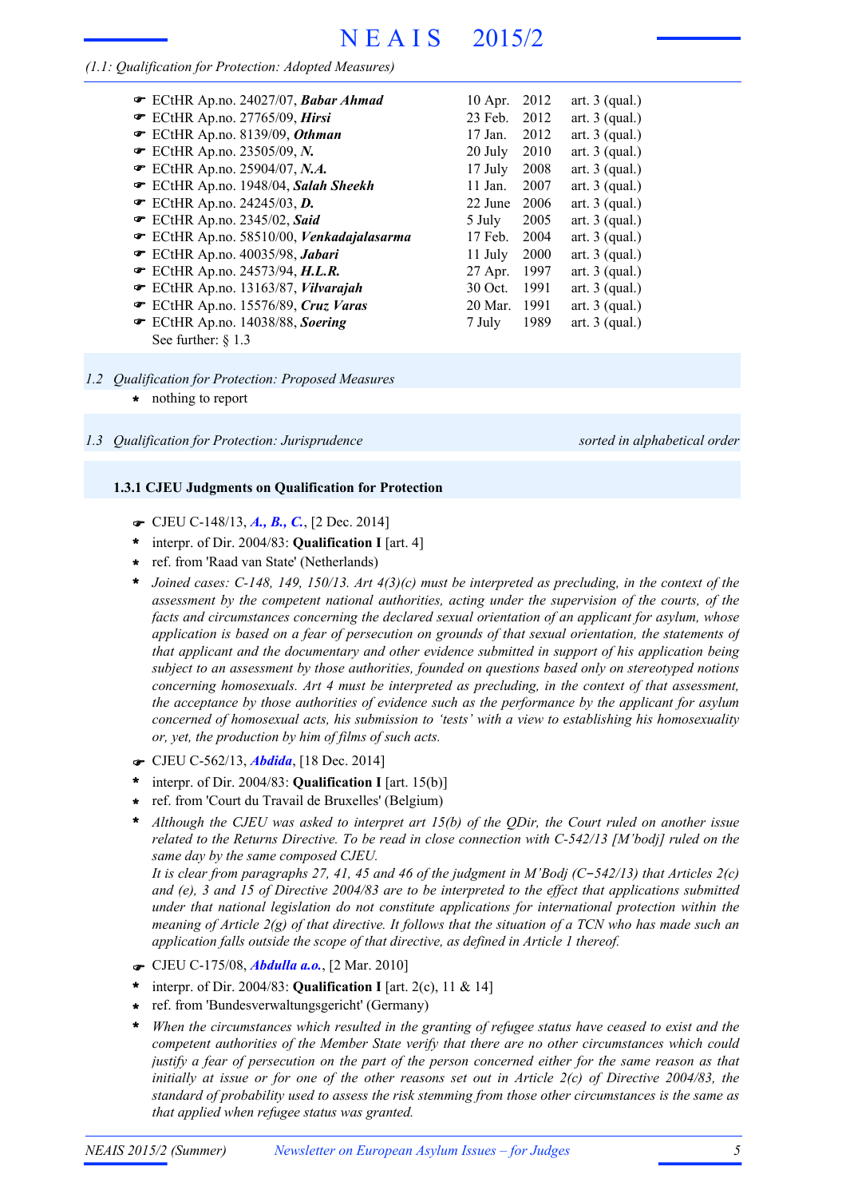*(1.1: Qualification for Protection: Adopted Measures)*

| | | |
|---|---|---|
| ☛ ECtHR Ap.no. 24027/07, ***Babar Ahmad*** | 10 Apr. 2012 | art. 3 (qual.) |
| ☛ ECtHR Ap.no. 27765/09, ***Hirsi*** | 23 Feb. 2012 | art. 3 (qual.) |
| ☛ ECtHR Ap.no. 8139/09, ***Othman*** | 17 Jan. 2012 | art. 3 (qual.) |
| ☛ ECtHR Ap.no. 23505/09, ***N.*** | 20 July 2010 | art. 3 (qual.) |
| ☛ ECtHR Ap.no. 25904/07, ***N.A.*** | 17 July 2008 | art. 3 (qual.) |
| ☛ ECtHR Ap.no. 1948/04, ***Salah Sheekh*** | 11 Jan. 2007 | art. 3 (qual.) |
| ☛ ECtHR Ap.no. 24245/03, ***D.*** | 22 June 2006 | art. 3 (qual.) |
| ☛ ECtHR Ap.no. 2345/02, ***Said*** | 5 July 2005 | art. 3 (qual.) |
| ☛ ECtHR Ap.no. 58510/00, ***Venkadajalasarma*** | 17 Feb. 2004 | art. 3 (qual.) |
| ☛ ECtHR Ap.no. 40035/98, ***Jabari*** | 11 July 2000 | art. 3 (qual.) |
| ☛ ECtHR Ap.no. 24573/94, ***H.L.R.*** | 27 Apr. 1997 | art. 3 (qual.) |
| ☛ ECtHR Ap.no. 13163/87, ***Vilvarajah*** | 30 Oct. 1991 | art. 3 (qual.) |
| ☛ ECtHR Ap.no. 15576/89, ***Cruz Varas*** | 20 Mar. 1991 | art. 3 (qual.) |
| ☛ ECtHR Ap.no. 14038/88, ***Soering*** | 7 July 1989 | art. 3 (qual.) |

See further: § 1.3

## 1.2 *Qualification for Protection: Proposed Measures*

* nothing to report

## 1.3 *Qualification for Protection: Jurisprudence*

*sorted in alphabetical order*

### 1.3.1 CJEU Judgments on Qualification for Protection

☛ CJEU C-148/13, ***A., B., C.***, [2 Dec. 2014]

* interpr. of Dir. 2004/83: **Qualification I** [art. 4]
* ref. from 'Raad van State' (Netherlands)
* *Joined cases: C-148, 149, 150/13. Art 4(3)(c) must be interpreted as precluding, in the context of the assessment by the competent national authorities, acting under the supervision of the courts, of the facts and circumstances concerning the declared sexual orientation of an applicant for asylum, whose application is based on a fear of persecution on grounds of that sexual orientation, the statements of that applicant and the documentary and other evidence submitted in support of his application being subject to an assessment by those authorities, founded on questions based only on stereotyped notions concerning homosexuals. Art 4 must be interpreted as precluding, in the context of that assessment, the acceptance by those authorities of evidence such as the performance by the applicant for asylum concerned of homosexual acts, his submission to 'tests' with a view to establishing his homosexuality or, yet, the production by him of films of such acts.*

☛ CJEU C-562/13, ***Abdida***, [18 Dec. 2014]

* interpr. of Dir. 2004/83: **Qualification I** [art. 15(b)]
* ref. from 'Court du Travail de Bruxelles' (Belgium)
* *Although the CJEU was asked to interpret art 15(b) of the QDir, the Court ruled on another issue related to the Returns Directive. To be read in close connection with C-542/13 [M'bodj] ruled on the same day by the same composed CJEU.*
  *It is clear from paragraphs 27, 41, 45 and 46 of the judgment in M'Bodj (C−542/13) that Articles 2(c) and (e), 3 and 15 of Directive 2004/83 are to be interpreted to the effect that applications submitted under that national legislation do not constitute applications for international protection within the meaning of Article 2(g) of that directive. It follows that the situation of a TCN who has made such an application falls outside the scope of that directive, as defined in Article 1 thereof.*

☛ CJEU C-175/08, ***Abdulla a.o.***, [2 Mar. 2010]

* interpr. of Dir. 2004/83: **Qualification I** [art. 2(c), 11 & 14]
* ref. from 'Bundesverwaltungsgericht' (Germany)
* *When the circumstances which resulted in the granting of refugee status have ceased to exist and the competent authorities of the Member State verify that there are no other circumstances which could justify a fear of persecution on the part of the person concerned either for the same reason as that initially at issue or for one of the other reasons set out in Article 2(c) of Directive 2004/83, the standard of probability used to assess the risk stemming from those other circumstances is the same as that applied when refugee status was granted.*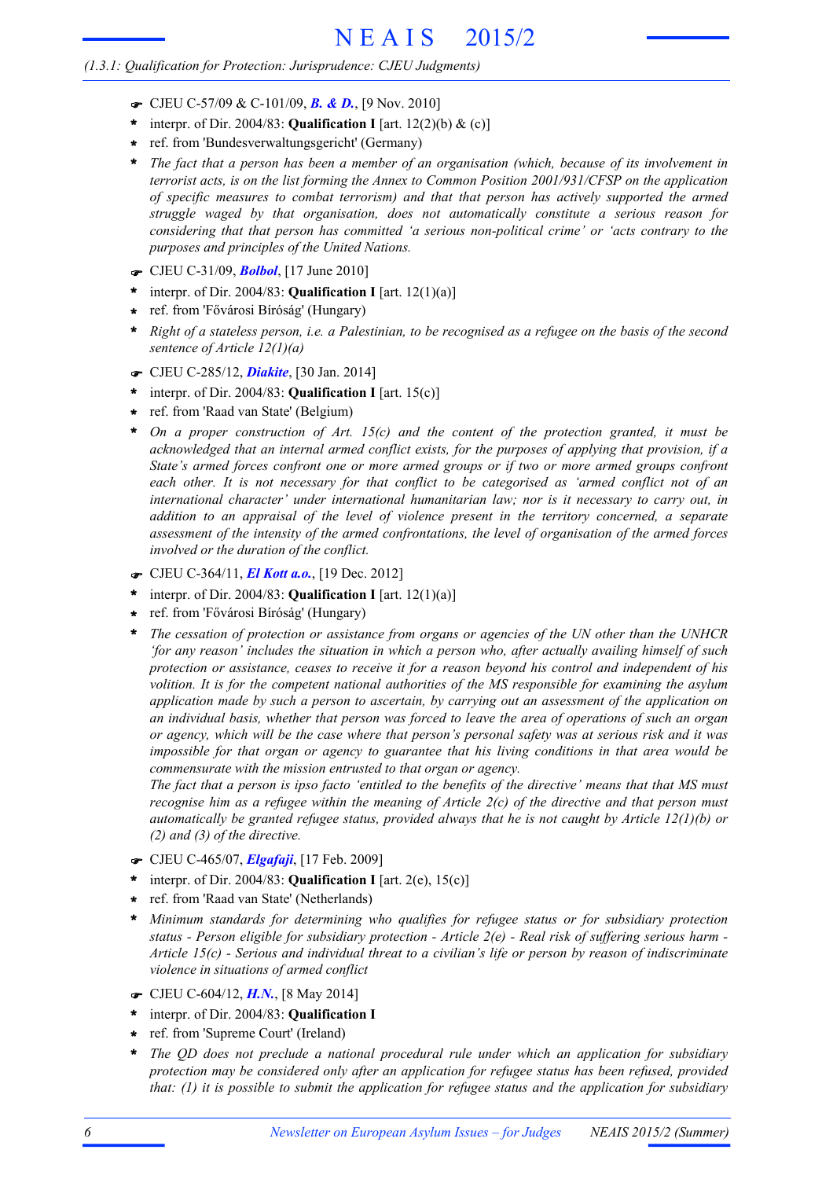*(1.3.1: Qualification for Protection: Jurisprudence: CJEU Judgments)*

☛ CJEU C-57/09 & C-101/09, ***B. & D.***, [9 Nov. 2010]

- interpr. of Dir. 2004/83: **Qualification I** [art. 12(2)(b) & (c)]
- ref. from 'Bundesverwaltungsgericht' (Germany)
- *The fact that a person has been a member of an organisation (which, because of its involvement in terrorist acts, is on the list forming the Annex to Common Position 2001/931/CFSP on the application of specific measures to combat terrorism) and that that person has actively supported the armed struggle waged by that organisation, does not automatically constitute a serious reason for considering that that person has committed 'a serious non-political crime' or 'acts contrary to the purposes and principles of the United Nations.*

☛ CJEU C-31/09, ***Bolbol***, [17 June 2010]

- interpr. of Dir. 2004/83: **Qualification I** [art. 12(1)(a)]
- ref. from 'Fővárosi Bíróság' (Hungary)
- *Right of a stateless person, i.e. a Palestinian, to be recognised as a refugee on the basis of the second sentence of Article 12(1)(a)*

☛ CJEU C-285/12, ***Diakite***, [30 Jan. 2014]

- interpr. of Dir. 2004/83: **Qualification I** [art. 15(c)]
- ref. from 'Raad van State' (Belgium)
- *On a proper construction of Art. 15(c) and the content of the protection granted, it must be acknowledged that an internal armed conflict exists, for the purposes of applying that provision, if a State's armed forces confront one or more armed groups or if two or more armed groups confront each other. It is not necessary for that conflict to be categorised as 'armed conflict not of an international character' under international humanitarian law; nor is it necessary to carry out, in addition to an appraisal of the level of violence present in the territory concerned, a separate assessment of the intensity of the armed confrontations, the level of organisation of the armed forces involved or the duration of the conflict.*

☛ CJEU C-364/11, ***El Kott a.o.***, [19 Dec. 2012]

- interpr. of Dir. 2004/83: **Qualification I** [art. 12(1)(a)]
- ref. from 'Fővárosi Bíróság' (Hungary)
- *The cessation of protection or assistance from organs or agencies of the UN other than the UNHCR 'for any reason' includes the situation in which a person who, after actually availing himself of such protection or assistance, ceases to receive it for a reason beyond his control and independent of his volition. It is for the competent national authorities of the MS responsible for examining the asylum application made by such a person to ascertain, by carrying out an assessment of the application on an individual basis, whether that person was forced to leave the area of operations of such an organ or agency, which will be the case where that person's personal safety was at serious risk and it was impossible for that organ or agency to guarantee that his living conditions in that area would be commensurate with the mission entrusted to that organ or agency.*
  *The fact that a person is ipso facto 'entitled to the benefits of the directive' means that that MS must recognise him as a refugee within the meaning of Article 2(c) of the directive and that person must automatically be granted refugee status, provided always that he is not caught by Article 12(1)(b) or (2) and (3) of the directive.*

☛ CJEU C-465/07, ***Elgafaji***, [17 Feb. 2009]

- interpr. of Dir. 2004/83: **Qualification I** [art. 2(e), 15(c)]
- ref. from 'Raad van State' (Netherlands)
- *Minimum standards for determining who qualifies for refugee status or for subsidiary protection status - Person eligible for subsidiary protection - Article 2(e) - Real risk of suffering serious harm - Article 15(c) - Serious and individual threat to a civilian's life or person by reason of indiscriminate violence in situations of armed conflict*

☛ CJEU C-604/12, ***H.N.***, [8 May 2014]

- interpr. of Dir. 2004/83: **Qualification I**
- ref. from 'Supreme Court' (Ireland)
- *The QD does not preclude a national procedural rule under which an application for subsidiary protection may be considered only after an application for refugee status has been refused, provided that: (1) it is possible to submit the application for refugee status and the application for subsidiary*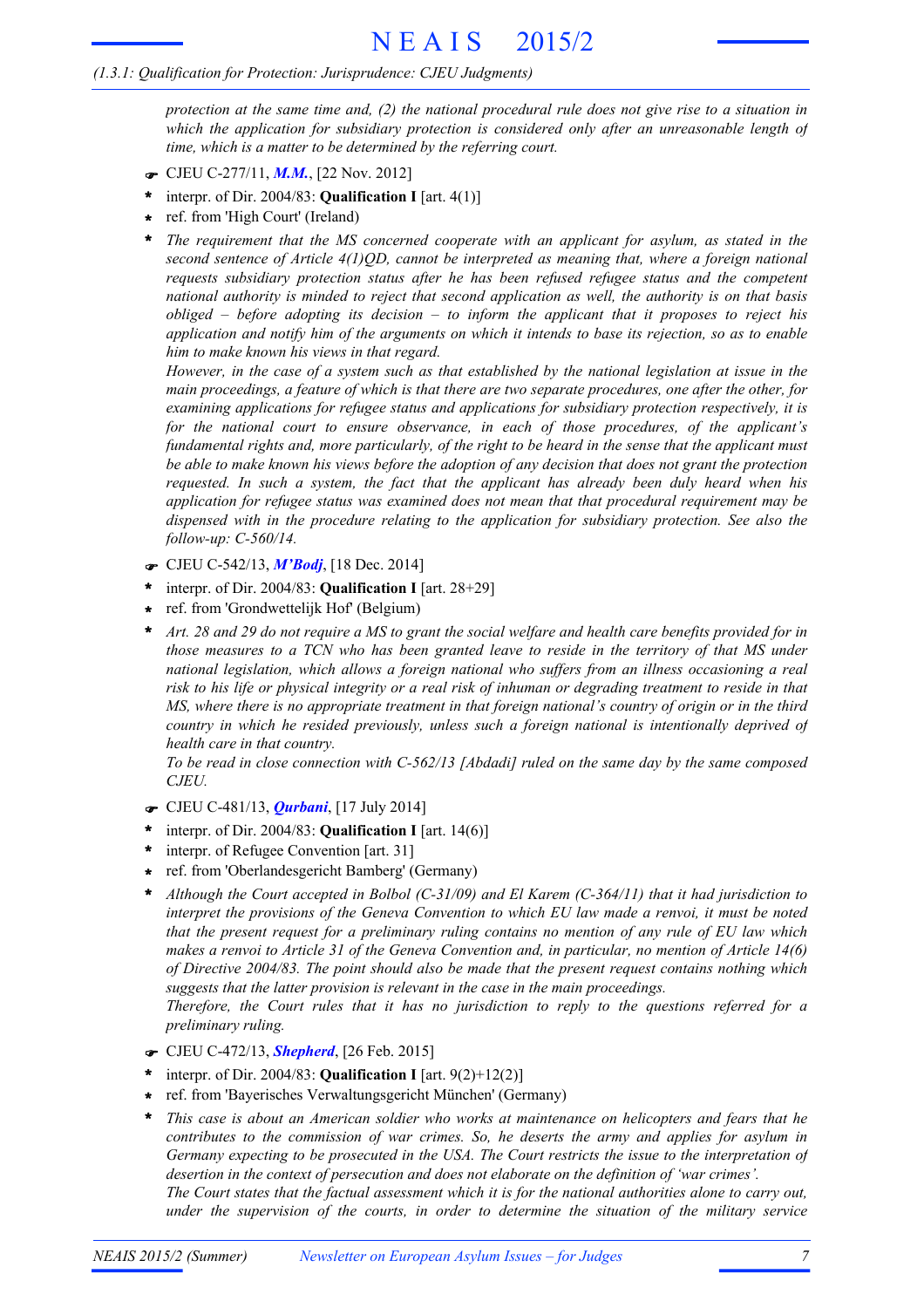*protection at the same time and, (2) the national procedural rule does not give rise to a situation in which the application for subsidiary protection is considered only after an unreasonable length of time, which is a matter to be determined by the referring court.*

☛ CJEU C-277/11, ***M.M.***, [22 Nov. 2012]

- interpr. of Dir. 2004/83: **Qualification I** [art. 4(1)]
- ref. from 'High Court' (Ireland)
- *The requirement that the MS concerned cooperate with an applicant for asylum, as stated in the second sentence of Article 4(1)QD, cannot be interpreted as meaning that, where a foreign national requests subsidiary protection status after he has been refused refugee status and the competent national authority is minded to reject that second application as well, the authority is on that basis obliged – before adopting its decision – to inform the applicant that it proposes to reject his application and notify him of the arguments on which it intends to base its rejection, so as to enable him to make known his views in that regard.*
  *However, in the case of a system such as that established by the national legislation at issue in the main proceedings, a feature of which is that there are two separate procedures, one after the other, for examining applications for refugee status and applications for subsidiary protection respectively, it is for the national court to ensure observance, in each of those procedures, of the applicant's fundamental rights and, more particularly, of the right to be heard in the sense that the applicant must be able to make known his views before the adoption of any decision that does not grant the protection requested. In such a system, the fact that the applicant has already been duly heard when his application for refugee status was examined does not mean that that procedural requirement may be dispensed with in the procedure relating to the application for subsidiary protection. See also the follow-up: C-560/14.*

☛ CJEU C-542/13, ***M'Bodj***, [18 Dec. 2014]

- interpr. of Dir. 2004/83: **Qualification I** [art. 28+29]
- ref. from 'Grondwettelijk Hof' (Belgium)
- *Art. 28 and 29 do not require a MS to grant the social welfare and health care benefits provided for in those measures to a TCN who has been granted leave to reside in the territory of that MS under national legislation, which allows a foreign national who suffers from an illness occasioning a real risk to his life or physical integrity or a real risk of inhuman or degrading treatment to reside in that MS, where there is no appropriate treatment in that foreign national's country of origin or in the third country in which he resided previously, unless such a foreign national is intentionally deprived of health care in that country.*
  *To be read in close connection with C-562/13 [Abdadi] ruled on the same day by the same composed CJEU.*

☛ CJEU C-481/13, ***Qurbani***, [17 July 2014]

- interpr. of Dir. 2004/83: **Qualification I** [art. 14(6)]
- interpr. of Refugee Convention [art. 31]
- ref. from 'Oberlandesgericht Bamberg' (Germany)
- *Although the Court accepted in Bolbol (C-31/09) and El Karem (C-364/11) that it had jurisdiction to interpret the provisions of the Geneva Convention to which EU law made a renvoi, it must be noted that the present request for a preliminary ruling contains no mention of any rule of EU law which makes a renvoi to Article 31 of the Geneva Convention and, in particular, no mention of Article 14(6) of Directive 2004/83. The point should also be made that the present request contains nothing which suggests that the latter provision is relevant in the case in the main proceedings.*
  *Therefore, the Court rules that it has no jurisdiction to reply to the questions referred for a preliminary ruling.*

☛ CJEU C-472/13, ***Shepherd***, [26 Feb. 2015]

- interpr. of Dir. 2004/83: **Qualification I** [art. 9(2)+12(2)]
- ref. from 'Bayerisches Verwaltungsgericht München' (Germany)
- *This case is about an American soldier who works at maintenance on helicopters and fears that he contributes to the commission of war crimes. So, he deserts the army and applies for asylum in Germany expecting to be prosecuted in the USA. The Court restricts the issue to the interpretation of desertion in the context of persecution and does not elaborate on the definition of 'war crimes'.*
  *The Court states that the factual assessment which it is for the national authorities alone to carry out, under the supervision of the courts, in order to determine the situation of the military service*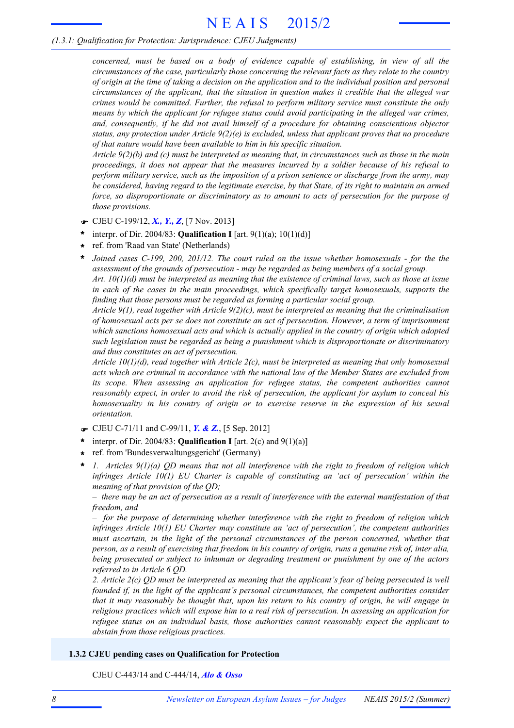*concerned, must be based on a body of evidence capable of establishing, in view of all the circumstances of the case, particularly those concerning the relevant facts as they relate to the country of origin at the time of taking a decision on the application and to the individual position and personal circumstances of the applicant, that the situation in question makes it credible that the alleged war crimes would be committed. Further, the refusal to perform military service must constitute the only means by which the applicant for refugee status could avoid participating in the alleged war crimes, and, consequently, if he did not avail himself of a procedure for obtaining conscientious objector status, any protection under Article 9(2)(e) is excluded, unless that applicant proves that no procedure of that nature would have been available to him in his specific situation.*

*Article 9(2)(b) and (c) must be interpreted as meaning that, in circumstances such as those in the main proceedings, it does not appear that the measures incurred by a soldier because of his refusal to perform military service, such as the imposition of a prison sentence or discharge from the army, may be considered, having regard to the legitimate exercise, by that State, of its right to maintain an armed force, so disproportionate or discriminatory as to amount to acts of persecution for the purpose of those provisions.*

☛ CJEU C-199/12, ***X., Y., Z***, [7 Nov. 2013]

- interpr. of Dir. 2004/83: **Qualification I** [art. 9(1)(a); 10(1)(d)]
- ref. from 'Raad van State' (Netherlands)
- *Joined cases C-199, 200, 201/12. The court ruled on the issue whether homosexuals - for the the assessment of the grounds of persecution - may be regarded as being members of a social group.*

  *Art. 10(1)(d) must be interpreted as meaning that the existence of criminal laws, such as those at issue in each of the cases in the main proceedings, which specifically target homosexuals, supports the finding that those persons must be regarded as forming a particular social group.*

  *Article 9(1), read together with Article 9(2)(c), must be interpreted as meaning that the criminalisation of homosexual acts per se does not constitute an act of persecution. However, a term of imprisonment which sanctions homosexual acts and which is actually applied in the country of origin which adopted such legislation must be regarded as being a punishment which is disproportionate or discriminatory and thus constitutes an act of persecution.*

  *Article 10(1)(d), read together with Article 2(c), must be interpreted as meaning that only homosexual acts which are criminal in accordance with the national law of the Member States are excluded from its scope. When assessing an application for refugee status, the competent authorities cannot reasonably expect, in order to avoid the risk of persecution, the applicant for asylum to conceal his homosexuality in his country of origin or to exercise reserve in the expression of his sexual orientation.*

☛ CJEU C-71/11 and C-99/11, ***Y. & Z.***, [5 Sep. 2012]

- interpr. of Dir. 2004/83: **Qualification I** [art. 2(c) and 9(1)(a)]
- ref. from 'Bundesverwaltungsgericht' (Germany)
- *1. Articles 9(1)(a) QD means that not all interference with the right to freedom of religion which infringes Article 10(1) EU Charter is capable of constituting an 'act of persecution' within the meaning of that provision of the QD;*

  *– there may be an act of persecution as a result of interference with the external manifestation of that freedom, and*

  *– for the purpose of determining whether interference with the right to freedom of religion which infringes Article 10(1) EU Charter may constitute an 'act of persecution', the competent authorities must ascertain, in the light of the personal circumstances of the person concerned, whether that person, as a result of exercising that freedom in his country of origin, runs a genuine risk of, inter alia, being prosecuted or subject to inhuman or degrading treatment or punishment by one of the actors referred to in Article 6 QD.*

  *2. Article 2(c) QD must be interpreted as meaning that the applicant's fear of being persecuted is well founded if, in the light of the applicant's personal circumstances, the competent authorities consider that it may reasonably be thought that, upon his return to his country of origin, he will engage in religious practices which will expose him to a real risk of persecution. In assessing an application for refugee status on an individual basis, those authorities cannot reasonably expect the applicant to abstain from those religious practices.*

### 1.3.2 CJEU pending cases on Qualification for Protection

CJEU C-443/14 and C-444/14, ***Alo & Osso***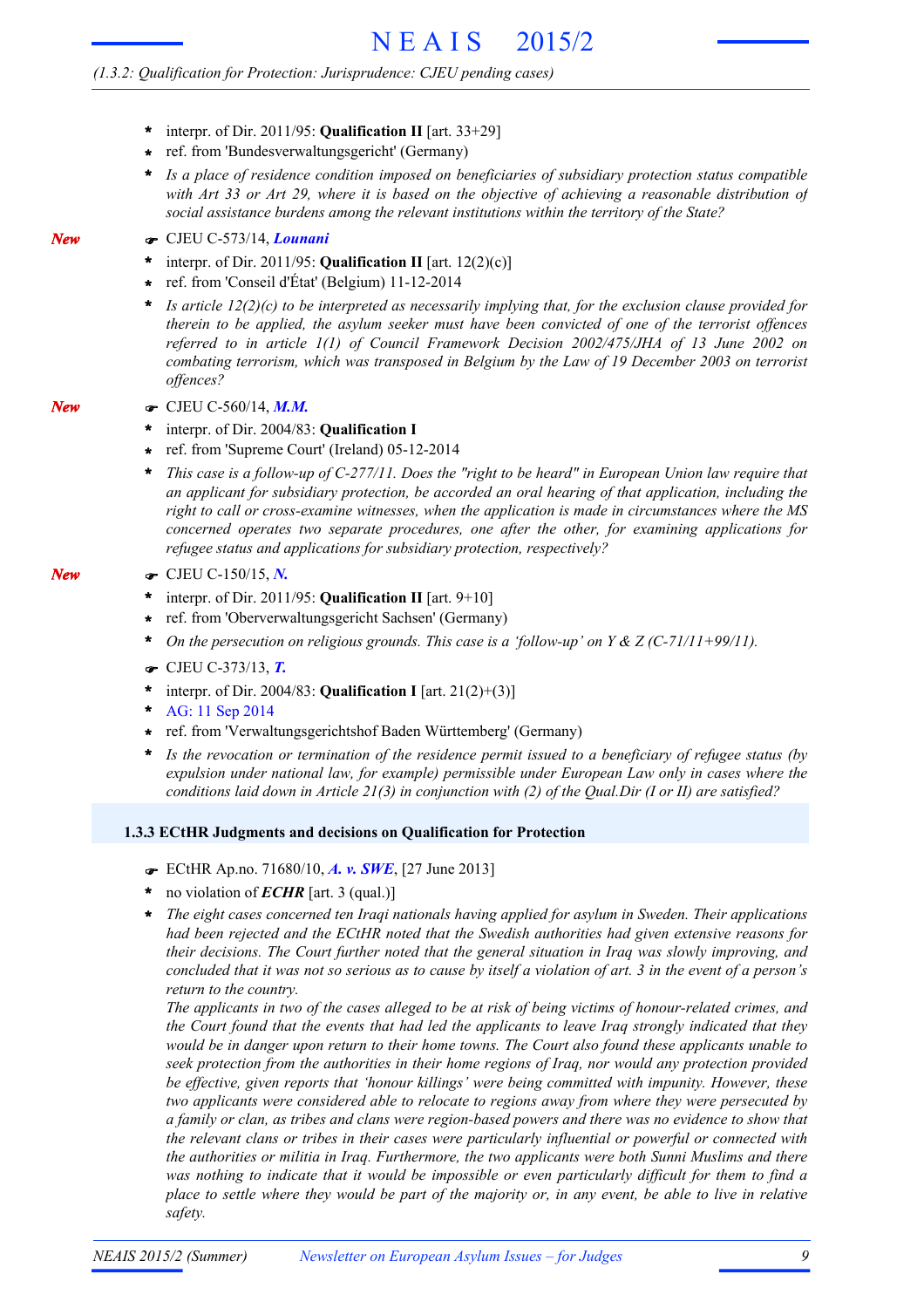- interpr. of Dir. 2011/95: **Qualification II** [art. 33+29]
- ref. from 'Bundesverwaltungsgericht' (Germany)
- *Is a place of residence condition imposed on beneficiaries of subsidiary protection status compatible with Art 33 or Art 29, where it is based on the objective of achieving a reasonable distribution of social assistance burdens among the relevant institutions within the territory of the State?*

*New*

☛ CJEU C-573/14, ***Lounani***

- interpr. of Dir. 2011/95: **Qualification II** [art. 12(2)(c)]
- ref. from 'Conseil d'État' (Belgium) 11-12-2014
- *Is article 12(2)(c) to be interpreted as necessarily implying that, for the exclusion clause provided for therein to be applied, the asylum seeker must have been convicted of one of the terrorist offences referred to in article 1(1) of Council Framework Decision 2002/475/JHA of 13 June 2002 on combating terrorism, which was transposed in Belgium by the Law of 19 December 2003 on terrorist offences?*

*New*

☛ CJEU C-560/14, ***M.M.***

- interpr. of Dir. 2004/83: **Qualification I**
- ref. from 'Supreme Court' (Ireland) 05-12-2014
- *This case is a follow-up of C-277/11. Does the "right to be heard" in European Union law require that an applicant for subsidiary protection, be accorded an oral hearing of that application, including the right to call or cross-examine witnesses, when the application is made in circumstances where the MS concerned operates two separate procedures, one after the other, for examining applications for refugee status and applications for subsidiary protection, respectively?*

*New*

☛ CJEU C-150/15, ***N.***

- interpr. of Dir. 2011/95: **Qualification II** [art. 9+10]
- ref. from 'Oberverwaltungsgericht Sachsen' (Germany)
- *On the persecution on religious grounds. This case is a 'follow-up' on Y & Z (C-71/11+99/11).*

☛ CJEU C-373/13, ***T.***

- interpr. of Dir. 2004/83: **Qualification I** [art. 21(2)+(3)]
- AG: 11 Sep 2014
- ref. from 'Verwaltungsgerichtshof Baden Württemberg' (Germany)
- *Is the revocation or termination of the residence permit issued to a beneficiary of refugee status (by expulsion under national law, for example) permissible under European Law only in cases where the conditions laid down in Article 21(3) in conjunction with (2) of the Qual.Dir (I or II) are satisfied?*

### 1.3.3 ECtHR Judgments and decisions on Qualification for Protection

☛ ECtHR Ap.no. 71680/10, ***A. v. SWE***, [27 June 2013]

- no violation of ***ECHR*** [art. 3 (qual.)]
- *The eight cases concerned ten Iraqi nationals having applied for asylum in Sweden. Their applications had been rejected and the ECtHR noted that the Swedish authorities had given extensive reasons for their decisions. The Court further noted that the general situation in Iraq was slowly improving, and concluded that it was not so serious as to cause by itself a violation of art. 3 in the event of a person's return to the country.*

  *The applicants in two of the cases alleged to be at risk of being victims of honour-related crimes, and the Court found that the events that had led the applicants to leave Iraq strongly indicated that they would be in danger upon return to their home towns. The Court also found these applicants unable to seek protection from the authorities in their home regions of Iraq, nor would any protection provided be effective, given reports that 'honour killings' were being committed with impunity. However, these two applicants were considered able to relocate to regions away from where they were persecuted by a family or clan, as tribes and clans were region-based powers and there was no evidence to show that the relevant clans or tribes in their cases were particularly influential or powerful or connected with the authorities or militia in Iraq. Furthermore, the two applicants were both Sunni Muslims and there was nothing to indicate that it would be impossible or even particularly difficult for them to find a place to settle where they would be part of the majority or, in any event, be able to live in relative safety.*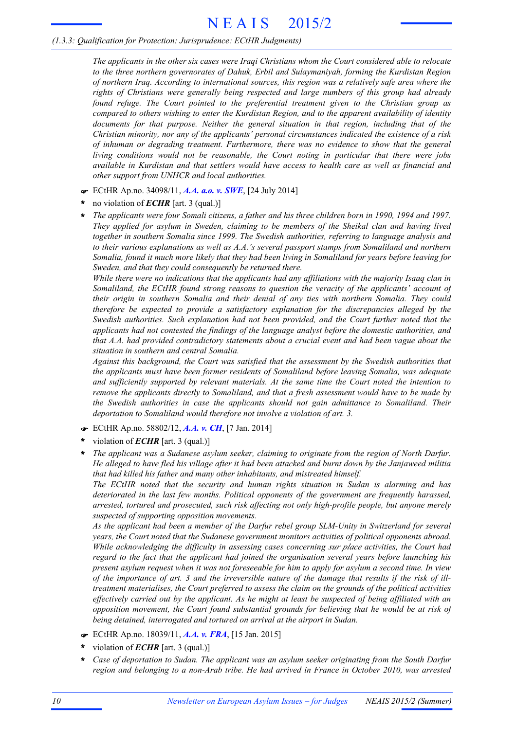*The applicants in the other six cases were Iraqi Christians whom the Court considered able to relocate to the three northern governorates of Dahuk, Erbil and Sulaymaniyah, forming the Kurdistan Region of northern Iraq. According to international sources, this region was a relatively safe area where the rights of Christians were generally being respected and large numbers of this group had already found refuge. The Court pointed to the preferential treatment given to the Christian group as compared to others wishing to enter the Kurdistan Region, and to the apparent availability of identity documents for that purpose. Neither the general situation in that region, including that of the Christian minority, nor any of the applicants' personal circumstances indicated the existence of a risk of inhuman or degrading treatment. Furthermore, there was no evidence to show that the general living conditions would not be reasonable, the Court noting in particular that there were jobs available in Kurdistan and that settlers would have access to health care as well as financial and other support from UNHCR and local authorities.*

☛ ECtHR Ap.no. 34098/11, ***A.A. a.o. v. SWE***, [24 July 2014]

- no violation of ***ECHR*** [art. 3 (qual.)]
- *The applicants were four Somali citizens, a father and his three children born in 1990, 1994 and 1997. They applied for asylum in Sweden, claiming to be members of the Sheikal clan and having lived together in southern Somalia since 1999. The Swedish authorities, referring to language analysis and to their various explanations as well as A.A.'s several passport stamps from Somaliland and northern Somalia, found it much more likely that they had been living in Somaliland for years before leaving for Sweden, and that they could consequently be returned there.*

  *While there were no indications that the applicants had any affiliations with the majority Isaaq clan in Somaliland, the ECtHR found strong reasons to question the veracity of the applicants' account of their origin in southern Somalia and their denial of any ties with northern Somalia. They could therefore be expected to provide a satisfactory explanation for the discrepancies alleged by the Swedish authorities. Such explanation had not been provided, and the Court further noted that the applicants had not contested the findings of the language analyst before the domestic authorities, and that A.A. had provided contradictory statements about a crucial event and had been vague about the situation in southern and central Somalia.*

  *Against this background, the Court was satisfied that the assessment by the Swedish authorities that the applicants must have been former residents of Somaliland before leaving Somalia, was adequate and sufficiently supported by relevant materials. At the same time the Court noted the intention to remove the applicants directly to Somaliland, and that a fresh assessment would have to be made by the Swedish authorities in case the applicants should not gain admittance to Somaliland. Their deportation to Somaliland would therefore not involve a violation of art. 3.*

☛ ECtHR Ap.no. 58802/12, ***A.A. v. CH***, [7 Jan. 2014]

- violation of ***ECHR*** [art. 3 (qual.)]
- *The applicant was a Sudanese asylum seeker, claiming to originate from the region of North Darfur. He alleged to have fled his village after it had been attacked and burnt down by the Janjaweed militia that had killed his father and many other inhabitants, and mistreated himself.*

  *The ECtHR noted that the security and human rights situation in Sudan is alarming and has deteriorated in the last few months. Political opponents of the government are frequently harassed, arrested, tortured and prosecuted, such risk affecting not only high-profile people, but anyone merely suspected of supporting opposition movements.*

  *As the applicant had been a member of the Darfur rebel group SLM-Unity in Switzerland for several years, the Court noted that the Sudanese government monitors activities of political opponents abroad. While acknowledging the difficulty in assessing cases concerning sur place activities, the Court had regard to the fact that the applicant had joined the organisation several years before launching his present asylum request when it was not foreseeable for him to apply for asylum a second time. In view of the importance of art. 3 and the irreversible nature of the damage that results if the risk of ill-treatment materialises, the Court preferred to assess the claim on the grounds of the political activities effectively carried out by the applicant. As he might at least be suspected of being affiliated with an opposition movement, the Court found substantial grounds for believing that he would be at risk of being detained, interrogated and tortured on arrival at the airport in Sudan.*

☛ ECtHR Ap.no. 18039/11, ***A.A. v. FRA***, [15 Jan. 2015]

- violation of ***ECHR*** [art. 3 (qual.)]
- *Case of deportation to Sudan. The applicant was an asylum seeker originating from the South Darfur region and belonging to a non-Arab tribe. He had arrived in France in October 2010, was arrested*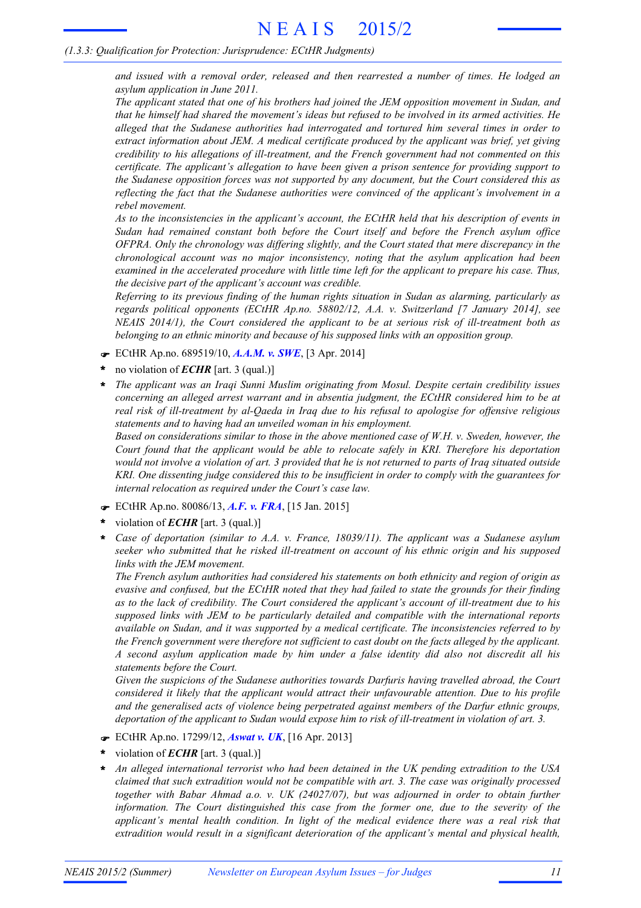*(1.3.3: Qualification for Protection: Jurisprudence: ECtHR Judgments)*

*and issued with a removal order, released and then rearrested a number of times. He lodged an asylum application in June 2011.*

*The applicant stated that one of his brothers had joined the JEM opposition movement in Sudan, and that he himself had shared the movement's ideas but refused to be involved in its armed activities. He alleged that the Sudanese authorities had interrogated and tortured him several times in order to extract information about JEM. A medical certificate produced by the applicant was brief, yet giving credibility to his allegations of ill-treatment, and the French government had not commented on this certificate. The applicant's allegation to have been given a prison sentence for providing support to the Sudanese opposition forces was not supported by any document, but the Court considered this as reflecting the fact that the Sudanese authorities were convinced of the applicant's involvement in a rebel movement.*

*As to the inconsistencies in the applicant's account, the ECtHR held that his description of events in Sudan had remained constant both before the Court itself and before the French asylum office OFPRA. Only the chronology was differing slightly, and the Court stated that mere discrepancy in the chronological account was no major inconsistency, noting that the asylum application had been examined in the accelerated procedure with little time left for the applicant to prepare his case. Thus, the decisive part of the applicant's account was credible.*

*Referring to its previous finding of the human rights situation in Sudan as alarming, particularly as regards political opponents (ECtHR Ap.no. 58802/12, A.A. v. Switzerland [7 January 2014], see NEAIS 2014/1), the Court considered the applicant to be at serious risk of ill-treatment both as belonging to an ethnic minority and because of his supposed links with an opposition group.*

☛ ECtHR Ap.no. 689519/10, ***A.A.M. v. SWE***, [3 Apr. 2014]

* no violation of ***ECHR*** [art. 3 (qual.)]
* *The applicant was an Iraqi Sunni Muslim originating from Mosul. Despite certain credibility issues concerning an alleged arrest warrant and in absentia judgment, the ECtHR considered him to be at real risk of ill-treatment by al-Qaeda in Iraq due to his refusal to apologise for offensive religious statements and to having had an unveiled woman in his employment.*

  *Based on considerations similar to those in the above mentioned case of W.H. v. Sweden, however, the Court found that the applicant would be able to relocate safely in KRI. Therefore his deportation would not involve a violation of art. 3 provided that he is not returned to parts of Iraq situated outside KRI. One dissenting judge considered this to be insufficient in order to comply with the guarantees for internal relocation as required under the Court's case law.*

☛ ECtHR Ap.no. 80086/13, ***A.F. v. FRA***, [15 Jan. 2015]

* violation of ***ECHR*** [art. 3 (qual.)]
* *Case of deportation (similar to A.A. v. France, 18039/11). The applicant was a Sudanese asylum seeker who submitted that he risked ill-treatment on account of his ethnic origin and his supposed links with the JEM movement.*

  *The French asylum authorities had considered his statements on both ethnicity and region of origin as evasive and confused, but the ECtHR noted that they had failed to state the grounds for their finding as to the lack of credibility. The Court considered the applicant's account of ill-treatment due to his supposed links with JEM to be particularly detailed and compatible with the international reports available on Sudan, and it was supported by a medical certificate. The inconsistencies referred to by the French government were therefore not sufficient to cast doubt on the facts alleged by the applicant. A second asylum application made by him under a false identity did also not discredit all his statements before the Court.*

  *Given the suspicions of the Sudanese authorities towards Darfuris having travelled abroad, the Court considered it likely that the applicant would attract their unfavourable attention. Due to his profile and the generalised acts of violence being perpetrated against members of the Darfur ethnic groups, deportation of the applicant to Sudan would expose him to risk of ill-treatment in violation of art. 3.*

☛ ECtHR Ap.no. 17299/12, ***Aswat v. UK***, [16 Apr. 2013]

* violation of ***ECHR*** [art. 3 (qual.)]
* *An alleged international terrorist who had been detained in the UK pending extradition to the USA claimed that such extradition would not be compatible with art. 3. The case was originally processed together with Babar Ahmad a.o. v. UK (24027/07), but was adjourned in order to obtain further information. The Court distinguished this case from the former one, due to the severity of the applicant's mental health condition. In light of the medical evidence there was a real risk that extradition would result in a significant deterioration of the applicant's mental and physical health,*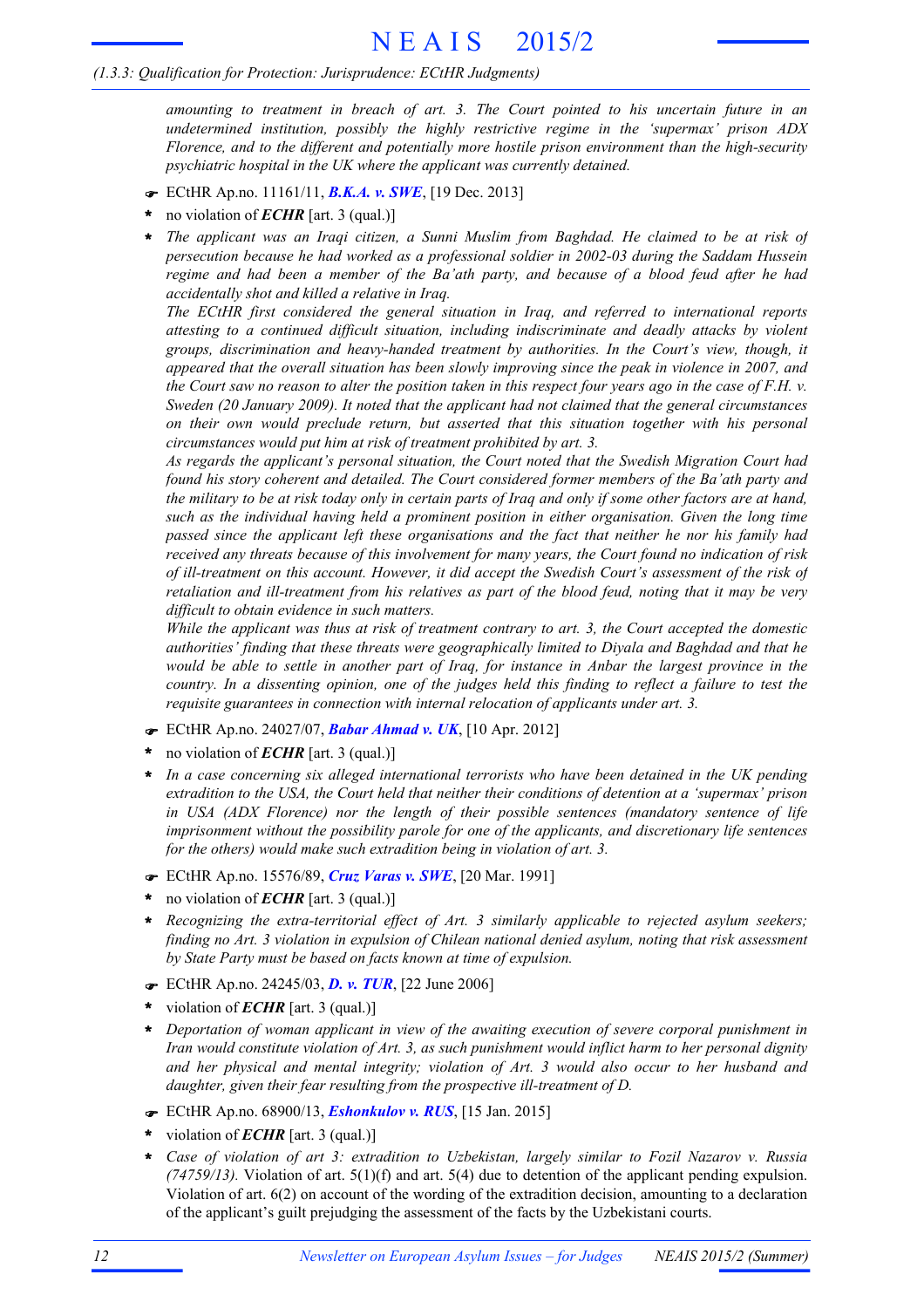*amounting to treatment in breach of art. 3. The Court pointed to his uncertain future in an undetermined institution, possibly the highly restrictive regime in the 'supermax' prison ADX Florence, and to the different and potentially more hostile prison environment than the high-security psychiatric hospital in the UK where the applicant was currently detained.*

☛ ECtHR Ap.no. 11161/11, ***B.K.A. v. SWE***, [19 Dec. 2013]

- no violation of ***ECHR*** [art. 3 (qual.)]
- *The applicant was an Iraqi citizen, a Sunni Muslim from Baghdad. He claimed to be at risk of persecution because he had worked as a professional soldier in 2002-03 during the Saddam Hussein regime and had been a member of the Ba'ath party, and because of a blood feud after he had accidentally shot and killed a relative in Iraq.*
  *The ECtHR first considered the general situation in Iraq, and referred to international reports attesting to a continued difficult situation, including indiscriminate and deadly attacks by violent groups, discrimination and heavy-handed treatment by authorities. In the Court's view, though, it appeared that the overall situation has been slowly improving since the peak in violence in 2007, and the Court saw no reason to alter the position taken in this respect four years ago in the case of F.H. v. Sweden (20 January 2009). It noted that the applicant had not claimed that the general circumstances on their own would preclude return, but asserted that this situation together with his personal circumstances would put him at risk of treatment prohibited by art. 3.*
  *As regards the applicant's personal situation, the Court noted that the Swedish Migration Court had found his story coherent and detailed. The Court considered former members of the Ba'ath party and the military to be at risk today only in certain parts of Iraq and only if some other factors are at hand, such as the individual having held a prominent position in either organisation. Given the long time passed since the applicant left these organisations and the fact that neither he nor his family had received any threats because of this involvement for many years, the Court found no indication of risk of ill-treatment on this account. However, it did accept the Swedish Court's assessment of the risk of retaliation and ill-treatment from his relatives as part of the blood feud, noting that it may be very difficult to obtain evidence in such matters.*
  *While the applicant was thus at risk of treatment contrary to art. 3, the Court accepted the domestic authorities' finding that these threats were geographically limited to Diyala and Baghdad and that he would be able to settle in another part of Iraq, for instance in Anbar the largest province in the country. In a dissenting opinion, one of the judges held this finding to reflect a failure to test the requisite guarantees in connection with internal relocation of applicants under art. 3.*

☛ ECtHR Ap.no. 24027/07, ***Babar Ahmad v. UK***, [10 Apr. 2012]

- no violation of ***ECHR*** [art. 3 (qual.)]
- *In a case concerning six alleged international terrorists who have been detained in the UK pending extradition to the USA, the Court held that neither their conditions of detention at a 'supermax' prison in USA (ADX Florence) nor the length of their possible sentences (mandatory sentence of life imprisonment without the possibility parole for one of the applicants, and discretionary life sentences for the others) would make such extradition being in violation of art. 3.*

☛ ECtHR Ap.no. 15576/89, ***Cruz Varas v. SWE***, [20 Mar. 1991]

- no violation of ***ECHR*** [art. 3 (qual.)]
- *Recognizing the extra-territorial effect of Art. 3 similarly applicable to rejected asylum seekers; finding no Art. 3 violation in expulsion of Chilean national denied asylum, noting that risk assessment by State Party must be based on facts known at time of expulsion.*

☛ ECtHR Ap.no. 24245/03, ***D. v. TUR***, [22 June 2006]

- violation of ***ECHR*** [art. 3 (qual.)]
- *Deportation of woman applicant in view of the awaiting execution of severe corporal punishment in Iran would constitute violation of Art. 3, as such punishment would inflict harm to her personal dignity and her physical and mental integrity; violation of Art. 3 would also occur to her husband and daughter, given their fear resulting from the prospective ill-treatment of D.*

☛ ECtHR Ap.no. 68900/13, ***Eshonkulov v. RUS***, [15 Jan. 2015]

- violation of ***ECHR*** [art. 3 (qual.)]
- *Case of violation of art 3: extradition to Uzbekistan, largely similar to Fozil Nazarov v. Russia (74759/13).* Violation of art. 5(1)(f) and art. 5(4) due to detention of the applicant pending expulsion. Violation of art. 6(2) on account of the wording of the extradition decision, amounting to a declaration of the applicant's guilt prejudging the assessment of the facts by the Uzbekistani courts.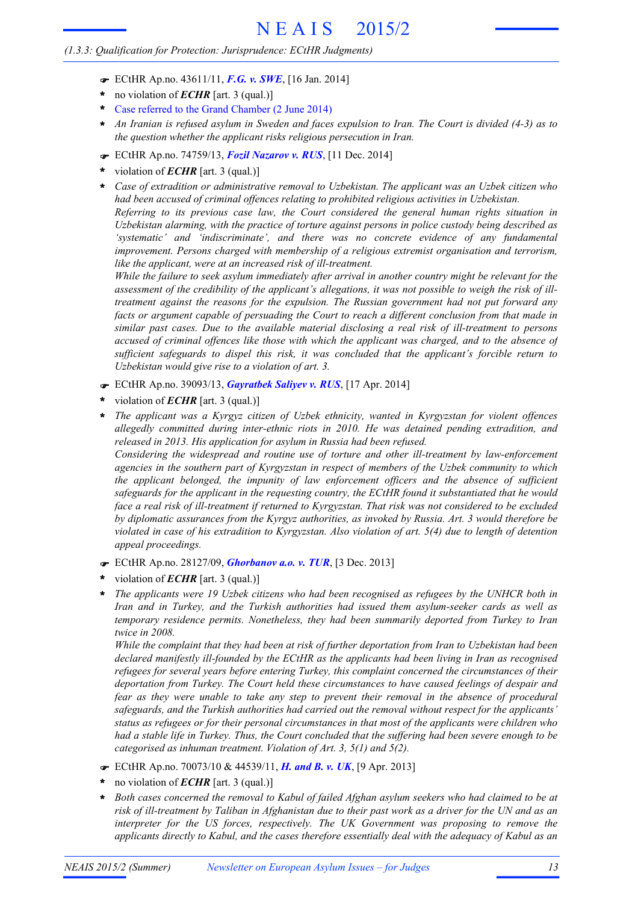*(1.3.3: Qualification for Protection: Jurisprudence: ECtHR Judgments)*

- ☛ ECtHR Ap.no. 43611/11, ***F.G. v. SWE***, [16 Jan. 2014]
- \* no violation of ***ECHR*** [art. 3 (qual.)]
- \* Case referred to the Grand Chamber (2 June 2014)
- \* *An Iranian is refused asylum in Sweden and faces expulsion to Iran. The Court is divided (4-3) as to the question whether the applicant risks religious persecution in Iran.*

- ☛ ECtHR Ap.no. 74759/13, ***Fozil Nazarov v. RUS***, [11 Dec. 2014]
- \* violation of ***ECHR*** [art. 3 (qual.)]
- \* *Case of extradition or administrative removal to Uzbekistan. The applicant was an Uzbek citizen who had been accused of criminal offences relating to prohibited religious activities in Uzbekistan.*
  *Referring to its previous case law, the Court considered the general human rights situation in Uzbekistan alarming, with the practice of torture against persons in police custody being described as 'systematic' and 'indiscriminate', and there was no concrete evidence of any fundamental improvement. Persons charged with membership of a religious extremist organisation and terrorism, like the applicant, were at an increased risk of ill-treatment.*
  *While the failure to seek asylum immediately after arrival in another country might be relevant for the assessment of the credibility of the applicant's allegations, it was not possible to weigh the risk of ill-treatment against the reasons for the expulsion. The Russian government had not put forward any facts or argument capable of persuading the Court to reach a different conclusion from that made in similar past cases. Due to the available material disclosing a real risk of ill-treatment to persons accused of criminal offences like those with which the applicant was charged, and to the absence of sufficient safeguards to dispel this risk, it was concluded that the applicant's forcible return to Uzbekistan would give rise to a violation of art. 3.*

- ☛ ECtHR Ap.no. 39093/13, ***Gayratbek Saliyev v. RUS***, [17 Apr. 2014]
- \* violation of ***ECHR*** [art. 3 (qual.)]
- \* *The applicant was a Kyrgyz citizen of Uzbek ethnicity, wanted in Kyrgyzstan for violent offences allegedly committed during inter-ethnic riots in 2010. He was detained pending extradition, and released in 2013. His application for asylum in Russia had been refused.*
  *Considering the widespread and routine use of torture and other ill-treatment by law-enforcement agencies in the southern part of Kyrgyzstan in respect of members of the Uzbek community to which the applicant belonged, the impunity of law enforcement officers and the absence of sufficient safeguards for the applicant in the requesting country, the ECtHR found it substantiated that he would face a real risk of ill-treatment if returned to Kyrgyzstan. That risk was not considered to be excluded by diplomatic assurances from the Kyrgyz authorities, as invoked by Russia. Art. 3 would therefore be violated in case of his extradition to Kyrgyzstan. Also violation of art. 5(4) due to length of detention appeal proceedings.*

- ☛ ECtHR Ap.no. 28127/09, ***Ghorbanov a.o. v. TUR***, [3 Dec. 2013]
- \* violation of ***ECHR*** [art. 3 (qual.)]
- \* *The applicants were 19 Uzbek citizens who had been recognised as refugees by the UNHCR both in Iran and in Turkey, and the Turkish authorities had issued them asylum-seeker cards as well as temporary residence permits. Nonetheless, they had been summarily deported from Turkey to Iran twice in 2008.*
  *While the complaint that they had been at risk of further deportation from Iran to Uzbekistan had been declared manifestly ill-founded by the ECtHR as the applicants had been living in Iran as recognised refugees for several years before entering Turkey, this complaint concerned the circumstances of their deportation from Turkey. The Court held these circumstances to have caused feelings of despair and fear as they were unable to take any step to prevent their removal in the absence of procedural safeguards, and the Turkish authorities had carried out the removal without respect for the applicants' status as refugees or for their personal circumstances in that most of the applicants were children who had a stable life in Turkey. Thus, the Court concluded that the suffering had been severe enough to be categorised as inhuman treatment. Violation of Art. 3, 5(1) and 5(2).*

- ☛ ECtHR Ap.no. 70073/10 & 44539/11, ***H. and B. v. UK***, [9 Apr. 2013]
- \* no violation of ***ECHR*** [art. 3 (qual.)]
- \* *Both cases concerned the removal to Kabul of failed Afghan asylum seekers who had claimed to be at risk of ill-treatment by Taliban in Afghanistan due to their past work as a driver for the UN and as an interpreter for the US forces, respectively. The UK Government was proposing to remove the applicants directly to Kabul, and the cases therefore essentially deal with the adequacy of Kabul as an*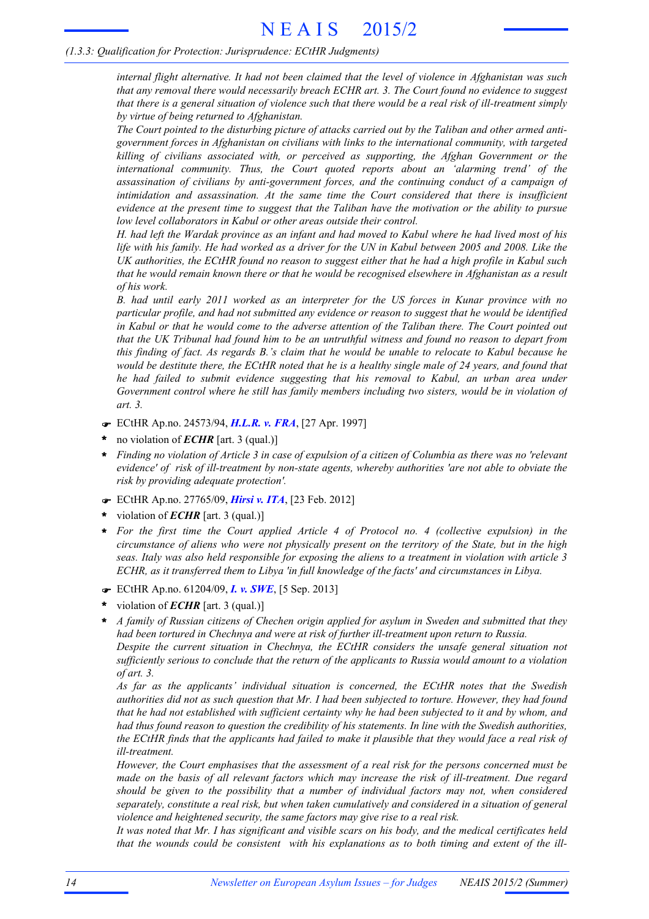*internal flight alternative. It had not been claimed that the level of violence in Afghanistan was such that any removal there would necessarily breach ECHR art. 3. The Court found no evidence to suggest that there is a general situation of violence such that there would be a real risk of ill-treatment simply by virtue of being returned to Afghanistan.*

*The Court pointed to the disturbing picture of attacks carried out by the Taliban and other armed anti-government forces in Afghanistan on civilians with links to the international community, with targeted killing of civilians associated with, or perceived as supporting, the Afghan Government or the international community. Thus, the Court quoted reports about an 'alarming trend' of the assassination of civilians by anti-government forces, and the continuing conduct of a campaign of intimidation and assassination. At the same time the Court considered that there is insufficient evidence at the present time to suggest that the Taliban have the motivation or the ability to pursue low level collaborators in Kabul or other areas outside their control.*

*H. had left the Wardak province as an infant and had moved to Kabul where he had lived most of his life with his family. He had worked as a driver for the UN in Kabul between 2005 and 2008. Like the UK authorities, the ECtHR found no reason to suggest either that he had a high profile in Kabul such that he would remain known there or that he would be recognised elsewhere in Afghanistan as a result of his work.*

*B. had until early 2011 worked as an interpreter for the US forces in Kunar province with no particular profile, and had not submitted any evidence or reason to suggest that he would be identified in Kabul or that he would come to the adverse attention of the Taliban there. The Court pointed out that the UK Tribunal had found him to be an untruthful witness and found no reason to depart from this finding of fact. As regards B.'s claim that he would be unable to relocate to Kabul because he would be destitute there, the ECtHR noted that he is a healthy single male of 24 years, and found that he had failed to submit evidence suggesting that his removal to Kabul, an urban area under Government control where he still has family members including two sisters, would be in violation of art. 3.*

☛ ECtHR Ap.no. 24573/94, ***H.L.R. v. FRA***, [27 Apr. 1997]

* no violation of ***ECHR*** [art. 3 (qual.)]
* *Finding no violation of Article 3 in case of expulsion of a citizen of Columbia as there was no 'relevant evidence' of risk of ill-treatment by non-state agents, whereby authorities 'are not able to obviate the risk by providing adequate protection'.*

☛ ECtHR Ap.no. 27765/09, ***Hirsi v. ITA***, [23 Feb. 2012]

* violation of ***ECHR*** [art. 3 (qual.)]
* *For the first time the Court applied Article 4 of Protocol no. 4 (collective expulsion) in the circumstance of aliens who were not physically present on the territory of the State, but in the high seas. Italy was also held responsible for exposing the aliens to a treatment in violation with article 3 ECHR, as it transferred them to Libya 'in full knowledge of the facts' and circumstances in Libya.*

☛ ECtHR Ap.no. 61204/09, ***I. v. SWE***, [5 Sep. 2013]

* violation of ***ECHR*** [art. 3 (qual.)]
* *A family of Russian citizens of Chechen origin applied for asylum in Sweden and submitted that they had been tortured in Chechnya and were at risk of further ill-treatment upon return to Russia.*

  *Despite the current situation in Chechnya, the ECtHR considers the unsafe general situation not sufficiently serious to conclude that the return of the applicants to Russia would amount to a violation of art. 3.*

  *As far as the applicants' individual situation is concerned, the ECtHR notes that the Swedish authorities did not as such question that Mr. I had been subjected to torture. However, they had found that he had not established with sufficient certainty why he had been subjected to it and by whom, and had thus found reason to question the credibility of his statements. In line with the Swedish authorities, the ECtHR finds that the applicants had failed to make it plausible that they would face a real risk of ill-treatment.*

  *However, the Court emphasises that the assessment of a real risk for the persons concerned must be made on the basis of all relevant factors which may increase the risk of ill-treatment. Due regard should be given to the possibility that a number of individual factors may not, when considered separately, constitute a real risk, but when taken cumulatively and considered in a situation of general violence and heightened security, the same factors may give rise to a real risk.*

  *It was noted that Mr. I has significant and visible scars on his body, and the medical certificates held that the wounds could be consistent with his explanations as to both timing and extent of the ill-*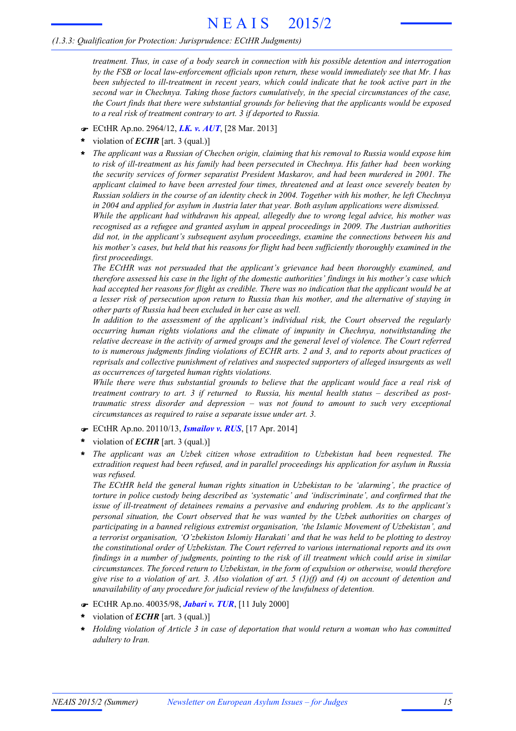*treatment. Thus, in case of a body search in connection with his possible detention and interrogation by the FSB or local law-enforcement officials upon return, these would immediately see that Mr. I has been subjected to ill-treatment in recent years, which could indicate that he took active part in the second war in Chechnya. Taking those factors cumulatively, in the special circumstances of the case, the Court finds that there were substantial grounds for believing that the applicants would be exposed to a real risk of treatment contrary to art. 3 if deported to Russia.*

☛ ECtHR Ap.no. 2964/12, ***I.K. v. AUT***, [28 Mar. 2013]

- \* violation of ***ECHR*** [art. 3 (qual.)]
- \* *The applicant was a Russian of Chechen origin, claiming that his removal to Russia would expose him to risk of ill-treatment as his family had been persecuted in Chechnya. His father had been working the security services of former separatist President Maskarov, and had been murdered in 2001. The applicant claimed to have been arrested four times, threatened and at least once severely beaten by Russian soldiers in the course of an identity check in 2004. Together with his mother, he left Chechnya in 2004 and applied for asylum in Austria later that year. Both asylum applications were dismissed.*
  *While the applicant had withdrawn his appeal, allegedly due to wrong legal advice, his mother was recognised as a refugee and granted asylum in appeal proceedings in 2009. The Austrian authorities did not, in the applicant's subsequent asylum proceedings, examine the connections between his and his mother's cases, but held that his reasons for flight had been sufficiently thoroughly examined in the first proceedings.*
  *The ECtHR was not persuaded that the applicant's grievance had been thoroughly examined, and therefore assessed his case in the light of the domestic authorities' findings in his mother's case which had accepted her reasons for flight as credible. There was no indication that the applicant would be at a lesser risk of persecution upon return to Russia than his mother, and the alternative of staying in other parts of Russia had been excluded in her case as well.*
  *In addition to the assessment of the applicant's individual risk, the Court observed the regularly occurring human rights violations and the climate of impunity in Chechnya, notwithstanding the relative decrease in the activity of armed groups and the general level of violence. The Court referred to is numerous judgments finding violations of ECHR arts. 2 and 3, and to reports about practices of reprisals and collective punishment of relatives and suspected supporters of alleged insurgents as well as occurrences of targeted human rights violations.*
  *While there were thus substantial grounds to believe that the applicant would face a real risk of treatment contrary to art. 3 if returned to Russia, his mental health status – described as post-traumatic stress disorder and depression – was not found to amount to such very exceptional circumstances as required to raise a separate issue under art. 3.*

☛ ECtHR Ap.no. 20110/13, ***Ismailov v. RUS***, [17 Apr. 2014]

- \* violation of ***ECHR*** [art. 3 (qual.)]
- \* *The applicant was an Uzbek citizen whose extradition to Uzbekistan had been requested. The extradition request had been refused, and in parallel proceedings his application for asylum in Russia was refused.*
  *The ECtHR held the general human rights situation in Uzbekistan to be 'alarming', the practice of torture in police custody being described as 'systematic' and 'indiscriminate', and confirmed that the issue of ill-treatment of detainees remains a pervasive and enduring problem. As to the applicant's personal situation, the Court observed that he was wanted by the Uzbek authorities on charges of participating in a banned religious extremist organisation, 'the Islamic Movement of Uzbekistan', and a terrorist organisation, 'O'zbekiston Islomiy Harakati' and that he was held to be plotting to destroy the constitutional order of Uzbekistan. The Court referred to various international reports and its own findings in a number of judgments, pointing to the risk of ill treatment which could arise in similar circumstances. The forced return to Uzbekistan, in the form of expulsion or otherwise, would therefore give rise to a violation of art. 3. Also violation of art. 5 (1)(f) and (4) on account of detention and unavailability of any procedure for judicial review of the lawfulness of detention.*

☛ ECtHR Ap.no. 40035/98, ***Jabari v. TUR***, [11 July 2000]

- \* violation of ***ECHR*** [art. 3 (qual.)]
- \* *Holding violation of Article 3 in case of deportation that would return a woman who has committed adultery to Iran.*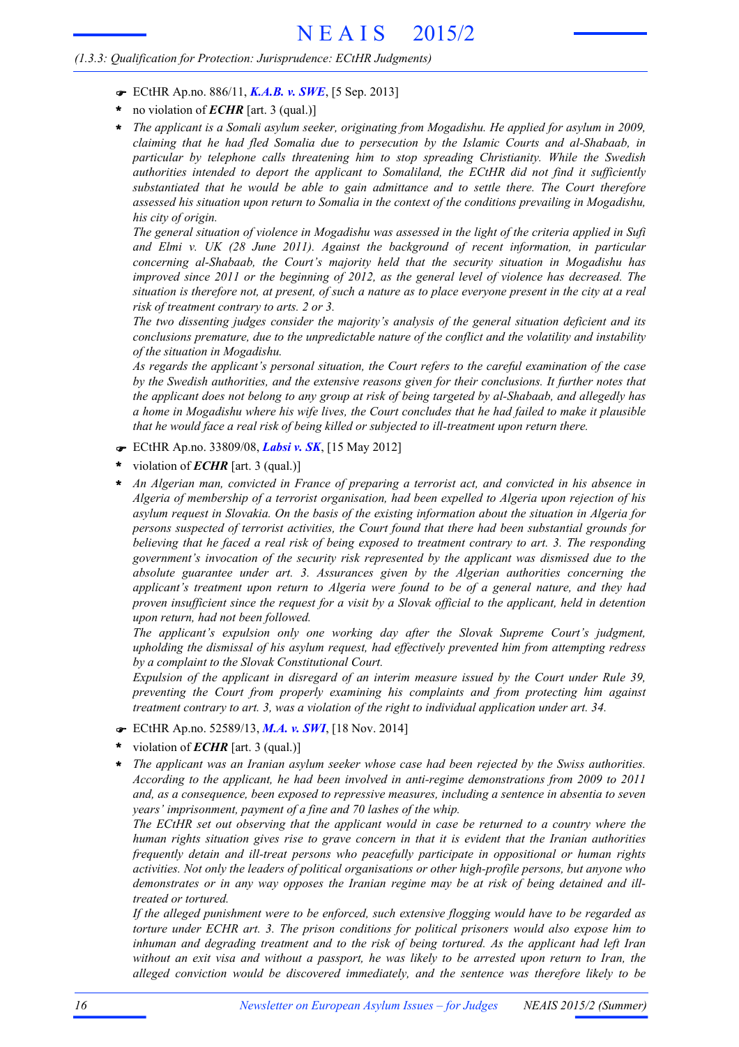- ☛ ECtHR Ap.no. 886/11, ***K.A.B. v. SWE***, [5 Sep. 2013]
- \* no violation of ***ECHR*** [art. 3 (qual.)]
- \* *The applicant is a Somali asylum seeker, originating from Mogadishu. He applied for asylum in 2009, claiming that he had fled Somalia due to persecution by the Islamic Courts and al-Shabaab, in particular by telephone calls threatening him to stop spreading Christianity. While the Swedish authorities intended to deport the applicant to Somaliland, the ECtHR did not find it sufficiently substantiated that he would be able to gain admittance and to settle there. The Court therefore assessed his situation upon return to Somalia in the context of the conditions prevailing in Mogadishu, his city of origin.*

  *The general situation of violence in Mogadishu was assessed in the light of the criteria applied in Sufi and Elmi v. UK (28 June 2011). Against the background of recent information, in particular concerning al-Shabaab, the Court's majority held that the security situation in Mogadishu has improved since 2011 or the beginning of 2012, as the general level of violence has decreased. The situation is therefore not, at present, of such a nature as to place everyone present in the city at a real risk of treatment contrary to arts. 2 or 3.*

  *The two dissenting judges consider the majority's analysis of the general situation deficient and its conclusions premature, due to the unpredictable nature of the conflict and the volatility and instability of the situation in Mogadishu.*

  *As regards the applicant's personal situation, the Court refers to the careful examination of the case by the Swedish authorities, and the extensive reasons given for their conclusions. It further notes that the applicant does not belong to any group at risk of being targeted by al-Shabaab, and allegedly has a home in Mogadishu where his wife lives, the Court concludes that he had failed to make it plausible that he would face a real risk of being killed or subjected to ill-treatment upon return there.*

- ☛ ECtHR Ap.no. 33809/08, ***Labsi v. SK***, [15 May 2012]
- \* violation of ***ECHR*** [art. 3 (qual.)]
- \* *An Algerian man, convicted in France of preparing a terrorist act, and convicted in his absence in Algeria of membership of a terrorist organisation, had been expelled to Algeria upon rejection of his asylum request in Slovakia. On the basis of the existing information about the situation in Algeria for persons suspected of terrorist activities, the Court found that there had been substantial grounds for believing that he faced a real risk of being exposed to treatment contrary to art. 3. The responding government's invocation of the security risk represented by the applicant was dismissed due to the absolute guarantee under art. 3. Assurances given by the Algerian authorities concerning the applicant's treatment upon return to Algeria were found to be of a general nature, and they had proven insufficient since the request for a visit by a Slovak official to the applicant, held in detention upon return, had not been followed.*

  *The applicant's expulsion only one working day after the Slovak Supreme Court's judgment, upholding the dismissal of his asylum request, had effectively prevented him from attempting redress by a complaint to the Slovak Constitutional Court.*

  *Expulsion of the applicant in disregard of an interim measure issued by the Court under Rule 39, preventing the Court from properly examining his complaints and from protecting him against treatment contrary to art. 3, was a violation of the right to individual application under art. 34.*

- ☛ ECtHR Ap.no. 52589/13, ***M.A. v. SWI***, [18 Nov. 2014]
- \* violation of ***ECHR*** [art. 3 (qual.)]
- \* *The applicant was an Iranian asylum seeker whose case had been rejected by the Swiss authorities. According to the applicant, he had been involved in anti-regime demonstrations from 2009 to 2011 and, as a consequence, been exposed to repressive measures, including a sentence in absentia to seven years' imprisonment, payment of a fine and 70 lashes of the whip.*

  *The ECtHR set out observing that the applicant would in case be returned to a country where the human rights situation gives rise to grave concern in that it is evident that the Iranian authorities frequently detain and ill-treat persons who peacefully participate in oppositional or human rights activities. Not only the leaders of political organisations or other high-profile persons, but anyone who demonstrates or in any way opposes the Iranian regime may be at risk of being detained and ill-treated or tortured.*

  *If the alleged punishment were to be enforced, such extensive flogging would have to be regarded as torture under ECHR art. 3. The prison conditions for political prisoners would also expose him to inhuman and degrading treatment and to the risk of being tortured. As the applicant had left Iran without an exit visa and without a passport, he was likely to be arrested upon return to Iran, the alleged conviction would be discovered immediately, and the sentence was therefore likely to be*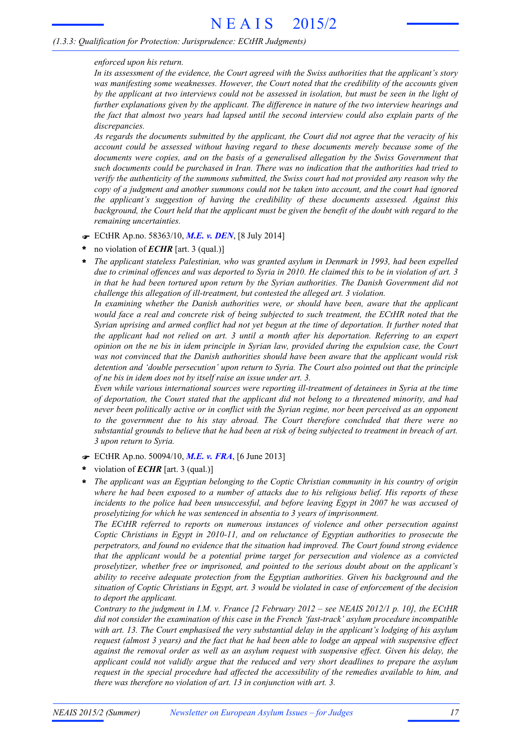*enforced upon his return.*

*In its assessment of the evidence, the Court agreed with the Swiss authorities that the applicant's story was manifesting some weaknesses. However, the Court noted that the credibility of the accounts given by the applicant at two interviews could not be assessed in isolation, but must be seen in the light of further explanations given by the applicant. The difference in nature of the two interview hearings and the fact that almost two years had lapsed until the second interview could also explain parts of the discrepancies.*

*As regards the documents submitted by the applicant, the Court did not agree that the veracity of his account could be assessed without having regard to these documents merely because some of the documents were copies, and on the basis of a generalised allegation by the Swiss Government that such documents could be purchased in Iran. There was no indication that the authorities had tried to verify the authenticity of the summons submitted, the Swiss court had not provided any reason why the copy of a judgment and another summons could not be taken into account, and the court had ignored the applicant's suggestion of having the credibility of these documents assessed. Against this background, the Court held that the applicant must be given the benefit of the doubt with regard to the remaining uncertainties.*

☛ ECtHR Ap.no. 58363/10, ***M.E. v. DEN***, [8 July 2014]

**\*** no violation of ***ECHR*** [art. 3 (qual.)]

**\*** *The applicant stateless Palestinian, who was granted asylum in Denmark in 1993, had been expelled due to criminal offences and was deported to Syria in 2010. He claimed this to be in violation of art. 3 in that he had been tortured upon return by the Syrian authorities. The Danish Government did not challenge this allegation of ill-treatment, but contested the alleged art. 3 violation.*

*In examining whether the Danish authorities were, or should have been, aware that the applicant would face a real and concrete risk of being subjected to such treatment, the ECtHR noted that the Syrian uprising and armed conflict had not yet begun at the time of deportation. It further noted that the applicant had not relied on art. 3 until a month after his deportation. Referring to an expert opinion on the ne bis in idem principle in Syrian law, provided during the expulsion case, the Court was not convinced that the Danish authorities should have been aware that the applicant would risk detention and 'double persecution' upon return to Syria. The Court also pointed out that the principle of ne bis in idem does not by itself raise an issue under art. 3.*

*Even while various international sources were reporting ill-treatment of detainees in Syria at the time of deportation, the Court stated that the applicant did not belong to a threatened minority, and had never been politically active or in conflict with the Syrian regime, nor been perceived as an opponent to the government due to his stay abroad. The Court therefore concluded that there were no substantial grounds to believe that he had been at risk of being subjected to treatment in breach of art. 3 upon return to Syria.*

☛ ECtHR Ap.no. 50094/10, ***M.E. v. FRA***, [6 June 2013]

**\*** violation of ***ECHR*** [art. 3 (qual.)]

**\*** *The applicant was an Egyptian belonging to the Coptic Christian community in his country of origin where he had been exposed to a number of attacks due to his religious belief. His reports of these incidents to the police had been unsuccessful, and before leaving Egypt in 2007 he was accused of proselytizing for which he was sentenced in absentia to 3 years of imprisonment.*

*The ECtHR referred to reports on numerous instances of violence and other persecution against Coptic Christians in Egypt in 2010-11, and on reluctance of Egyptian authorities to prosecute the perpetrators, and found no evidence that the situation had improved. The Court found strong evidence that the applicant would be a potential prime target for persecution and violence as a convicted proselytizer, whether free or imprisoned, and pointed to the serious doubt about on the applicant's ability to receive adequate protection from the Egyptian authorities. Given his background and the situation of Coptic Christians in Egypt, art. 3 would be violated in case of enforcement of the decision to deport the applicant.*

*Contrary to the judgment in I.M. v. France [2 February 2012 – see NEAIS 2012/1 p. 10], the ECtHR did not consider the examination of this case in the French 'fast-track' asylum procedure incompatible with art. 13. The Court emphasised the very substantial delay in the applicant's lodging of his asylum request (almost 3 years) and the fact that he had been able to lodge an appeal with suspensive effect against the removal order as well as an asylum request with suspensive effect. Given his delay, the applicant could not validly argue that the reduced and very short deadlines to prepare the asylum request in the special procedure had affected the accessibility of the remedies available to him, and there was therefore no violation of art. 13 in conjunction with art. 3.*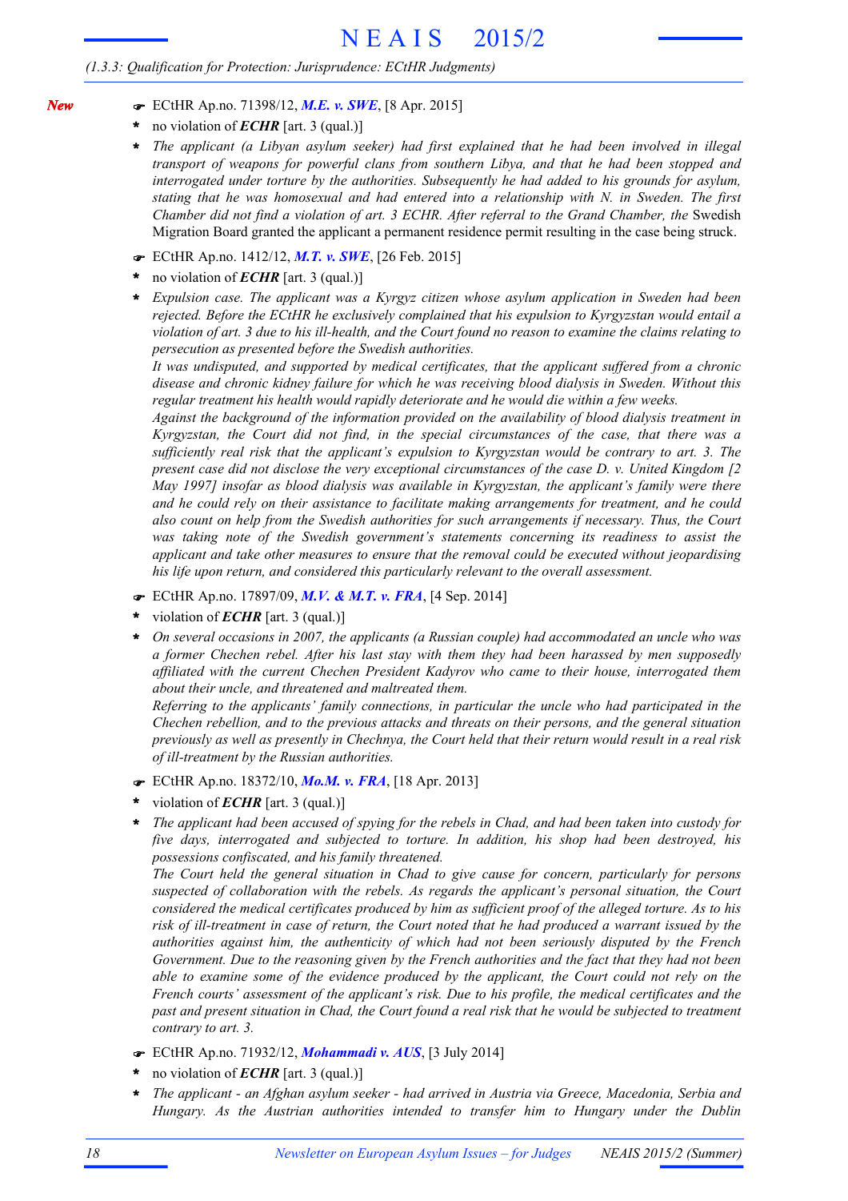(1.3.3: Qualification for Protection: Jurisprudence: ECtHR Judgments)

*New*

- ☛ ECtHR Ap.no. 71398/12, ***M.E. v. SWE***, [8 Apr. 2015]
- \* no violation of ***ECHR*** [art. 3 (qual.)]
- \* *The applicant (a Libyan asylum seeker) had first explained that he had been involved in illegal transport of weapons for powerful clans from southern Libya, and that he had been stopped and interrogated under torture by the authorities. Subsequently he had added to his grounds for asylum, stating that he was homosexual and had entered into a relationship with N. in Sweden. The first Chamber did not find a violation of art. 3 ECHR. After referral to the Grand Chamber, the* Swedish Migration Board granted the applicant a permanent residence permit resulting in the case being struck.

- ☛ ECtHR Ap.no. 1412/12, ***M.T. v. SWE***, [26 Feb. 2015]
- \* no violation of ***ECHR*** [art. 3 (qual.)]
- \* *Expulsion case. The applicant was a Kyrgyz citizen whose asylum application in Sweden had been rejected. Before the ECtHR he exclusively complained that his expulsion to Kyrgyzstan would entail a violation of art. 3 due to his ill-health, and the Court found no reason to examine the claims relating to persecution as presented before the Swedish authorities.*

  *It was undisputed, and supported by medical certificates, that the applicant suffered from a chronic disease and chronic kidney failure for which he was receiving blood dialysis in Sweden. Without this regular treatment his health would rapidly deteriorate and he would die within a few weeks.*

  *Against the background of the information provided on the availability of blood dialysis treatment in Kyrgyzstan, the Court did not find, in the special circumstances of the case, that there was a sufficiently real risk that the applicant's expulsion to Kyrgyzstan would be contrary to art. 3. The present case did not disclose the very exceptional circumstances of the case D. v. United Kingdom [2 May 1997] insofar as blood dialysis was available in Kyrgyzstan, the applicant's family were there and he could rely on their assistance to facilitate making arrangements for treatment, and he could also count on help from the Swedish authorities for such arrangements if necessary. Thus, the Court was taking note of the Swedish government's statements concerning its readiness to assist the applicant and take other measures to ensure that the removal could be executed without jeopardising his life upon return, and considered this particularly relevant to the overall assessment.*

- ☛ ECtHR Ap.no. 17897/09, ***M.V. & M.T. v. FRA***, [4 Sep. 2014]
- \* violation of ***ECHR*** [art. 3 (qual.)]
- \* *On several occasions in 2007, the applicants (a Russian couple) had accommodated an uncle who was a former Chechen rebel. After his last stay with them they had been harassed by men supposedly affiliated with the current Chechen President Kadyrov who came to their house, interrogated them about their uncle, and threatened and maltreated them.*

  *Referring to the applicants' family connections, in particular the uncle who had participated in the Chechen rebellion, and to the previous attacks and threats on their persons, and the general situation previously as well as presently in Chechnya, the Court held that their return would result in a real risk of ill-treatment by the Russian authorities.*

- ☛ ECtHR Ap.no. 18372/10, ***Mo.M. v. FRA***, [18 Apr. 2013]
- \* violation of ***ECHR*** [art. 3 (qual.)]
- \* *The applicant had been accused of spying for the rebels in Chad, and had been taken into custody for five days, interrogated and subjected to torture. In addition, his shop had been destroyed, his possessions confiscated, and his family threatened.*

  *The Court held the general situation in Chad to give cause for concern, particularly for persons suspected of collaboration with the rebels. As regards the applicant's personal situation, the Court considered the medical certificates produced by him as sufficient proof of the alleged torture. As to his risk of ill-treatment in case of return, the Court noted that he had produced a warrant issued by the authorities against him, the authenticity of which had not been seriously disputed by the French Government. Due to the reasoning given by the French authorities and the fact that they had not been able to examine some of the evidence produced by the applicant, the Court could not rely on the French courts' assessment of the applicant's risk. Due to his profile, the medical certificates and the past and present situation in Chad, the Court found a real risk that he would be subjected to treatment contrary to art. 3.*

- ☛ ECtHR Ap.no. 71932/12, ***Mohammadi v. AUS***, [3 July 2014]
- \* no violation of ***ECHR*** [art. 3 (qual.)]
- \* *The applicant - an Afghan asylum seeker - had arrived in Austria via Greece, Macedonia, Serbia and Hungary. As the Austrian authorities intended to transfer him to Hungary under the Dublin*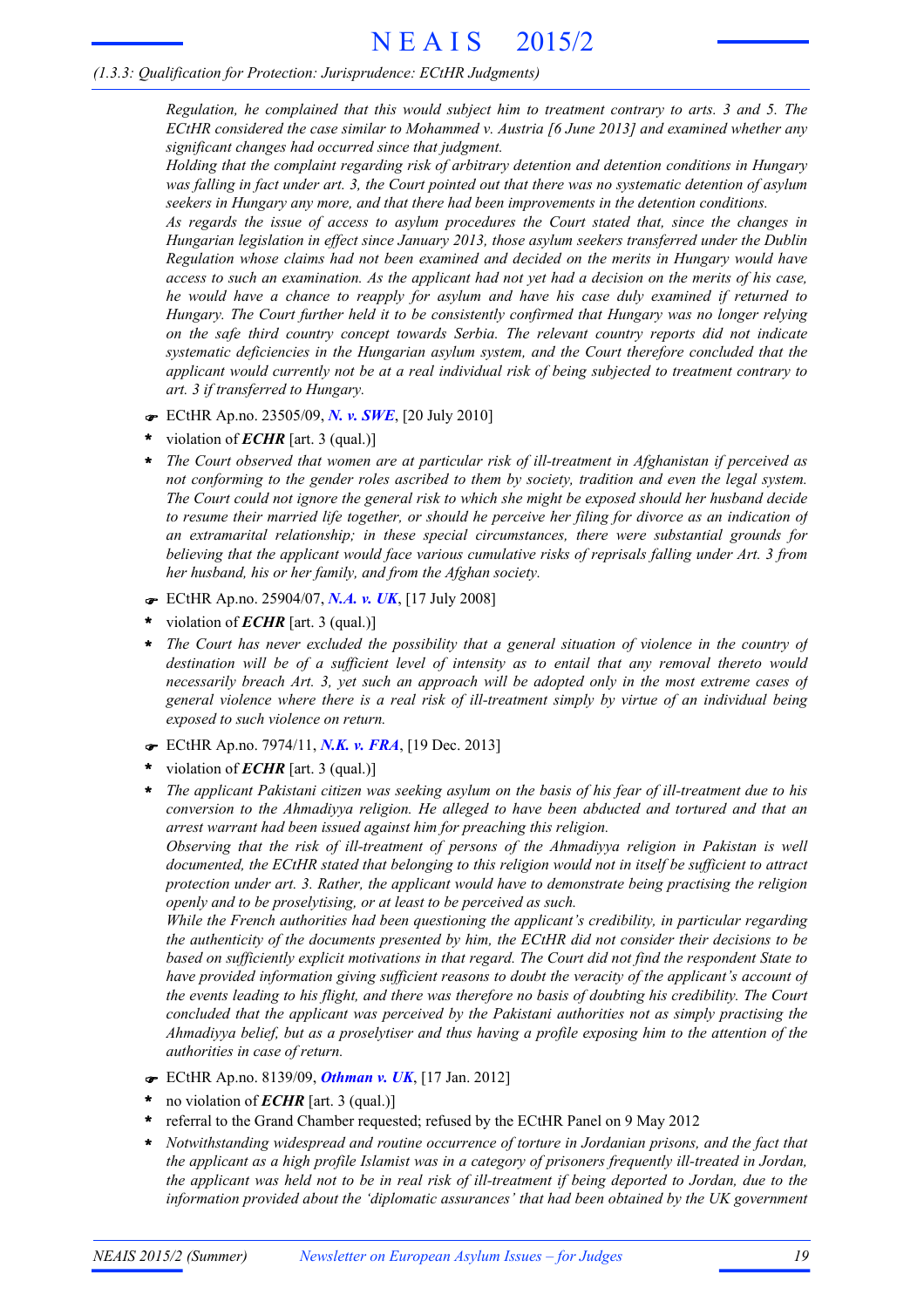*Regulation, he complained that this would subject him to treatment contrary to arts. 3 and 5. The ECtHR considered the case similar to Mohammed v. Austria [6 June 2013] and examined whether any significant changes had occurred since that judgment.*

*Holding that the complaint regarding risk of arbitrary detention and detention conditions in Hungary was falling in fact under art. 3, the Court pointed out that there was no systematic detention of asylum seekers in Hungary any more, and that there had been improvements in the detention conditions.*

*As regards the issue of access to asylum procedures the Court stated that, since the changes in Hungarian legislation in effect since January 2013, those asylum seekers transferred under the Dublin Regulation whose claims had not been examined and decided on the merits in Hungary would have access to such an examination. As the applicant had not yet had a decision on the merits of his case, he would have a chance to reapply for asylum and have his case duly examined if returned to Hungary. The Court further held it to be consistently confirmed that Hungary was no longer relying on the safe third country concept towards Serbia. The relevant country reports did not indicate systematic deficiencies in the Hungarian asylum system, and the Court therefore concluded that the applicant would currently not be at a real individual risk of being subjected to treatment contrary to art. 3 if transferred to Hungary.*

☛ ECtHR Ap.no. 23505/09, ***N. v. SWE***, [20 July 2010]

- violation of ***ECHR*** [art. 3 (qual.)]
- *The Court observed that women are at particular risk of ill-treatment in Afghanistan if perceived as not conforming to the gender roles ascribed to them by society, tradition and even the legal system. The Court could not ignore the general risk to which she might be exposed should her husband decide to resume their married life together, or should he perceive her filing for divorce as an indication of an extramarital relationship; in these special circumstances, there were substantial grounds for believing that the applicant would face various cumulative risks of reprisals falling under Art. 3 from her husband, his or her family, and from the Afghan society.*

☛ ECtHR Ap.no. 25904/07, ***N.A. v. UK***, [17 July 2008]

- violation of ***ECHR*** [art. 3 (qual.)]
- *The Court has never excluded the possibility that a general situation of violence in the country of destination will be of a sufficient level of intensity as to entail that any removal thereto would necessarily breach Art. 3, yet such an approach will be adopted only in the most extreme cases of general violence where there is a real risk of ill-treatment simply by virtue of an individual being exposed to such violence on return.*

☛ ECtHR Ap.no. 7974/11, ***N.K. v. FRA***, [19 Dec. 2013]

- violation of ***ECHR*** [art. 3 (qual.)]
- *The applicant Pakistani citizen was seeking asylum on the basis of his fear of ill-treatment due to his conversion to the Ahmadiyya religion. He alleged to have been abducted and tortured and that an arrest warrant had been issued against him for preaching this religion.*

  *Observing that the risk of ill-treatment of persons of the Ahmadiyya religion in Pakistan is well documented, the ECtHR stated that belonging to this religion would not in itself be sufficient to attract protection under art. 3. Rather, the applicant would have to demonstrate being practising the religion openly and to be proselytising, or at least to be perceived as such.*

  *While the French authorities had been questioning the applicant's credibility, in particular regarding the authenticity of the documents presented by him, the ECtHR did not consider their decisions to be based on sufficiently explicit motivations in that regard. The Court did not find the respondent State to have provided information giving sufficient reasons to doubt the veracity of the applicant's account of the events leading to his flight, and there was therefore no basis of doubting his credibility. The Court concluded that the applicant was perceived by the Pakistani authorities not as simply practising the Ahmadiyya belief, but as a proselytiser and thus having a profile exposing him to the attention of the authorities in case of return.*

☛ ECtHR Ap.no. 8139/09, ***Othman v. UK***, [17 Jan. 2012]

- no violation of ***ECHR*** [art. 3 (qual.)]
- referral to the Grand Chamber requested; refused by the ECtHR Panel on 9 May 2012
- *Notwithstanding widespread and routine occurrence of torture in Jordanian prisons, and the fact that the applicant as a high profile Islamist was in a category of prisoners frequently ill-treated in Jordan, the applicant was held not to be in real risk of ill-treatment if being deported to Jordan, due to the information provided about the 'diplomatic assurances' that had been obtained by the UK government*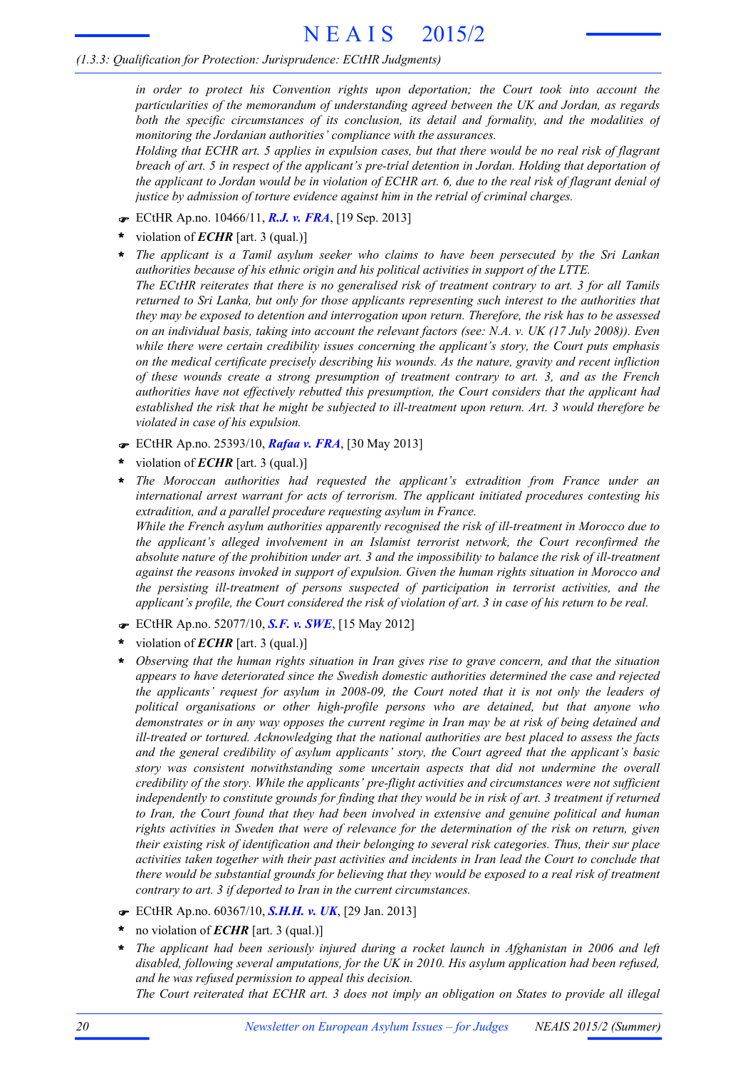*in order to protect his Convention rights upon deportation; the Court took into account the particularities of the memorandum of understanding agreed between the UK and Jordan, as regards both the specific circumstances of its conclusion, its detail and formality, and the modalities of monitoring the Jordanian authorities' compliance with the assurances.*

*Holding that ECHR art. 5 applies in expulsion cases, but that there would be no real risk of flagrant breach of art. 5 in respect of the applicant's pre-trial detention in Jordan. Holding that deportation of the applicant to Jordan would be in violation of ECHR art. 6, due to the real risk of flagrant denial of justice by admission of torture evidence against him in the retrial of criminal charges.*

☛ ECtHR Ap.no. 10466/11, ***R.J. v. FRA***, [19 Sep. 2013]

* violation of ***ECHR*** [art. 3 (qual.)]
* *The applicant is a Tamil asylum seeker who claims to have been persecuted by the Sri Lankan authorities because of his ethnic origin and his political activities in support of the LTTE.*
  *The ECtHR reiterates that there is no generalised risk of treatment contrary to art. 3 for all Tamils returned to Sri Lanka, but only for those applicants representing such interest to the authorities that they may be exposed to detention and interrogation upon return. Therefore, the risk has to be assessed on an individual basis, taking into account the relevant factors (see: N.A. v. UK (17 July 2008)). Even while there were certain credibility issues concerning the applicant's story, the Court puts emphasis on the medical certificate precisely describing his wounds. As the nature, gravity and recent infliction of these wounds create a strong presumption of treatment contrary to art. 3, and as the French authorities have not effectively rebutted this presumption, the Court considers that the applicant had established the risk that he might be subjected to ill-treatment upon return. Art. 3 would therefore be violated in case of his expulsion.*

☛ ECtHR Ap.no. 25393/10, ***Rafaa v. FRA***, [30 May 2013]

* violation of ***ECHR*** [art. 3 (qual.)]
* *The Moroccan authorities had requested the applicant's extradition from France under an international arrest warrant for acts of terrorism. The applicant initiated procedures contesting his extradition, and a parallel procedure requesting asylum in France.*
  *While the French asylum authorities apparently recognised the risk of ill-treatment in Morocco due to the applicant's alleged involvement in an Islamist terrorist network, the Court reconfirmed the absolute nature of the prohibition under art. 3 and the impossibility to balance the risk of ill-treatment against the reasons invoked in support of expulsion. Given the human rights situation in Morocco and the persisting ill-treatment of persons suspected of participation in terrorist activities, and the applicant's profile, the Court considered the risk of violation of art. 3 in case of his return to be real.*

☛ ECtHR Ap.no. 52077/10, ***S.F. v. SWE***, [15 May 2012]

* violation of ***ECHR*** [art. 3 (qual.)]
* *Observing that the human rights situation in Iran gives rise to grave concern, and that the situation appears to have deteriorated since the Swedish domestic authorities determined the case and rejected the applicants' request for asylum in 2008-09, the Court noted that it is not only the leaders of political organisations or other high-profile persons who are detained, but that anyone who demonstrates or in any way opposes the current regime in Iran may be at risk of being detained and ill-treated or tortured. Acknowledging that the national authorities are best placed to assess the facts and the general credibility of asylum applicants' story, the Court agreed that the applicant's basic story was consistent notwithstanding some uncertain aspects that did not undermine the overall credibility of the story. While the applicants' pre-flight activities and circumstances were not sufficient independently to constitute grounds for finding that they would be in risk of art. 3 treatment if returned to Iran, the Court found that they had been involved in extensive and genuine political and human rights activities in Sweden that were of relevance for the determination of the risk on return, given their existing risk of identification and their belonging to several risk categories. Thus, their sur place activities taken together with their past activities and incidents in Iran lead the Court to conclude that there would be substantial grounds for believing that they would be exposed to a real risk of treatment contrary to art. 3 if deported to Iran in the current circumstances.*

☛ ECtHR Ap.no. 60367/10, ***S.H.H. v. UK***, [29 Jan. 2013]

* no violation of ***ECHR*** [art. 3 (qual.)]
* *The applicant had been seriously injured during a rocket launch in Afghanistan in 2006 and left disabled, following several amputations, for the UK in 2010. His asylum application had been refused, and he was refused permission to appeal this decision.*
  *The Court reiterated that ECHR art. 3 does not imply an obligation on States to provide all illegal*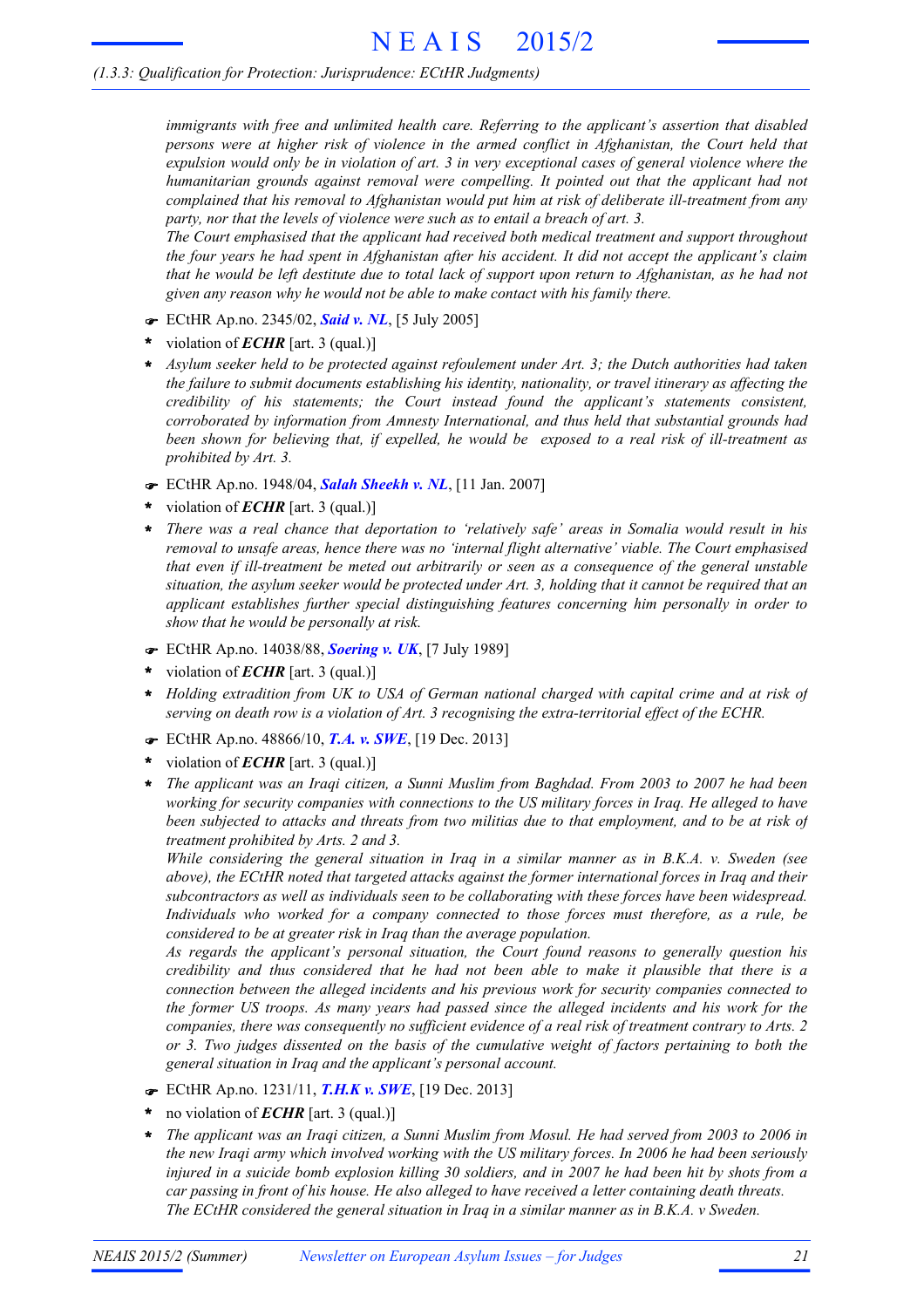*immigrants with free and unlimited health care. Referring to the applicant's assertion that disabled persons were at higher risk of violence in the armed conflict in Afghanistan, the Court held that expulsion would only be in violation of art. 3 in very exceptional cases of general violence where the humanitarian grounds against removal were compelling. It pointed out that the applicant had not complained that his removal to Afghanistan would put him at risk of deliberate ill-treatment from any party, nor that the levels of violence were such as to entail a breach of art. 3.*

*The Court emphasised that the applicant had received both medical treatment and support throughout the four years he had spent in Afghanistan after his accident. It did not accept the applicant's claim that he would be left destitute due to total lack of support upon return to Afghanistan, as he had not given any reason why he would not be able to make contact with his family there.*

☛ ECtHR Ap.no. 2345/02, ***Said v. NL***, [5 July 2005]

- violation of ***ECHR*** [art. 3 (qual.)]
- *Asylum seeker held to be protected against refoulement under Art. 3; the Dutch authorities had taken the failure to submit documents establishing his identity, nationality, or travel itinerary as affecting the credibility of his statements; the Court instead found the applicant's statements consistent, corroborated by information from Amnesty International, and thus held that substantial grounds had been shown for believing that, if expelled, he would be exposed to a real risk of ill-treatment as prohibited by Art. 3.*

☛ ECtHR Ap.no. 1948/04, ***Salah Sheekh v. NL***, [11 Jan. 2007]

- violation of ***ECHR*** [art. 3 (qual.)]
- *There was a real chance that deportation to 'relatively safe' areas in Somalia would result in his removal to unsafe areas, hence there was no 'internal flight alternative' viable. The Court emphasised that even if ill-treatment be meted out arbitrarily or seen as a consequence of the general unstable situation, the asylum seeker would be protected under Art. 3, holding that it cannot be required that an applicant establishes further special distinguishing features concerning him personally in order to show that he would be personally at risk.*

☛ ECtHR Ap.no. 14038/88, ***Soering v. UK***, [7 July 1989]

- violation of ***ECHR*** [art. 3 (qual.)]
- *Holding extradition from UK to USA of German national charged with capital crime and at risk of serving on death row is a violation of Art. 3 recognising the extra-territorial effect of the ECHR.*

☛ ECtHR Ap.no. 48866/10, ***T.A. v. SWE***, [19 Dec. 2013]

- violation of ***ECHR*** [art. 3 (qual.)]
- *The applicant was an Iraqi citizen, a Sunni Muslim from Baghdad. From 2003 to 2007 he had been working for security companies with connections to the US military forces in Iraq. He alleged to have been subjected to attacks and threats from two militias due to that employment, and to be at risk of treatment prohibited by Arts. 2 and 3.*

  *While considering the general situation in Iraq in a similar manner as in B.K.A. v. Sweden (see above), the ECtHR noted that targeted attacks against the former international forces in Iraq and their subcontractors as well as individuals seen to be collaborating with these forces have been widespread. Individuals who worked for a company connected to those forces must therefore, as a rule, be considered to be at greater risk in Iraq than the average population.*

  *As regards the applicant's personal situation, the Court found reasons to generally question his credibility and thus considered that he had not been able to make it plausible that there is a connection between the alleged incidents and his previous work for security companies connected to the former US troops. As many years had passed since the alleged incidents and his work for the companies, there was consequently no sufficient evidence of a real risk of treatment contrary to Arts. 2 or 3. Two judges dissented on the basis of the cumulative weight of factors pertaining to both the general situation in Iraq and the applicant's personal account.*

☛ ECtHR Ap.no. 1231/11, ***T.H.K v. SWE***, [19 Dec. 2013]

- no violation of ***ECHR*** [art. 3 (qual.)]
- *The applicant was an Iraqi citizen, a Sunni Muslim from Mosul. He had served from 2003 to 2006 in the new Iraqi army which involved working with the US military forces. In 2006 he had been seriously injured in a suicide bomb explosion killing 30 soldiers, and in 2007 he had been hit by shots from a car passing in front of his house. He also alleged to have received a letter containing death threats.*

  *The ECtHR considered the general situation in Iraq in a similar manner as in B.K.A. v Sweden.*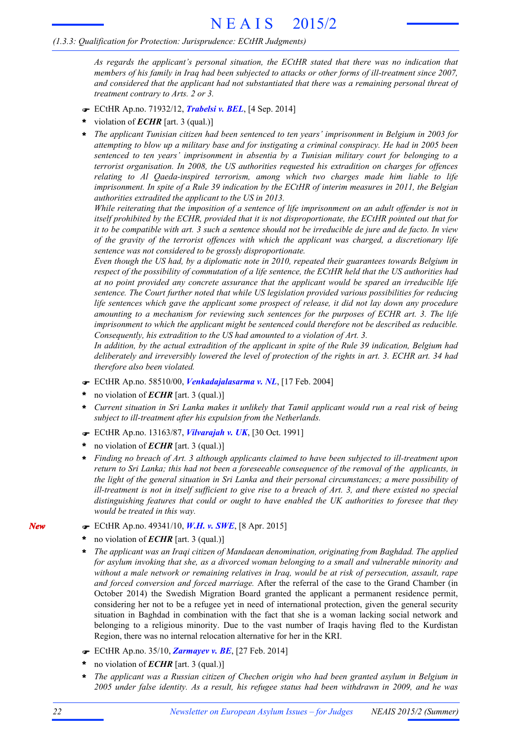*As regards the applicant's personal situation, the ECtHR stated that there was no indication that members of his family in Iraq had been subjected to attacks or other forms of ill-treatment since 2007, and considered that the applicant had not substantiated that there was a remaining personal threat of treatment contrary to Arts. 2 or 3.*

- ☛ ECtHR Ap.no. 71932/12, ***Trabelsi v. BEL***, [4 Sep. 2014]
- \* violation of ***ECHR*** [art. 3 (qual.)]
- \* *The applicant Tunisian citizen had been sentenced to ten years' imprisonment in Belgium in 2003 for attempting to blow up a military base and for instigating a criminal conspiracy. He had in 2005 been sentenced to ten years' imprisonment in absentia by a Tunisian military court for belonging to a terrorist organisation. In 2008, the US authorities requested his extradition on charges for offences relating to Al Qaeda-inspired terrorism, among which two charges made him liable to life imprisonment. In spite of a Rule 39 indication by the ECtHR of interim measures in 2011, the Belgian authorities extradited the applicant to the US in 2013.*
  *While reiterating that the imposition of a sentence of life imprisonment on an adult offender is not in itself prohibited by the ECHR, provided that it is not disproportionate, the ECtHR pointed out that for it to be compatible with art. 3 such a sentence should not be irreducible de jure and de facto. In view of the gravity of the terrorist offences with which the applicant was charged, a discretionary life sentence was not considered to be grossly disproportionate.*
  *Even though the US had, by a diplomatic note in 2010, repeated their guarantees towards Belgium in respect of the possibility of commutation of a life sentence, the ECtHR held that the US authorities had at no point provided any concrete assurance that the applicant would be spared an irreducible life sentence. The Court further noted that while US legislation provided various possibilities for reducing life sentences which gave the applicant some prospect of release, it did not lay down any procedure amounting to a mechanism for reviewing such sentences for the purposes of ECHR art. 3. The life imprisonment to which the applicant might be sentenced could therefore not be described as reducible. Consequently, his extradition to the US had amounted to a violation of Art. 3.*
  *In addition, by the actual extradition of the applicant in spite of the Rule 39 indication, Belgium had deliberately and irreversibly lowered the level of protection of the rights in art. 3. ECHR art. 34 had therefore also been violated.*

- ☛ ECtHR Ap.no. 58510/00, ***Venkadajalasarma v. NL***, [17 Feb. 2004]
- \* no violation of ***ECHR*** [art. 3 (qual.)]
- \* *Current situation in Sri Lanka makes it unlikely that Tamil applicant would run a real risk of being subject to ill-treatment after his expulsion from the Netherlands.*

- ☛ ECtHR Ap.no. 13163/87, ***Vilvarajah v. UK***, [30 Oct. 1991]
- \* no violation of ***ECHR*** [art. 3 (qual.)]
- \* *Finding no breach of Art. 3 although applicants claimed to have been subjected to ill-treatment upon return to Sri Lanka; this had not been a foreseeable consequence of the removal of the applicants, in the light of the general situation in Sri Lanka and their personal circumstances; a mere possibility of ill-treatment is not in itself sufficient to give rise to a breach of Art. 3, and there existed no special distinguishing features that could or ought to have enabled the UK authorities to foresee that they would be treated in this way.*

***New***

- ☛ ECtHR Ap.no. 49341/10, ***W.H. v. SWE***, [8 Apr. 2015]
- \* no violation of ***ECHR*** [art. 3 (qual.)]
- \* *The applicant was an Iraqi citizen of Mandaean denomination, originating from Baghdad. The applied for asylum invoking that she, as a divorced woman belonging to a small and vulnerable minority and without a male network or remaining relatives in Iraq, would be at risk of persecution, assault, rape and forced conversion and forced marriage.* After the referral of the case to the Grand Chamber (in October 2014) the Swedish Migration Board granted the applicant a permanent residence permit, considering her not to be a refugee yet in need of international protection, given the general security situation in Baghdad in combination with the fact that she is a woman lacking social network and belonging to a religious minority. Due to the vast number of Iraqis having fled to the Kurdistan Region, there was no internal relocation alternative for her in the KRI.

- ☛ ECtHR Ap.no. 35/10, ***Zarmayev v. BE***, [27 Feb. 2014]
- \* no violation of ***ECHR*** [art. 3 (qual.)]
- \* *The applicant was a Russian citizen of Chechen origin who had been granted asylum in Belgium in 2005 under false identity. As a result, his refugee status had been withdrawn in 2009, and he was*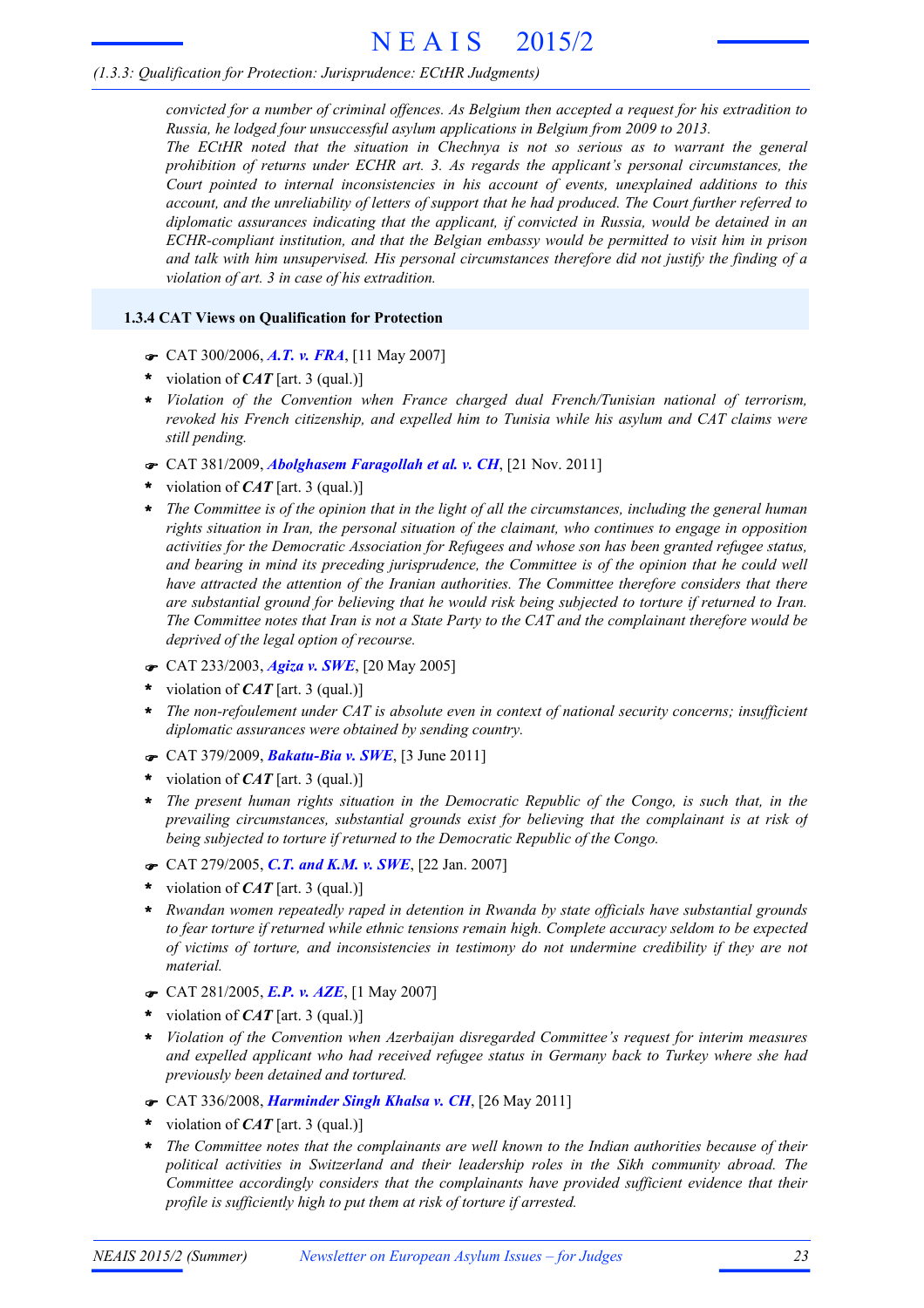*convicted for a number of criminal offences. As Belgium then accepted a request for his extradition to Russia, he lodged four unsuccessful asylum applications in Belgium from 2009 to 2013.*
*The ECtHR noted that the situation in Chechnya is not so serious as to warrant the general prohibition of returns under ECHR art. 3. As regards the applicant's personal circumstances, the Court pointed to internal inconsistencies in his account of events, unexplained additions to this account, and the unreliability of letters of support that he had produced. The Court further referred to diplomatic assurances indicating that the applicant, if convicted in Russia, would be detained in an ECHR-compliant institution, and that the Belgian embassy would be permitted to visit him in prison and talk with him unsupervised. His personal circumstances therefore did not justify the finding of a violation of art. 3 in case of his extradition.*

### 1.3.4 CAT Views on Qualification for Protection

☛ CAT 300/2006, ***A.T. v. FRA***, [11 May 2007]
- violation of ***CAT*** [art. 3 (qual.)]
- *Violation of the Convention when France charged dual French/Tunisian national of terrorism, revoked his French citizenship, and expelled him to Tunisia while his asylum and CAT claims were still pending.*

☛ CAT 381/2009, ***Abolghasem Faragollah et al. v. CH***, [21 Nov. 2011]
- violation of ***CAT*** [art. 3 (qual.)]
- *The Committee is of the opinion that in the light of all the circumstances, including the general human rights situation in Iran, the personal situation of the claimant, who continues to engage in opposition activities for the Democratic Association for Refugees and whose son has been granted refugee status, and bearing in mind its preceding jurisprudence, the Committee is of the opinion that he could well have attracted the attention of the Iranian authorities. The Committee therefore considers that there are substantial ground for believing that he would risk being subjected to torture if returned to Iran. The Committee notes that Iran is not a State Party to the CAT and the complainant therefore would be deprived of the legal option of recourse.*

☛ CAT 233/2003, ***Agiza v. SWE***, [20 May 2005]
- violation of ***CAT*** [art. 3 (qual.)]
- *The non-refoulement under CAT is absolute even in context of national security concerns; insufficient diplomatic assurances were obtained by sending country.*

☛ CAT 379/2009, ***Bakatu-Bia v. SWE***, [3 June 2011]
- violation of ***CAT*** [art. 3 (qual.)]
- *The present human rights situation in the Democratic Republic of the Congo, is such that, in the prevailing circumstances, substantial grounds exist for believing that the complainant is at risk of being subjected to torture if returned to the Democratic Republic of the Congo.*

☛ CAT 279/2005, ***C.T. and K.M. v. SWE***, [22 Jan. 2007]
- violation of ***CAT*** [art. 3 (qual.)]
- *Rwandan women repeatedly raped in detention in Rwanda by state officials have substantial grounds to fear torture if returned while ethnic tensions remain high. Complete accuracy seldom to be expected of victims of torture, and inconsistencies in testimony do not undermine credibility if they are not material.*

☛ CAT 281/2005, ***E.P. v. AZE***, [1 May 2007]
- violation of ***CAT*** [art. 3 (qual.)]
- *Violation of the Convention when Azerbaijan disregarded Committee's request for interim measures and expelled applicant who had received refugee status in Germany back to Turkey where she had previously been detained and tortured.*

☛ CAT 336/2008, ***Harminder Singh Khalsa v. CH***, [26 May 2011]
- violation of ***CAT*** [art. 3 (qual.)]
- *The Committee notes that the complainants are well known to the Indian authorities because of their political activities in Switzerland and their leadership roles in the Sikh community abroad. The Committee accordingly considers that the complainants have provided sufficient evidence that their profile is sufficiently high to put them at risk of torture if arrested.*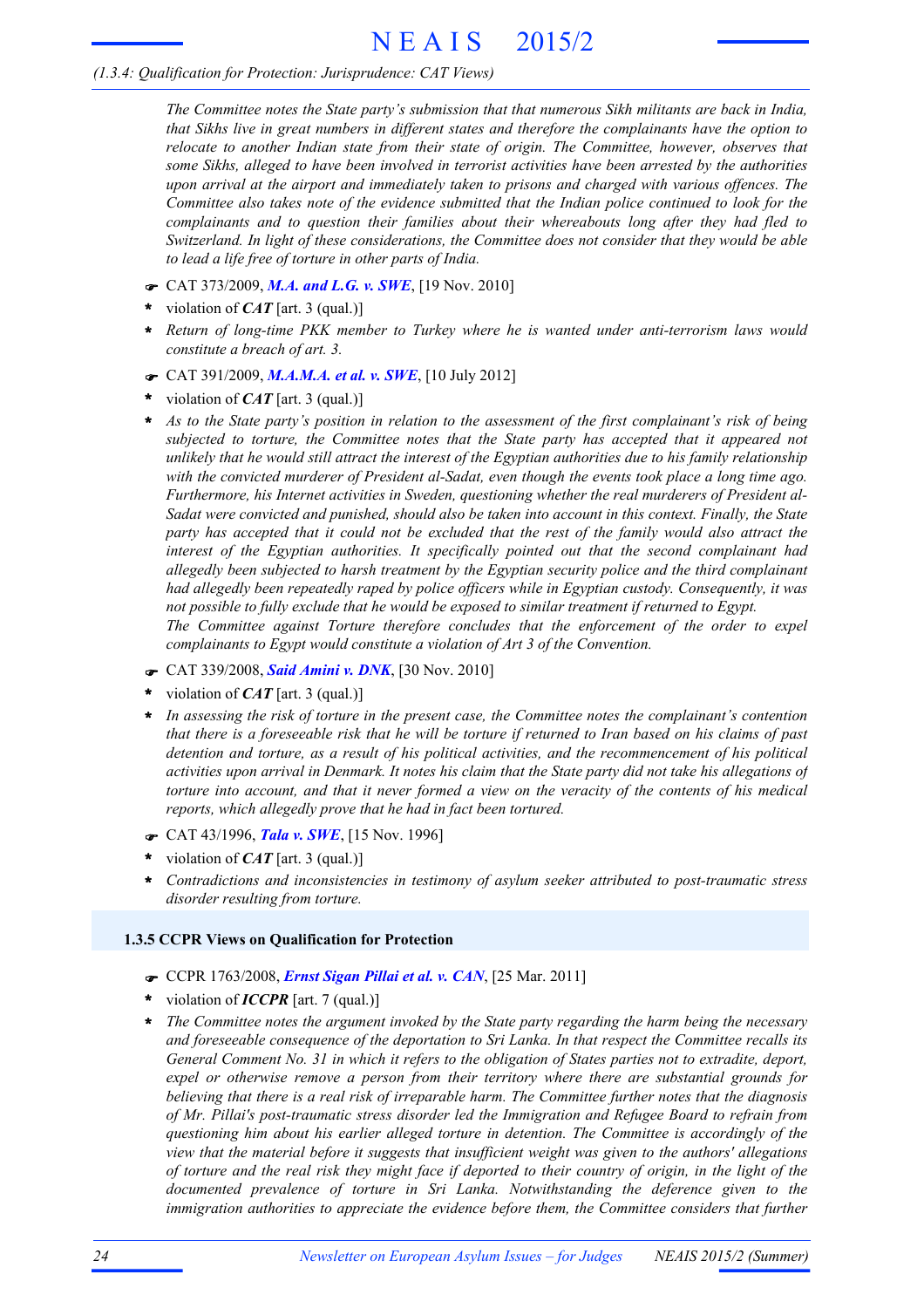*(1.3.4: Qualification for Protection: Jurisprudence: CAT Views)*

*The Committee notes the State party's submission that that numerous Sikh militants are back in India, that Sikhs live in great numbers in different states and therefore the complainants have the option to relocate to another Indian state from their state of origin. The Committee, however, observes that some Sikhs, alleged to have been involved in terrorist activities have been arrested by the authorities upon arrival at the airport and immediately taken to prisons and charged with various offences. The Committee also takes note of the evidence submitted that the Indian police continued to look for the complainants and to question their families about their whereabouts long after they had fled to Switzerland. In light of these considerations, the Committee does not consider that they would be able to lead a life free of torture in other parts of India.*

☛ CAT 373/2009, ***M.A. and L.G. v. SWE***, [19 Nov. 2010]

- violation of ***CAT*** [art. 3 (qual.)]
- *Return of long-time PKK member to Turkey where he is wanted under anti-terrorism laws would constitute a breach of art. 3.*

☛ CAT 391/2009, ***M.A.M.A. et al. v. SWE***, [10 July 2012]

- violation of ***CAT*** [art. 3 (qual.)]
- *As to the State party's position in relation to the assessment of the first complainant's risk of being subjected to torture, the Committee notes that the State party has accepted that it appeared not unlikely that he would still attract the interest of the Egyptian authorities due to his family relationship with the convicted murderer of President al-Sadat, even though the events took place a long time ago. Furthermore, his Internet activities in Sweden, questioning whether the real murderers of President al-Sadat were convicted and punished, should also be taken into account in this context. Finally, the State party has accepted that it could not be excluded that the rest of the family would also attract the interest of the Egyptian authorities. It specifically pointed out that the second complainant had allegedly been subjected to harsh treatment by the Egyptian security police and the third complainant had allegedly been repeatedly raped by police officers while in Egyptian custody. Consequently, it was not possible to fully exclude that he would be exposed to similar treatment if returned to Egypt.*
  *The Committee against Torture therefore concludes that the enforcement of the order to expel complainants to Egypt would constitute a violation of Art 3 of the Convention.*

☛ CAT 339/2008, ***Said Amini v. DNK***, [30 Nov. 2010]

- violation of ***CAT*** [art. 3 (qual.)]
- *In assessing the risk of torture in the present case, the Committee notes the complainant's contention that there is a foreseeable risk that he will be torture if returned to Iran based on his claims of past detention and torture, as a result of his political activities, and the recommencement of his political activities upon arrival in Denmark. It notes his claim that the State party did not take his allegations of torture into account, and that it never formed a view on the veracity of the contents of his medical reports, which allegedly prove that he had in fact been tortured.*

☛ CAT 43/1996, ***Tala v. SWE***, [15 Nov. 1996]

- violation of ***CAT*** [art. 3 (qual.)]
- *Contradictions and inconsistencies in testimony of asylum seeker attributed to post-traumatic stress disorder resulting from torture.*

### 1.3.5 CCPR Views on Qualification for Protection

☛ CCPR 1763/2008, ***Ernst Sigan Pillai et al. v. CAN***, [25 Mar. 2011]

- violation of ***ICCPR*** [art. 7 (qual.)]
- *The Committee notes the argument invoked by the State party regarding the harm being the necessary and foreseeable consequence of the deportation to Sri Lanka. In that respect the Committee recalls its General Comment No. 31 in which it refers to the obligation of States parties not to extradite, deport, expel or otherwise remove a person from their territory where there are substantial grounds for believing that there is a real risk of irreparable harm. The Committee further notes that the diagnosis of Mr. Pillai's post-traumatic stress disorder led the Immigration and Refugee Board to refrain from questioning him about his earlier alleged torture in detention. The Committee is accordingly of the view that the material before it suggests that insufficient weight was given to the authors' allegations of torture and the real risk they might face if deported to their country of origin, in the light of the documented prevalence of torture in Sri Lanka. Notwithstanding the deference given to the immigration authorities to appreciate the evidence before them, the Committee considers that further*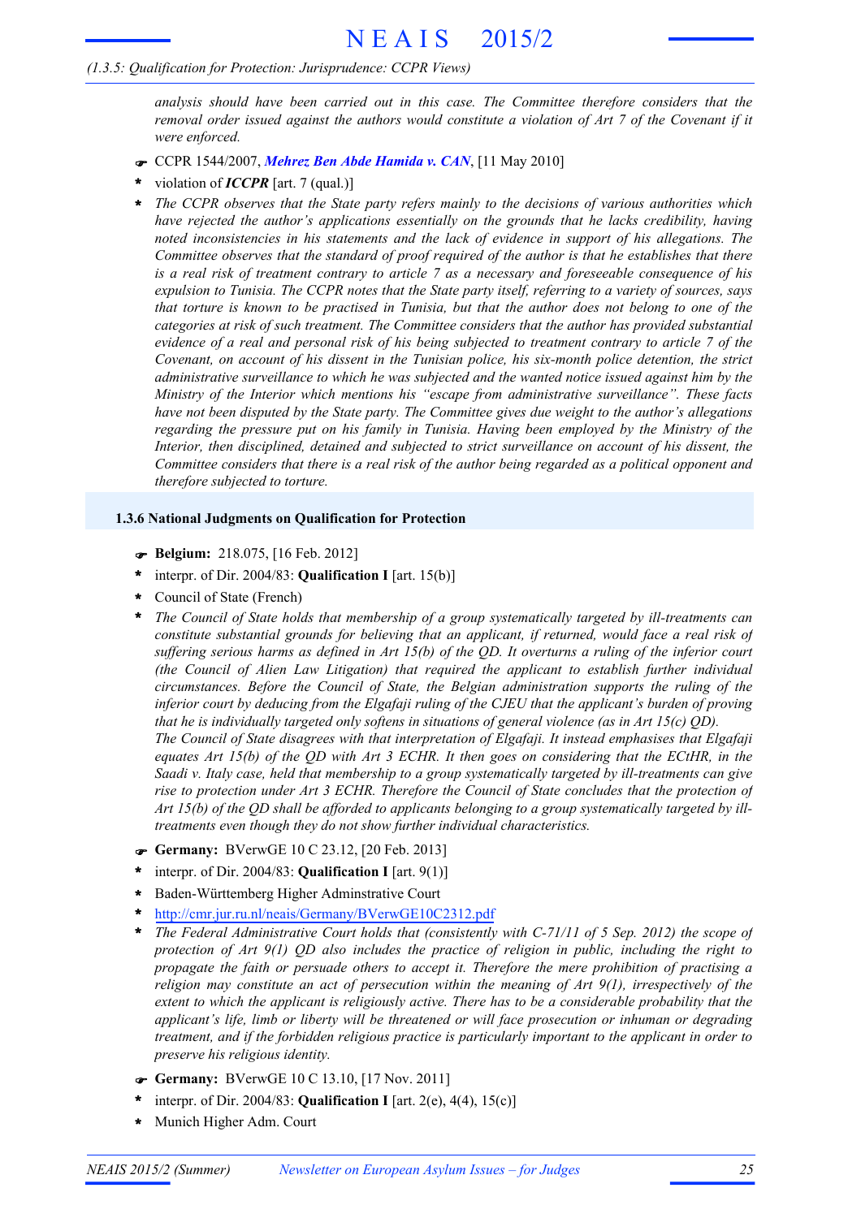*analysis should have been carried out in this case. The Committee therefore considers that the removal order issued against the authors would constitute a violation of Art 7 of the Covenant if it were enforced.*

- ☛ CCPR 1544/2007, ***Mehrez Ben Abde Hamida v. CAN***, [11 May 2010]
- \* violation of ***ICCPR*** [art. 7 (qual.)]
- \* *The CCPR observes that the State party refers mainly to the decisions of various authorities which have rejected the author's applications essentially on the grounds that he lacks credibility, having noted inconsistencies in his statements and the lack of evidence in support of his allegations. The Committee observes that the standard of proof required of the author is that he establishes that there is a real risk of treatment contrary to article 7 as a necessary and foreseeable consequence of his expulsion to Tunisia. The CCPR notes that the State party itself, referring to a variety of sources, says that torture is known to be practised in Tunisia, but that the author does not belong to one of the categories at risk of such treatment. The Committee considers that the author has provided substantial evidence of a real and personal risk of his being subjected to treatment contrary to article 7 of the Covenant, on account of his dissent in the Tunisian police, his six-month police detention, the strict administrative surveillance to which he was subjected and the wanted notice issued against him by the Ministry of the Interior which mentions his "escape from administrative surveillance". These facts have not been disputed by the State party. The Committee gives due weight to the author's allegations regarding the pressure put on his family in Tunisia. Having been employed by the Ministry of the Interior, then disciplined, detained and subjected to strict surveillance on account of his dissent, the Committee considers that there is a real risk of the author being regarded as a political opponent and therefore subjected to torture.*

### 1.3.6 National Judgments on Qualification for Protection

- ☛ **Belgium:** 218.075, [16 Feb. 2012]
- \* interpr. of Dir. 2004/83: **Qualification I** [art. 15(b)]
- \* Council of State (French)
- \* *The Council of State holds that membership of a group systematically targeted by ill-treatments can constitute substantial grounds for believing that an applicant, if returned, would face a real risk of suffering serious harms as defined in Art 15(b) of the QD. It overturns a ruling of the inferior court (the Council of Alien Law Litigation) that required the applicant to establish further individual circumstances. Before the Council of State, the Belgian administration supports the ruling of the inferior court by deducing from the Elgafaji ruling of the CJEU that the applicant's burden of proving that he is individually targeted only softens in situations of general violence (as in Art 15(c) QD).*
  *The Council of State disagrees with that interpretation of Elgafaji. It instead emphasises that Elgafaji equates Art 15(b) of the QD with Art 3 ECHR. It then goes on considering that the ECtHR, in the Saadi v. Italy case, held that membership to a group systematically targeted by ill-treatments can give rise to protection under Art 3 ECHR. Therefore the Council of State concludes that the protection of Art 15(b) of the QD shall be afforded to applicants belonging to a group systematically targeted by ill-treatments even though they do not show further individual characteristics.*
- ☛ **Germany:** BVerwGE 10 C 23.12, [20 Feb. 2013]
- \* interpr. of Dir. 2004/83: **Qualification I** [art. 9(1)]
- \* Baden-Württemberg Higher Adminstrative Court
- \* http://cmr.jur.ru.nl/neais/Germany/BVerwGE10C2312.pdf
- \* *The Federal Administrative Court holds that (consistently with C-71/11 of 5 Sep. 2012) the scope of protection of Art 9(1) QD also includes the practice of religion in public, including the right to propagate the faith or persuade others to accept it. Therefore the mere prohibition of practising a religion may constitute an act of persecution within the meaning of Art 9(1), irrespectively of the extent to which the applicant is religiously active. There has to be a considerable probability that the applicant's life, limb or liberty will be threatened or will face prosecution or inhuman or degrading treatment, and if the forbidden religious practice is particularly important to the applicant in order to preserve his religious identity.*
- ☛ **Germany:** BVerwGE 10 C 13.10, [17 Nov. 2011]
- \* interpr. of Dir. 2004/83: **Qualification I** [art. 2(e), 4(4), 15(c)]
- \* Munich Higher Adm. Court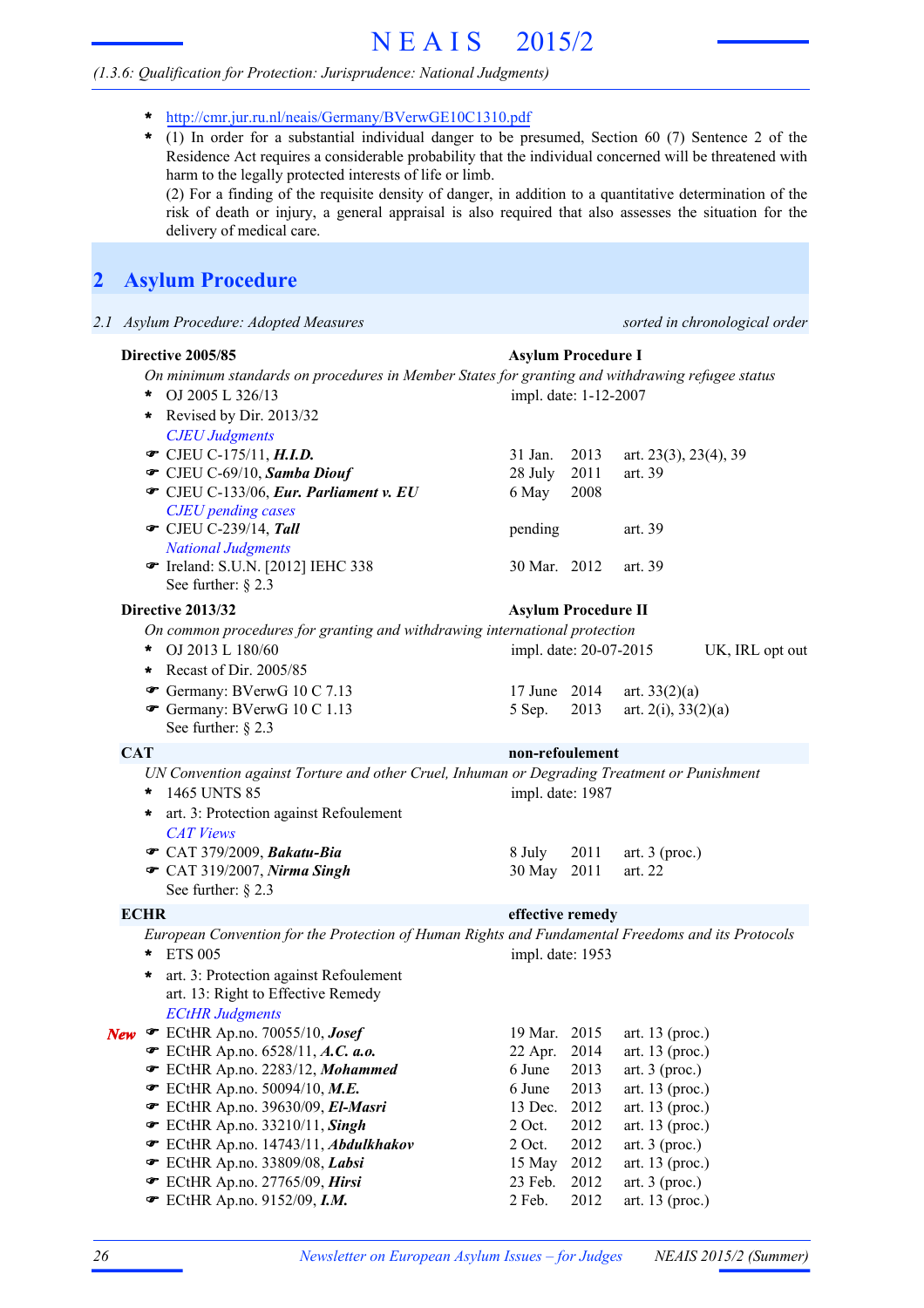(1.3.6: Qualification for Protection: Jurisprudence: National Judgments)

- * http://cmr.jur.ru.nl/neais/Germany/BVerwGE10C1310.pdf
- * (1) In order for a substantial individual danger to be presumed, Section 60 (7) Sentence 2 of the Residence Act requires a considerable probability that the individual concerned will be threatened with harm to the legally protected interests of life or limb.
  (2) For a finding of the requisite density of danger, in addition to a quantitative determination of the risk of death or injury, a general appraisal is also required that also assesses the situation for the delivery of medical care.

# 2 Asylum Procedure

## 2.1 Asylum Procedure: Adopted Measures

*sorted in chronological order*

**Directive 2005/85** — **Asylum Procedure I**

*On minimum standards on procedures in Member States for granting and withdrawing refugee status*

- * OJ 2005 L 326/13 — impl. date: 1-12-2007
- * Revised by Dir. 2013/32

*CJEU Judgments*

| | | |
|---|---|---|
| ☛ CJEU C-175/11, ***H.I.D.*** | 31 Jan. 2013 | art. 23(3), 23(4), 39 |
| ☛ CJEU C-69/10, ***Samba Diouf*** | 28 July 2011 | art. 39 |
| ☛ CJEU C-133/06, ***Eur. Parliament v. EU*** | 6 May 2008 | |

*CJEU pending cases*

| | | |
|---|---|---|
| ☛ CJEU C-239/14, ***Tall*** | pending | art. 39 |

*National Judgments*

| | | |
|---|---|---|
| ☛ Ireland: S.U.N. [2012] IEHC 338 | 30 Mar. 2012 | art. 39 |

See further: § 2.3

**Directive 2013/32** — **Asylum Procedure II**

*On common procedures for granting and withdrawing international protection*

- * OJ 2013 L 180/60 — impl. date: 20-07-2015 — UK, IRL opt out
- * Recast of Dir. 2005/85

| | | |
|---|---|---|
| ☛ Germany: BVerwG 10 C 7.13 | 17 June 2014 | art. 33(2)(a) |
| ☛ Germany: BVerwG 10 C 1.13 | 5 Sep. 2013 | art. 2(i), 33(2)(a) |

See further: § 2.3

**CAT** — **non-refoulement**

*UN Convention against Torture and other Cruel, Inhuman or Degrading Treatment or Punishment*

- * 1465 UNTS 85 — impl. date: 1987
- * art. 3: Protection against Refoulement

*CAT Views*

| | | |
|---|---|---|
| ☛ CAT 379/2009, ***Bakatu-Bia*** | 8 July 2011 | art. 3 (proc.) |
| ☛ CAT 319/2007, ***Nirma Singh*** | 30 May 2011 | art. 22 |

See further: § 2.3

**ECHR** — **effective remedy**

*European Convention for the Protection of Human Rights and Fundamental Freedoms and its Protocols*

- * ETS 005 — impl. date: 1953
- * art. 3: Protection against Refoulement
  art. 13: Right to Effective Remedy

*ECtHR Judgments*

| | | |
|---|---|---|
| *New* ☛ ECtHR Ap.no. 70055/10, ***Josef*** | 19 Mar. 2015 | art. 13 (proc.) |
| ☛ ECtHR Ap.no. 6528/11, ***A.C. a.o.*** | 22 Apr. 2014 | art. 13 (proc.) |
| ☛ ECtHR Ap.no. 2283/12, ***Mohammed*** | 6 June 2013 | art. 3 (proc.) |
| ☛ ECtHR Ap.no. 50094/10, ***M.E.*** | 6 June 2013 | art. 13 (proc.) |
| ☛ ECtHR Ap.no. 39630/09, ***El-Masri*** | 13 Dec. 2012 | art. 13 (proc.) |
| ☛ ECtHR Ap.no. 33210/11, ***Singh*** | 2 Oct. 2012 | art. 13 (proc.) |
| ☛ ECtHR Ap.no. 14743/11, ***Abdulkhakov*** | 2 Oct. 2012 | art. 3 (proc.) |
| ☛ ECtHR Ap.no. 33809/08, ***Labsi*** | 15 May 2012 | art. 13 (proc.) |
| ☛ ECtHR Ap.no. 27765/09, ***Hirsi*** | 23 Feb. 2012 | art. 3 (proc.) |
| ☛ ECtHR Ap.no. 9152/09, ***I.M.*** | 2 Feb. 2012 | art. 13 (proc.) |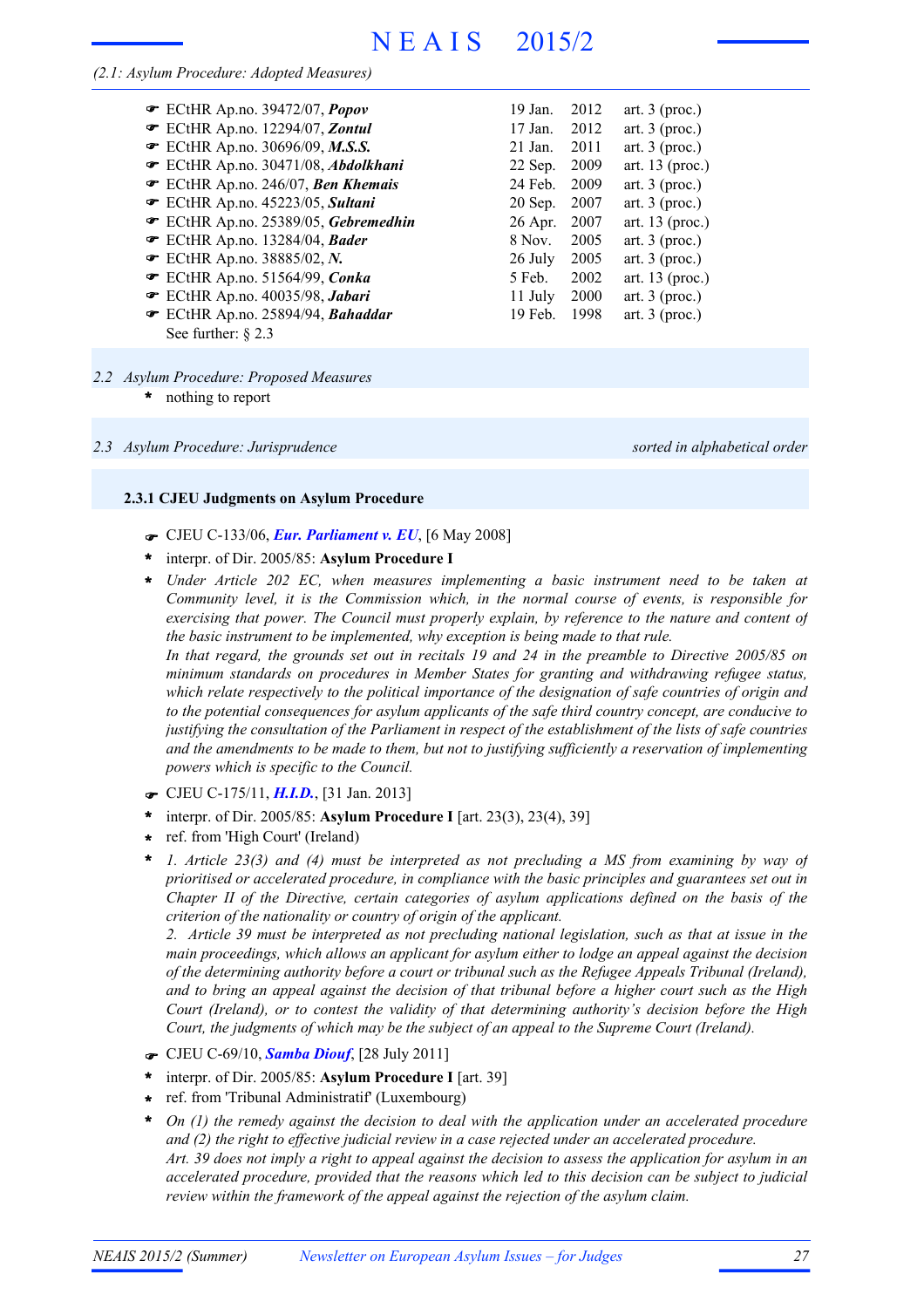(2.1: Asylum Procedure: Adopted Measures)

- ☛ ECtHR Ap.no. 39472/07, ***Popov*** 19 Jan. 2012 art. 3 (proc.)
- ☛ ECtHR Ap.no. 12294/07, ***Zontul*** 17 Jan. 2012 art. 3 (proc.)
- ☛ ECtHR Ap.no. 30696/09, ***M.S.S.*** 21 Jan. 2011 art. 3 (proc.)
- ☛ ECtHR Ap.no. 30471/08, ***Abdolkhani*** 22 Sep. 2009 art. 13 (proc.)
- ☛ ECtHR Ap.no. 246/07, ***Ben Khemais*** 24 Feb. 2009 art. 3 (proc.)
- ☛ ECtHR Ap.no. 45223/05, ***Sultani*** 20 Sep. 2007 art. 3 (proc.)
- ☛ ECtHR Ap.no. 25389/05, ***Gebremedhin*** 26 Apr. 2007 art. 13 (proc.)
- ☛ ECtHR Ap.no. 13284/04, ***Bader*** 8 Nov. 2005 art. 3 (proc.)
- ☛ ECtHR Ap.no. 38885/02, ***N.*** 26 July 2005 art. 3 (proc.)
- ☛ ECtHR Ap.no. 51564/99, ***Conka*** 5 Feb. 2002 art. 13 (proc.)
- ☛ ECtHR Ap.no. 40035/98, ***Jabari*** 11 July 2000 art. 3 (proc.)
- ☛ ECtHR Ap.no. 25894/94, ***Bahaddar*** 19 Feb. 1998 art. 3 (proc.)

See further: § 2.3

## 2.2 Asylum Procedure: Proposed Measures

* nothing to report

## 2.3 Asylum Procedure: Jurisprudence

*sorted in alphabetical order*

### 2.3.1 CJEU Judgments on Asylum Procedure

☛ CJEU C-133/06, ***Eur. Parliament v. EU***, [6 May 2008]

* interpr. of Dir. 2005/85: **Asylum Procedure I**
* *Under Article 202 EC, when measures implementing a basic instrument need to be taken at Community level, it is the Commission which, in the normal course of events, is responsible for exercising that power. The Council must properly explain, by reference to the nature and content of the basic instrument to be implemented, why exception is being made to that rule.*
  *In that regard, the grounds set out in recitals 19 and 24 in the preamble to Directive 2005/85 on minimum standards on procedures in Member States for granting and withdrawing refugee status, which relate respectively to the political importance of the designation of safe countries of origin and to the potential consequences for asylum applicants of the safe third country concept, are conducive to justifying the consultation of the Parliament in respect of the establishment of the lists of safe countries and the amendments to be made to them, but not to justifying sufficiently a reservation of implementing powers which is specific to the Council.*

☛ CJEU C-175/11, ***H.I.D.***, [31 Jan. 2013]

* interpr. of Dir. 2005/85: **Asylum Procedure I** [art. 23(3), 23(4), 39]
* ref. from 'High Court' (Ireland)
* *1. Article 23(3) and (4) must be interpreted as not precluding a MS from examining by way of prioritised or accelerated procedure, in compliance with the basic principles and guarantees set out in Chapter II of the Directive, certain categories of asylum applications defined on the basis of the criterion of the nationality or country of origin of the applicant.*
  *2. Article 39 must be interpreted as not precluding national legislation, such as that at issue in the main proceedings, which allows an applicant for asylum either to lodge an appeal against the decision of the determining authority before a court or tribunal such as the Refugee Appeals Tribunal (Ireland), and to bring an appeal against the decision of that tribunal before a higher court such as the High Court (Ireland), or to contest the validity of that determining authority's decision before the High Court, the judgments of which may be the subject of an appeal to the Supreme Court (Ireland).*

☛ CJEU C-69/10, ***Samba Diouf***, [28 July 2011]

* interpr. of Dir. 2005/85: **Asylum Procedure I** [art. 39]
* ref. from 'Tribunal Administratif' (Luxembourg)
* *On (1) the remedy against the decision to deal with the application under an accelerated procedure and (2) the right to effective judicial review in a case rejected under an accelerated procedure.*
  *Art. 39 does not imply a right to appeal against the decision to assess the application for asylum in an accelerated procedure, provided that the reasons which led to this decision can be subject to judicial review within the framework of the appeal against the rejection of the asylum claim.*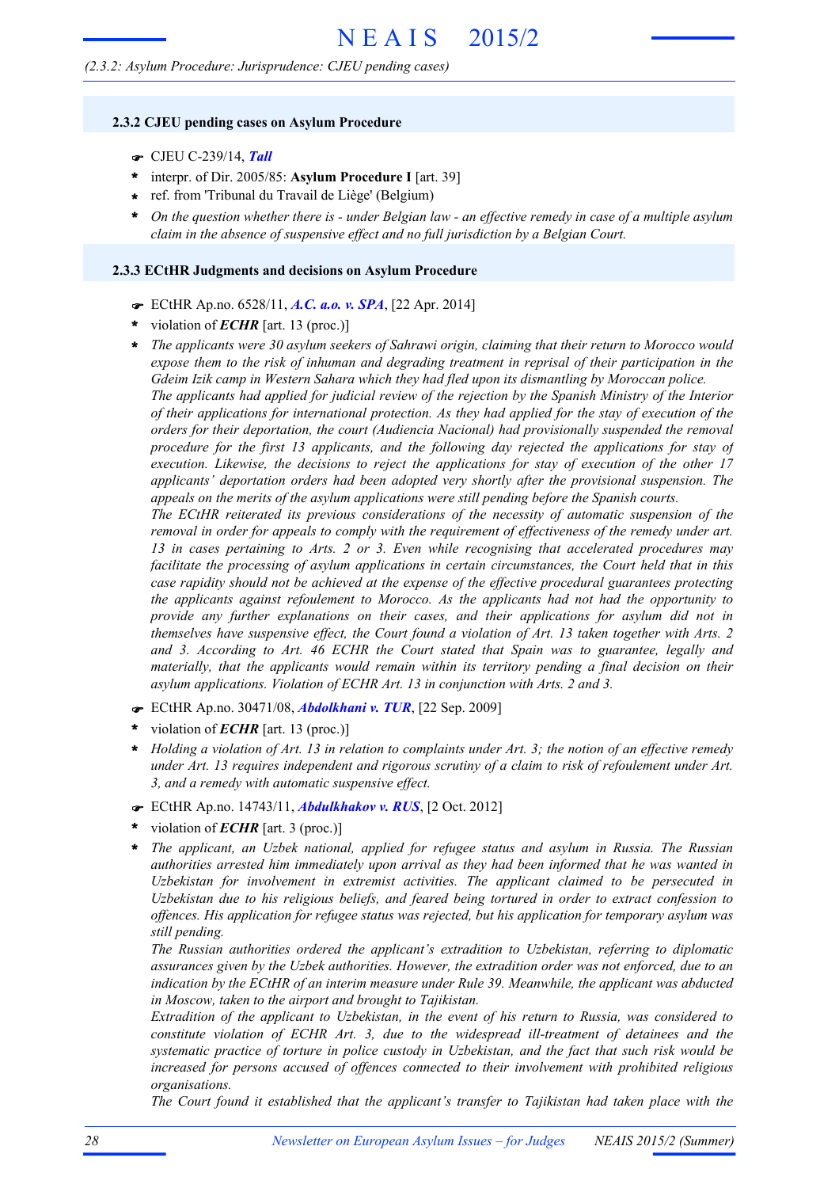### 2.3.2 CJEU pending cases on Asylum Procedure

- CJEU C-239/14, ***Tall***
- interpr. of Dir. 2005/85: **Asylum Procedure I** [art. 39]
- ref. from 'Tribunal du Travail de Liège' (Belgium)
- *On the question whether there is - under Belgian law - an effective remedy in case of a multiple asylum claim in the absence of suspensive effect and no full jurisdiction by a Belgian Court.*

### 2.3.3 ECtHR Judgments and decisions on Asylum Procedure

- ECtHR Ap.no. 6528/11, ***A.C. a.o. v. SPA***, [22 Apr. 2014]
- violation of ***ECHR*** [art. 13 (proc.)]
- *The applicants were 30 asylum seekers of Sahrawi origin, claiming that their return to Morocco would expose them to the risk of inhuman and degrading treatment in reprisal of their participation in the Gdeim Izik camp in Western Sahara which they had fled upon its dismantling by Moroccan police.*
  *The applicants had applied for judicial review of the rejection by the Spanish Ministry of the Interior of their applications for international protection. As they had applied for the stay of execution of the orders for their deportation, the court (Audiencia Nacional) had provisionally suspended the removal procedure for the first 13 applicants, and the following day rejected the applications for stay of execution. Likewise, the decisions to reject the applications for stay of execution of the other 17 applicants' deportation orders had been adopted very shortly after the provisional suspension. The appeals on the merits of the asylum applications were still pending before the Spanish courts.*
  *The ECtHR reiterated its previous considerations of the necessity of automatic suspension of the removal in order for appeals to comply with the requirement of effectiveness of the remedy under art. 13 in cases pertaining to Arts. 2 or 3. Even while recognising that accelerated procedures may facilitate the processing of asylum applications in certain circumstances, the Court held that in this case rapidity should not be achieved at the expense of the effective procedural guarantees protecting the applicants against refoulement to Morocco. As the applicants had not had the opportunity to provide any further explanations on their cases, and their applications for asylum did not in themselves have suspensive effect, the Court found a violation of Art. 13 taken together with Arts. 2 and 3. According to Art. 46 ECHR the Court stated that Spain was to guarantee, legally and materially, that the applicants would remain within its territory pending a final decision on their asylum applications. Violation of ECHR Art. 13 in conjunction with Arts. 2 and 3.*

- ECtHR Ap.no. 30471/08, ***Abdolkhani v. TUR***, [22 Sep. 2009]
- violation of ***ECHR*** [art. 13 (proc.)]
- *Holding a violation of Art. 13 in relation to complaints under Art. 3; the notion of an effective remedy under Art. 13 requires independent and rigorous scrutiny of a claim to risk of refoulement under Art. 3, and a remedy with automatic suspensive effect.*

- ECtHR Ap.no. 14743/11, ***Abdulkhakov v. RUS***, [2 Oct. 2012]
- violation of ***ECHR*** [art. 3 (proc.)]
- *The applicant, an Uzbek national, applied for refugee status and asylum in Russia. The Russian authorities arrested him immediately upon arrival as they had been informed that he was wanted in Uzbekistan for involvement in extremist activities. The applicant claimed to be persecuted in Uzbekistan due to his religious beliefs, and feared being tortured in order to extract confession to offences. His application for refugee status was rejected, but his application for temporary asylum was still pending.*
  *The Russian authorities ordered the applicant's extradition to Uzbekistan, referring to diplomatic assurances given by the Uzbek authorities. However, the extradition order was not enforced, due to an indication by the ECtHR of an interim measure under Rule 39. Meanwhile, the applicant was abducted in Moscow, taken to the airport and brought to Tajikistan.*
  *Extradition of the applicant to Uzbekistan, in the event of his return to Russia, was considered to constitute violation of ECHR Art. 3, due to the widespread ill-treatment of detainees and the systematic practice of torture in police custody in Uzbekistan, and the fact that such risk would be increased for persons accused of offences connected to their involvement with prohibited religious organisations.*
  *The Court found it established that the applicant's transfer to Tajikistan had taken place with the*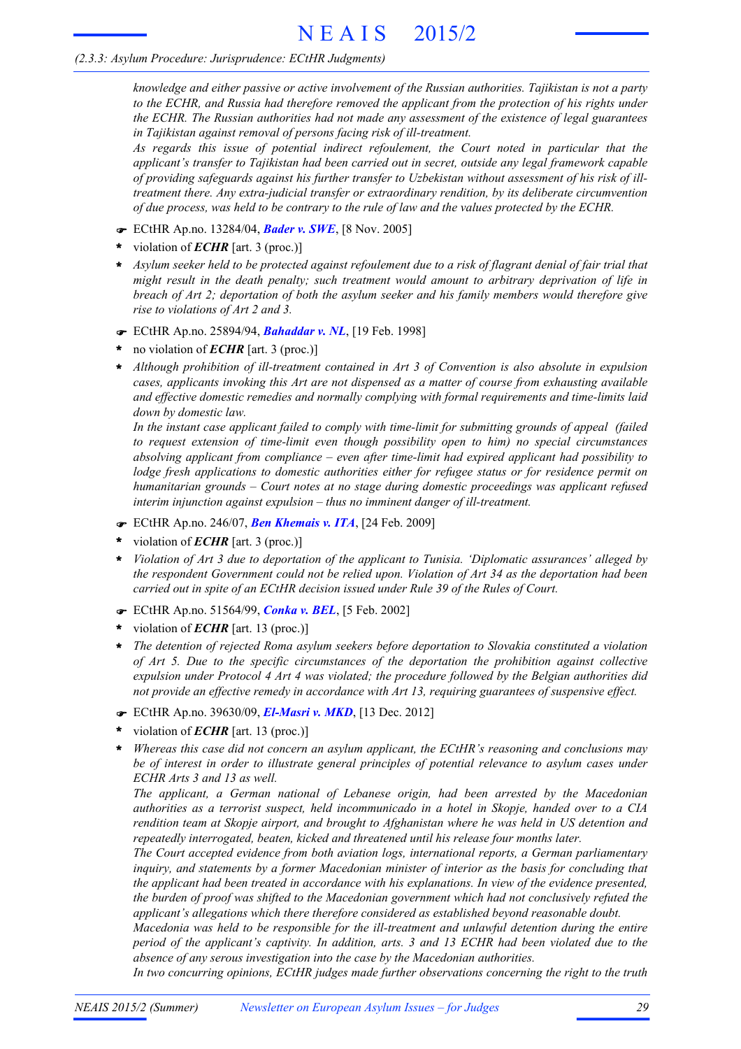*knowledge and either passive or active involvement of the Russian authorities. Tajikistan is not a party to the ECHR, and Russia had therefore removed the applicant from the protection of his rights under the ECHR. The Russian authorities had not made any assessment of the existence of legal guarantees in Tajikistan against removal of persons facing risk of ill-treatment.*

*As regards this issue of potential indirect refoulement, the Court noted in particular that the applicant's transfer to Tajikistan had been carried out in secret, outside any legal framework capable of providing safeguards against his further transfer to Uzbekistan without assessment of his risk of ill-treatment there. Any extra-judicial transfer or extraordinary rendition, by its deliberate circumvention of due process, was held to be contrary to the rule of law and the values protected by the ECHR.*

- ☛ ECtHR Ap.no. 13284/04, ***Bader v. SWE***, [8 Nov. 2005]
- \* violation of ***ECHR*** [art. 3 (proc.)]
- \* *Asylum seeker held to be protected against refoulement due to a risk of flagrant denial of fair trial that might result in the death penalty; such treatment would amount to arbitrary deprivation of life in breach of Art 2; deportation of both the asylum seeker and his family members would therefore give rise to violations of Art 2 and 3.*

- ☛ ECtHR Ap.no. 25894/94, ***Bahaddar v. NL***, [19 Feb. 1998]
- \* no violation of ***ECHR*** [art. 3 (proc.)]
- \* *Although prohibition of ill-treatment contained in Art 3 of Convention is also absolute in expulsion cases, applicants invoking this Art are not dispensed as a matter of course from exhausting available and effective domestic remedies and normally complying with formal requirements and time-limits laid down by domestic law.*

  *In the instant case applicant failed to comply with time-limit for submitting grounds of appeal (failed to request extension of time-limit even though possibility open to him) no special circumstances absolving applicant from compliance – even after time-limit had expired applicant had possibility to lodge fresh applications to domestic authorities either for refugee status or for residence permit on humanitarian grounds – Court notes at no stage during domestic proceedings was applicant refused interim injunction against expulsion – thus no imminent danger of ill-treatment.*

- ☛ ECtHR Ap.no. 246/07, ***Ben Khemais v. ITA***, [24 Feb. 2009]
- \* violation of ***ECHR*** [art. 3 (proc.)]
- \* *Violation of Art 3 due to deportation of the applicant to Tunisia. 'Diplomatic assurances' alleged by the respondent Government could not be relied upon. Violation of Art 34 as the deportation had been carried out in spite of an ECtHR decision issued under Rule 39 of the Rules of Court.*

- ☛ ECtHR Ap.no. 51564/99, ***Conka v. BEL***, [5 Feb. 2002]
- \* violation of ***ECHR*** [art. 13 (proc.)]
- \* *The detention of rejected Roma asylum seekers before deportation to Slovakia constituted a violation of Art 5. Due to the specific circumstances of the deportation the prohibition against collective expulsion under Protocol 4 Art 4 was violated; the procedure followed by the Belgian authorities did not provide an effective remedy in accordance with Art 13, requiring guarantees of suspensive effect.*

- ☛ ECtHR Ap.no. 39630/09, ***El-Masri v. MKD***, [13 Dec. 2012]
- \* violation of ***ECHR*** [art. 13 (proc.)]
- \* *Whereas this case did not concern an asylum applicant, the ECtHR's reasoning and conclusions may be of interest in order to illustrate general principles of potential relevance to asylum cases under ECHR Arts 3 and 13 as well.*

  *The applicant, a German national of Lebanese origin, had been arrested by the Macedonian authorities as a terrorist suspect, held incommunicado in a hotel in Skopje, handed over to a CIA rendition team at Skopje airport, and brought to Afghanistan where he was held in US detention and repeatedly interrogated, beaten, kicked and threatened until his release four months later.*

  *The Court accepted evidence from both aviation logs, international reports, a German parliamentary inquiry, and statements by a former Macedonian minister of interior as the basis for concluding that the applicant had been treated in accordance with his explanations. In view of the evidence presented, the burden of proof was shifted to the Macedonian government which had not conclusively refuted the applicant's allegations which there therefore considered as established beyond reasonable doubt.*

  *Macedonia was held to be responsible for the ill-treatment and unlawful detention during the entire period of the applicant's captivity. In addition, arts. 3 and 13 ECHR had been violated due to the absence of any serous investigation into the case by the Macedonian authorities.*

  *In two concurring opinions, ECtHR judges made further observations concerning the right to the truth*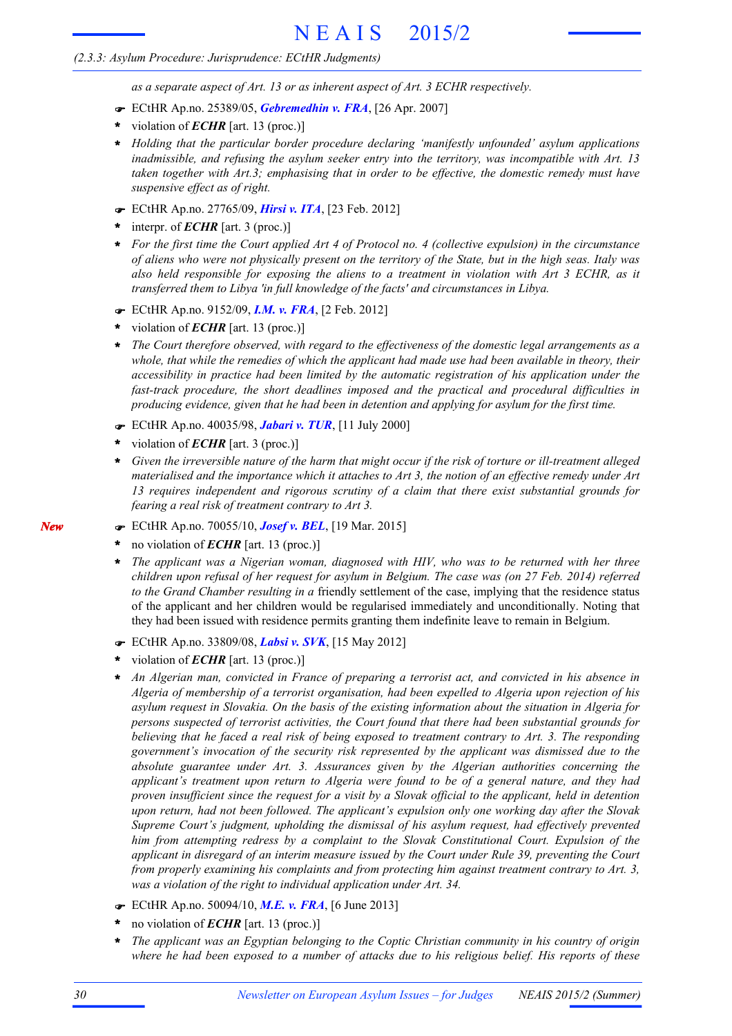*as a separate aspect of Art. 13 or as inherent aspect of Art. 3 ECHR respectively.*

☛ ECtHR Ap.no. 25389/05, ***Gebremedhin v. FRA***, [26 Apr. 2007]

- violation of ***ECHR*** [art. 13 (proc.)]
- *Holding that the particular border procedure declaring 'manifestly unfounded' asylum applications inadmissible, and refusing the asylum seeker entry into the territory, was incompatible with Art. 13 taken together with Art.3; emphasising that in order to be effective, the domestic remedy must have suspensive effect as of right.*

☛ ECtHR Ap.no. 27765/09, ***Hirsi v. ITA***, [23 Feb. 2012]

- interpr. of ***ECHR*** [art. 3 (proc.)]
- *For the first time the Court applied Art 4 of Protocol no. 4 (collective expulsion) in the circumstance of aliens who were not physically present on the territory of the State, but in the high seas. Italy was also held responsible for exposing the aliens to a treatment in violation with Art 3 ECHR, as it transferred them to Libya 'in full knowledge of the facts' and circumstances in Libya.*

☛ ECtHR Ap.no. 9152/09, ***I.M. v. FRA***, [2 Feb. 2012]

- violation of ***ECHR*** [art. 13 (proc.)]
- *The Court therefore observed, with regard to the effectiveness of the domestic legal arrangements as a whole, that while the remedies of which the applicant had made use had been available in theory, their accessibility in practice had been limited by the automatic registration of his application under the fast-track procedure, the short deadlines imposed and the practical and procedural difficulties in producing evidence, given that he had been in detention and applying for asylum for the first time.*

☛ ECtHR Ap.no. 40035/98, ***Jabari v. TUR***, [11 July 2000]

- violation of ***ECHR*** [art. 3 (proc.)]
- *Given the irreversible nature of the harm that might occur if the risk of torture or ill-treatment alleged materialised and the importance which it attaches to Art 3, the notion of an effective remedy under Art 13 requires independent and rigorous scrutiny of a claim that there exist substantial grounds for fearing a real risk of treatment contrary to Art 3.*

*New*

☛ ECtHR Ap.no. 70055/10, ***Josef v. BEL***, [19 Mar. 2015]

- no violation of ***ECHR*** [art. 13 (proc.)]
- *The applicant was a Nigerian woman, diagnosed with HIV, who was to be returned with her three children upon refusal of her request for asylum in Belgium. The case was (on 27 Feb. 2014) referred to the Grand Chamber resulting in a* friendly settlement of the case, implying that the residence status of the applicant and her children would be regularised immediately and unconditionally. Noting that they had been issued with residence permits granting them indefinite leave to remain in Belgium.

☛ ECtHR Ap.no. 33809/08, ***Labsi v. SVK***, [15 May 2012]

- violation of ***ECHR*** [art. 13 (proc.)]
- *An Algerian man, convicted in France of preparing a terrorist act, and convicted in his absence in Algeria of membership of a terrorist organisation, had been expelled to Algeria upon rejection of his asylum request in Slovakia. On the basis of the existing information about the situation in Algeria for persons suspected of terrorist activities, the Court found that there had been substantial grounds for believing that he faced a real risk of being exposed to treatment contrary to Art. 3. The responding government's invocation of the security risk represented by the applicant was dismissed due to the absolute guarantee under Art. 3. Assurances given by the Algerian authorities concerning the applicant's treatment upon return to Algeria were found to be of a general nature, and they had proven insufficient since the request for a visit by a Slovak official to the applicant, held in detention upon return, had not been followed. The applicant's expulsion only one working day after the Slovak Supreme Court's judgment, upholding the dismissal of his asylum request, had effectively prevented him from attempting redress by a complaint to the Slovak Constitutional Court. Expulsion of the applicant in disregard of an interim measure issued by the Court under Rule 39, preventing the Court from properly examining his complaints and from protecting him against treatment contrary to Art. 3, was a violation of the right to individual application under Art. 34.*

☛ ECtHR Ap.no. 50094/10, ***M.E. v. FRA***, [6 June 2013]

- no violation of ***ECHR*** [art. 13 (proc.)]
- *The applicant was an Egyptian belonging to the Coptic Christian community in his country of origin where he had been exposed to a number of attacks due to his religious belief. His reports of these*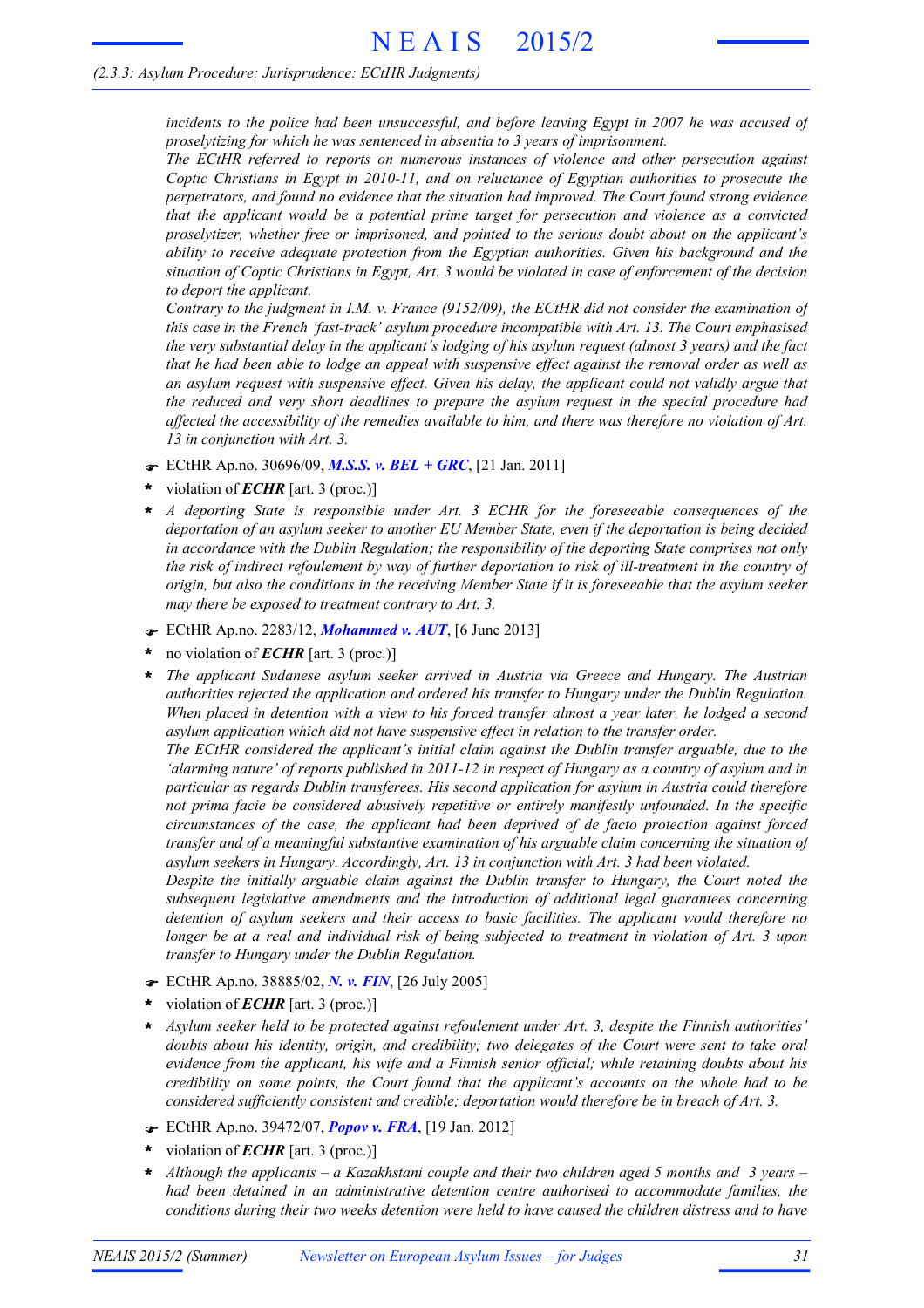*incidents to the police had been unsuccessful, and before leaving Egypt in 2007 he was accused of proselytizing for which he was sentenced in absentia to 3 years of imprisonment.*

*The ECtHR referred to reports on numerous instances of violence and other persecution against Coptic Christians in Egypt in 2010-11, and on reluctance of Egyptian authorities to prosecute the perpetrators, and found no evidence that the situation had improved. The Court found strong evidence that the applicant would be a potential prime target for persecution and violence as a convicted proselytizer, whether free or imprisoned, and pointed to the serious doubt about on the applicant's ability to receive adequate protection from the Egyptian authorities. Given his background and the situation of Coptic Christians in Egypt, Art. 3 would be violated in case of enforcement of the decision to deport the applicant.*

*Contrary to the judgment in I.M. v. France (9152/09), the ECtHR did not consider the examination of this case in the French 'fast-track' asylum procedure incompatible with Art. 13. The Court emphasised the very substantial delay in the applicant's lodging of his asylum request (almost 3 years) and the fact that he had been able to lodge an appeal with suspensive effect against the removal order as well as an asylum request with suspensive effect. Given his delay, the applicant could not validly argue that the reduced and very short deadlines to prepare the asylum request in the special procedure had affected the accessibility of the remedies available to him, and there was therefore no violation of Art. 13 in conjunction with Art. 3.*

☛ ECtHR Ap.no. 30696/09, ***M.S.S. v. BEL + GRC***, [21 Jan. 2011]

- violation of ***ECHR*** [art. 3 (proc.)]
- *A deporting State is responsible under Art. 3 ECHR for the foreseeable consequences of the deportation of an asylum seeker to another EU Member State, even if the deportation is being decided in accordance with the Dublin Regulation; the responsibility of the deporting State comprises not only the risk of indirect refoulement by way of further deportation to risk of ill-treatment in the country of origin, but also the conditions in the receiving Member State if it is foreseeable that the asylum seeker may there be exposed to treatment contrary to Art. 3.*

☛ ECtHR Ap.no. 2283/12, ***Mohammed v. AUT***, [6 June 2013]

- no violation of ***ECHR*** [art. 3 (proc.)]
- *The applicant Sudanese asylum seeker arrived in Austria via Greece and Hungary. The Austrian authorities rejected the application and ordered his transfer to Hungary under the Dublin Regulation. When placed in detention with a view to his forced transfer almost a year later, he lodged a second asylum application which did not have suspensive effect in relation to the transfer order.*

  *The ECtHR considered the applicant's initial claim against the Dublin transfer arguable, due to the 'alarming nature' of reports published in 2011-12 in respect of Hungary as a country of asylum and in particular as regards Dublin transferees. His second application for asylum in Austria could therefore not prima facie be considered abusively repetitive or entirely manifestly unfounded. In the specific circumstances of the case, the applicant had been deprived of de facto protection against forced transfer and of a meaningful substantive examination of his arguable claim concerning the situation of asylum seekers in Hungary. Accordingly, Art. 13 in conjunction with Art. 3 had been violated.*

  *Despite the initially arguable claim against the Dublin transfer to Hungary, the Court noted the subsequent legislative amendments and the introduction of additional legal guarantees concerning detention of asylum seekers and their access to basic facilities. The applicant would therefore no longer be at a real and individual risk of being subjected to treatment in violation of Art. 3 upon transfer to Hungary under the Dublin Regulation.*

☛ ECtHR Ap.no. 38885/02, ***N. v. FIN***, [26 July 2005]

- violation of ***ECHR*** [art. 3 (proc.)]
- *Asylum seeker held to be protected against refoulement under Art. 3, despite the Finnish authorities' doubts about his identity, origin, and credibility; two delegates of the Court were sent to take oral evidence from the applicant, his wife and a Finnish senior official; while retaining doubts about his credibility on some points, the Court found that the applicant's accounts on the whole had to be considered sufficiently consistent and credible; deportation would therefore be in breach of Art. 3.*

☛ ECtHR Ap.no. 39472/07, ***Popov v. FRA***, [19 Jan. 2012]

- violation of ***ECHR*** [art. 3 (proc.)]
- *Although the applicants – a Kazakhstani couple and their two children aged 5 months and 3 years – had been detained in an administrative detention centre authorised to accommodate families, the conditions during their two weeks detention were held to have caused the children distress and to have*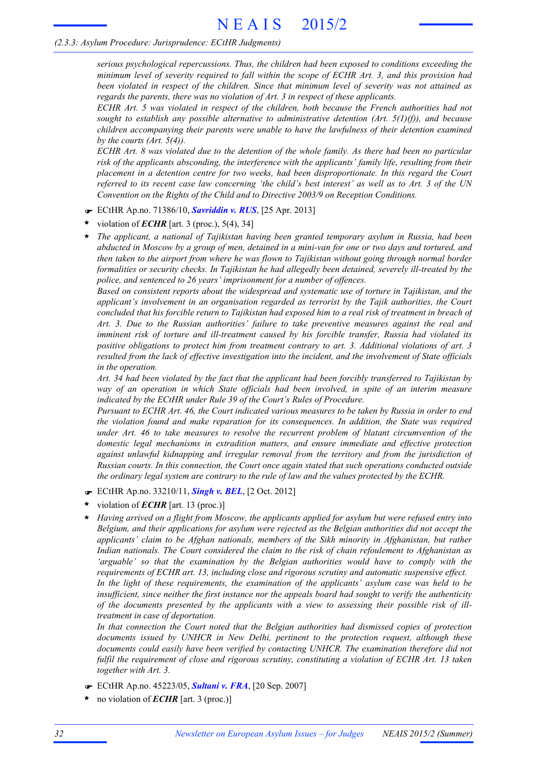*serious psychological repercussions. Thus, the children had been exposed to conditions exceeding the minimum level of severity required to fall within the scope of ECHR Art. 3, and this provision had been violated in respect of the children. Since that minimum level of severity was not attained as regards the parents, there was no violation of Art. 3 in respect of these applicants.*

*ECHR Art. 5 was violated in respect of the children, both because the French authorities had not sought to establish any possible alternative to administrative detention (Art. 5(1)(f)), and because children accompanying their parents were unable to have the lawfulness of their detention examined by the courts (Art. 5(4)).*

*ECHR Art. 8 was violated due to the detention of the whole family. As there had been no particular risk of the applicants absconding, the interference with the applicants' family life, resulting from their placement in a detention centre for two weeks, had been disproportionate. In this regard the Court referred to its recent case law concerning 'the child's best interest' as well as to Art. 3 of the UN Convention on the Rights of the Child and to Directive 2003/9 on Reception Conditions.*

☛ ECtHR Ap.no. 71386/10, ***Savriddin v. RUS***, [25 Apr. 2013]

* violation of ***ECHR*** [art. 3 (proc.), 5(4), 34]

* *The applicant, a national of Tajikistan having been granted temporary asylum in Russia, had been abducted in Moscow by a group of men, detained in a mini-van for one or two days and tortured, and then taken to the airport from where he was flown to Tajikistan without going through normal border formalities or security checks. In Tajikistan he had allegedly been detained, severely ill-treated by the police, and sentenced to 26 years' imprisonment for a number of offences.*

  *Based on consistent reports about the widespread and systematic use of torture in Tajikistan, and the applicant's involvement in an organisation regarded as terrorist by the Tajik authorities, the Court concluded that his forcible return to Tajikistan had exposed him to a real risk of treatment in breach of Art. 3. Due to the Russian authorities' failure to take preventive measures against the real and imminent risk of torture and ill-treatment caused by his forcible transfer, Russia had violated its positive obligations to protect him from treatment contrary to art. 3. Additional violations of art. 3 resulted from the lack of effective investigation into the incident, and the involvement of State officials in the operation.*

  *Art. 34 had been violated by the fact that the applicant had been forcibly transferred to Tajikistan by way of an operation in which State officials had been involved, in spite of an interim measure indicated by the ECtHR under Rule 39 of the Court's Rules of Procedure.*

  *Pursuant to ECHR Art. 46, the Court indicated various measures to be taken by Russia in order to end the violation found and make reparation for its consequences. In addition, the State was required under Art. 46 to take measures to resolve the recurrent problem of blatant circumvention of the domestic legal mechanisms in extradition matters, and ensure immediate and effective protection against unlawful kidnapping and irregular removal from the territory and from the jurisdiction of Russian courts. In this connection, the Court once again stated that such operations conducted outside the ordinary legal system are contrary to the rule of law and the values protected by the ECHR.*

☛ ECtHR Ap.no. 33210/11, ***Singh v. BEL***, [2 Oct. 2012]

* violation of ***ECHR*** [art. 13 (proc.)]

* *Having arrived on a flight from Moscow, the applicants applied for asylum but were refused entry into Belgium, and their applications for asylum were rejected as the Belgian authorities did not accept the applicants' claim to be Afghan nationals, members of the Sikh minority in Afghanistan, but rather Indian nationals. The Court considered the claim to the risk of chain refoulement to Afghanistan as 'arguable' so that the examination by the Belgian authorities would have to comply with the requirements of ECHR art. 13, including close and rigorous scrutiny and automatic suspensive effect.*

  *In the light of these requirements, the examination of the applicants' asylum case was held to be insufficient, since neither the first instance nor the appeals board had sought to verify the authenticity of the documents presented by the applicants with a view to assessing their possible risk of ill-treatment in case of deportation.*

  *In that connection the Court noted that the Belgian authorities had dismissed copies of protection documents issued by UNHCR in New Delhi, pertinent to the protection request, although these documents could easily have been verified by contacting UNHCR. The examination therefore did not fulfil the requirement of close and rigorous scrutiny, constituting a violation of ECHR Art. 13 taken together with Art. 3.*

☛ ECtHR Ap.no. 45223/05, ***Sultani v. FRA***, [20 Sep. 2007]

* no violation of ***ECHR*** [art. 3 (proc.)]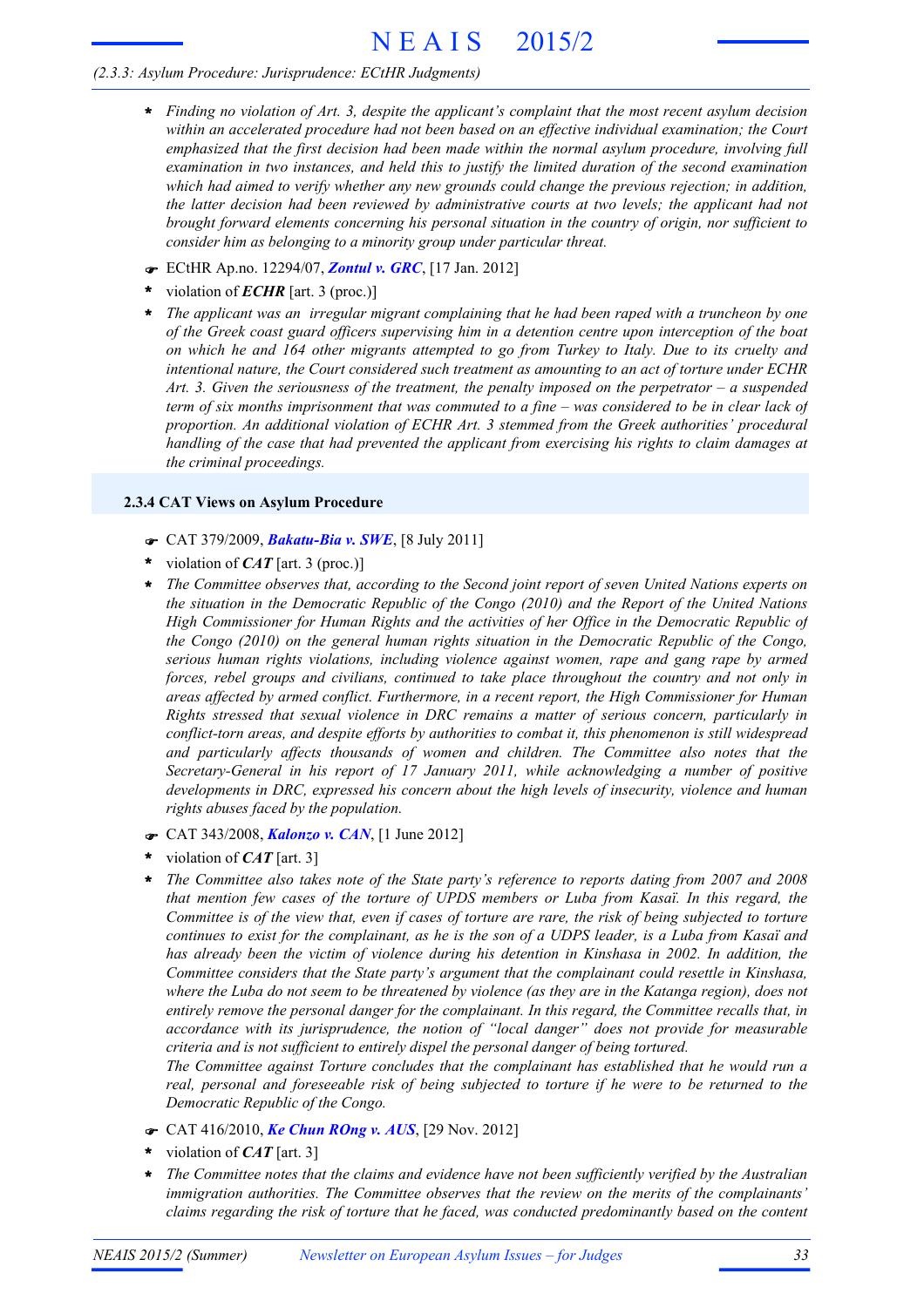- * *Finding no violation of Art. 3, despite the applicant's complaint that the most recent asylum decision within an accelerated procedure had not been based on an effective individual examination; the Court emphasized that the first decision had been made within the normal asylum procedure, involving full examination in two instances, and held this to justify the limited duration of the second examination which had aimed to verify whether any new grounds could change the previous rejection; in addition, the latter decision had been reviewed by administrative courts at two levels; the applicant had not brought forward elements concerning his personal situation in the country of origin, nor sufficient to consider him as belonging to a minority group under particular threat.*

- ☛ ECtHR Ap.no. 12294/07, ***Zontul v. GRC***, [17 Jan. 2012]
- * violation of ***ECHR*** [art. 3 (proc.)]
- * *The applicant was an irregular migrant complaining that he had been raped with a truncheon by one of the Greek coast guard officers supervising him in a detention centre upon interception of the boat on which he and 164 other migrants attempted to go from Turkey to Italy. Due to its cruelty and intentional nature, the Court considered such treatment as amounting to an act of torture under ECHR Art. 3. Given the seriousness of the treatment, the penalty imposed on the perpetrator – a suspended term of six months imprisonment that was commuted to a fine – was considered to be in clear lack of proportion. An additional violation of ECHR Art. 3 stemmed from the Greek authorities' procedural handling of the case that had prevented the applicant from exercising his rights to claim damages at the criminal proceedings.*

### 2.3.4 CAT Views on Asylum Procedure

- ☛ CAT 379/2009, ***Bakatu-Bia v. SWE***, [8 July 2011]
- * violation of ***CAT*** [art. 3 (proc.)]
- * *The Committee observes that, according to the Second joint report of seven United Nations experts on the situation in the Democratic Republic of the Congo (2010) and the Report of the United Nations High Commissioner for Human Rights and the activities of her Office in the Democratic Republic of the Congo (2010) on the general human rights situation in the Democratic Republic of the Congo, serious human rights violations, including violence against women, rape and gang rape by armed forces, rebel groups and civilians, continued to take place throughout the country and not only in areas affected by armed conflict. Furthermore, in a recent report, the High Commissioner for Human Rights stressed that sexual violence in DRC remains a matter of serious concern, particularly in conflict-torn areas, and despite efforts by authorities to combat it, this phenomenon is still widespread and particularly affects thousands of women and children. The Committee also notes that the Secretary-General in his report of 17 January 2011, while acknowledging a number of positive developments in DRC, expressed his concern about the high levels of insecurity, violence and human rights abuses faced by the population.*

- ☛ CAT 343/2008, ***Kalonzo v. CAN***, [1 June 2012]
- * violation of ***CAT*** [art. 3]
- * *The Committee also takes note of the State party's reference to reports dating from 2007 and 2008 that mention few cases of the torture of UPDS members or Luba from Kasaï. In this regard, the Committee is of the view that, even if cases of torture are rare, the risk of being subjected to torture continues to exist for the complainant, as he is the son of a UDPS leader, is a Luba from Kasaï and has already been the victim of violence during his detention in Kinshasa in 2002. In addition, the Committee considers that the State party's argument that the complainant could resettle in Kinshasa, where the Luba do not seem to be threatened by violence (as they are in the Katanga region), does not entirely remove the personal danger for the complainant. In this regard, the Committee recalls that, in accordance with its jurisprudence, the notion of "local danger" does not provide for measurable criteria and is not sufficient to entirely dispel the personal danger of being tortured.*
  *The Committee against Torture concludes that the complainant has established that he would run a real, personal and foreseeable risk of being subjected to torture if he were to be returned to the Democratic Republic of the Congo.*

- ☛ CAT 416/2010, ***Ke Chun ROng v. AUS***, [29 Nov. 2012]
- * violation of ***CAT*** [art. 3]
- * *The Committee notes that the claims and evidence have not been sufficiently verified by the Australian immigration authorities. The Committee observes that the review on the merits of the complainants' claims regarding the risk of torture that he faced, was conducted predominantly based on the content*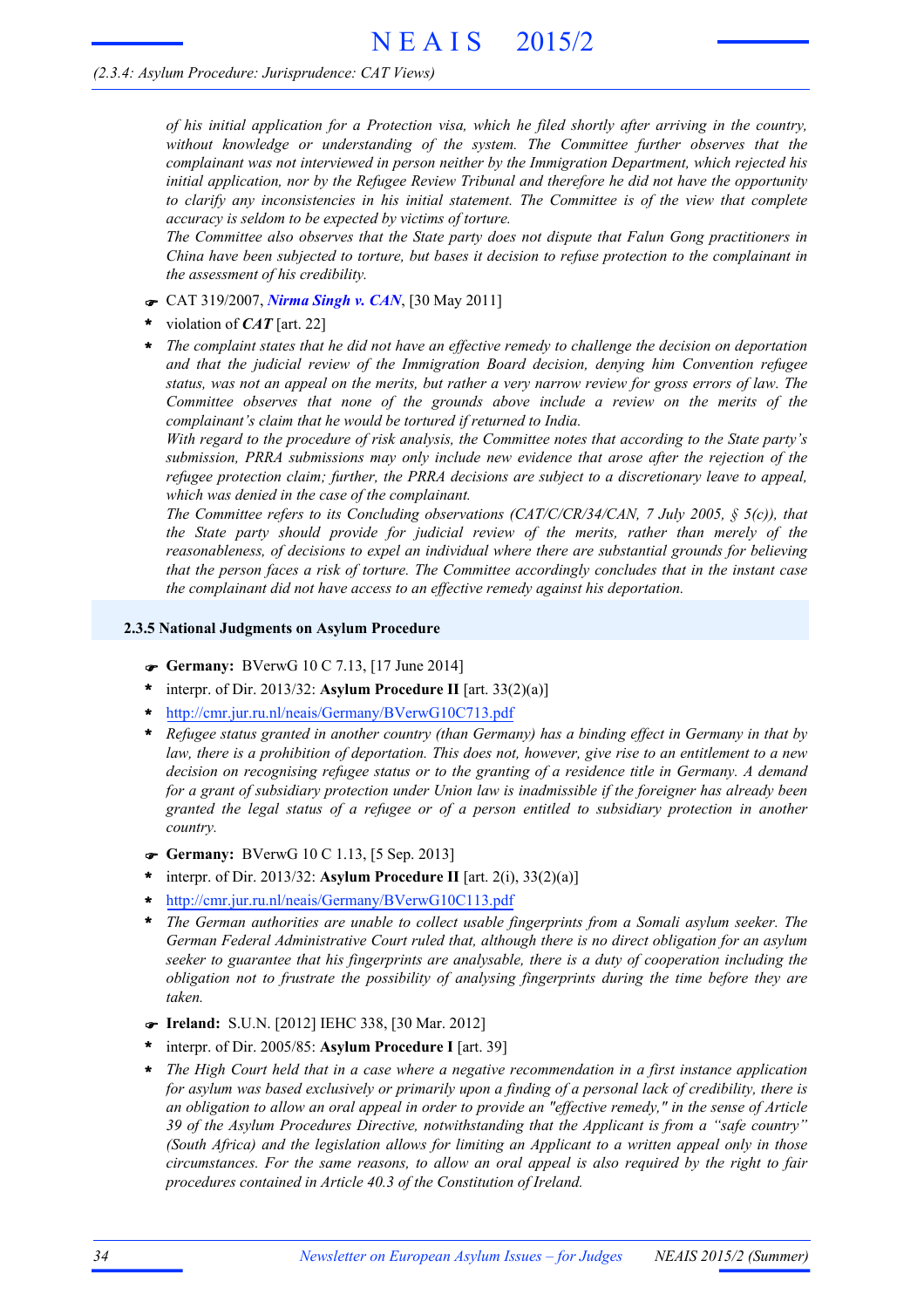*of his initial application for a Protection visa, which he filed shortly after arriving in the country, without knowledge or understanding of the system. The Committee further observes that the complainant was not interviewed in person neither by the Immigration Department, which rejected his initial application, nor by the Refugee Review Tribunal and therefore he did not have the opportunity to clarify any inconsistencies in his initial statement. The Committee is of the view that complete accuracy is seldom to be expected by victims of torture.*

*The Committee also observes that the State party does not dispute that Falun Gong practitioners in China have been subjected to torture, but bases it decision to refuse protection to the complainant in the assessment of his credibility.*

- ☛ CAT 319/2007, ***Nirma Singh v. CAN***, [30 May 2011]
- \* violation of ***CAT*** [art. 22]
- \* *The complaint states that he did not have an effective remedy to challenge the decision on deportation and that the judicial review of the Immigration Board decision, denying him Convention refugee status, was not an appeal on the merits, but rather a very narrow review for gross errors of law. The Committee observes that none of the grounds above include a review on the merits of the complainant's claim that he would be tortured if returned to India.*

  *With regard to the procedure of risk analysis, the Committee notes that according to the State party's submission, PRRA submissions may only include new evidence that arose after the rejection of the refugee protection claim; further, the PRRA decisions are subject to a discretionary leave to appeal, which was denied in the case of the complainant.*

  *The Committee refers to its Concluding observations (CAT/C/CR/34/CAN, 7 July 2005, § 5(c)), that the State party should provide for judicial review of the merits, rather than merely of the reasonableness, of decisions to expel an individual where there are substantial grounds for believing that the person faces a risk of torture. The Committee accordingly concludes that in the instant case the complainant did not have access to an effective remedy against his deportation.*

### 2.3.5 National Judgments on Asylum Procedure

- ☛ **Germany:** BVerwG 10 C 7.13, [17 June 2014]
- \* interpr. of Dir. 2013/32: **Asylum Procedure II** [art. 33(2)(a)]
- \* http://cmr.jur.ru.nl/neais/Germany/BVerwG10C713.pdf
- \* *Refugee status granted in another country (than Germany) has a binding effect in Germany in that by law, there is a prohibition of deportation. This does not, however, give rise to an entitlement to a new decision on recognising refugee status or to the granting of a residence title in Germany. A demand for a grant of subsidiary protection under Union law is inadmissible if the foreigner has already been granted the legal status of a refugee or of a person entitled to subsidiary protection in another country.*

- ☛ **Germany:** BVerwG 10 C 1.13, [5 Sep. 2013]
- \* interpr. of Dir. 2013/32: **Asylum Procedure II** [art. 2(i), 33(2)(a)]
- \* http://cmr.jur.ru.nl/neais/Germany/BVerwG10C113.pdf
- \* *The German authorities are unable to collect usable fingerprints from a Somali asylum seeker. The German Federal Administrative Court ruled that, although there is no direct obligation for an asylum seeker to guarantee that his fingerprints are analysable, there is a duty of cooperation including the obligation not to frustrate the possibility of analysing fingerprints during the time before they are taken.*

- ☛ **Ireland:** S.U.N. [2012] IEHC 338, [30 Mar. 2012]
- \* interpr. of Dir. 2005/85: **Asylum Procedure I** [art. 39]
- \* *The High Court held that in a case where a negative recommendation in a first instance application for asylum was based exclusively or primarily upon a finding of a personal lack of credibility, there is an obligation to allow an oral appeal in order to provide an "effective remedy," in the sense of Article 39 of the Asylum Procedures Directive, notwithstanding that the Applicant is from a "safe country" (South Africa) and the legislation allows for limiting an Applicant to a written appeal only in those circumstances. For the same reasons, to allow an oral appeal is also required by the right to fair procedures contained in Article 40.3 of the Constitution of Ireland.*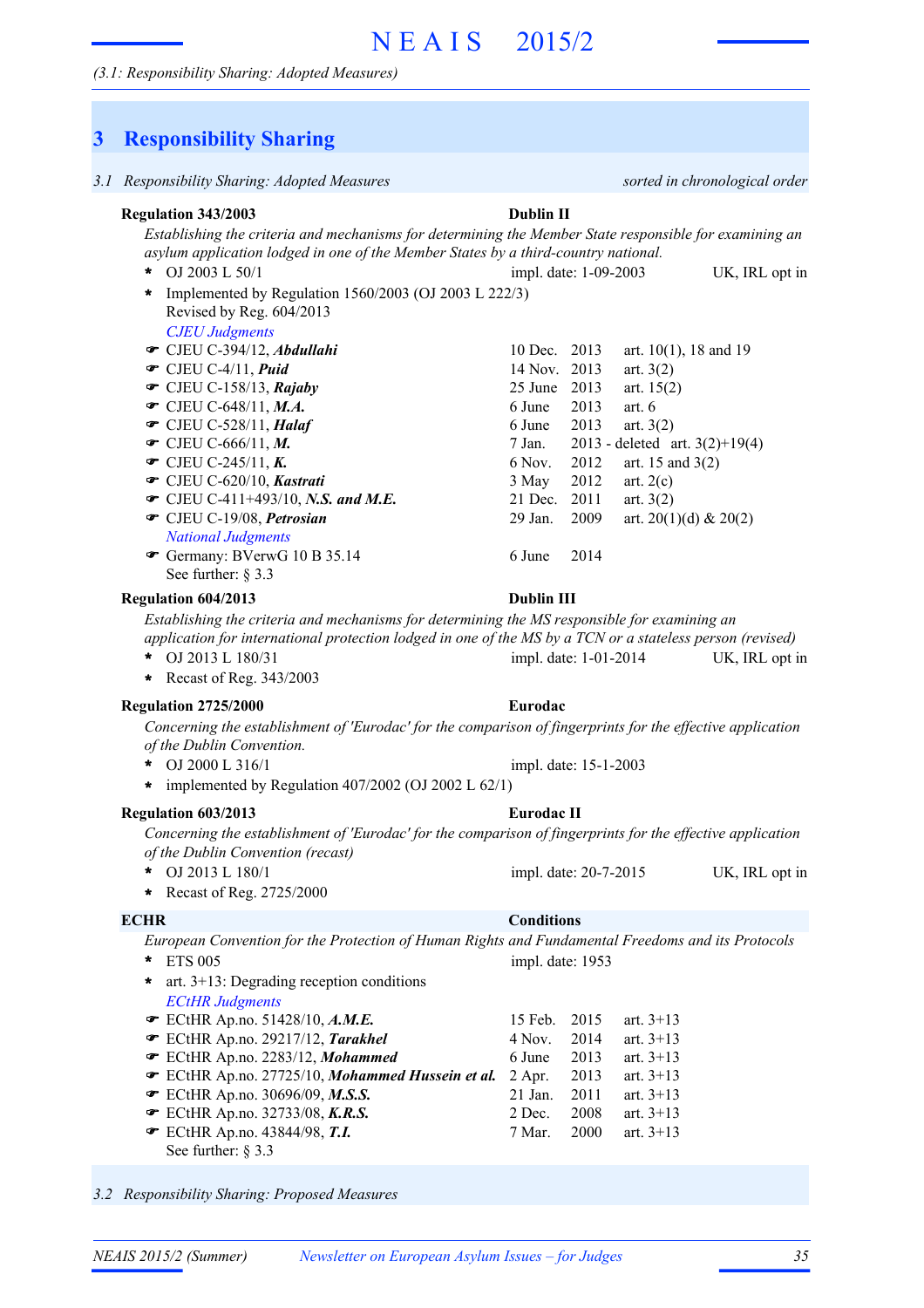# 3 Responsibility Sharing

## 3.1 Responsibility Sharing: Adopted Measures

*sorted in chronological order*

**Regulation 343/2003** — **Dublin II**

*Establishing the criteria and mechanisms for determining the Member State responsible for examining an asylum application lodged in one of the Member States by a third-country national.*

* OJ 2003 L 50/1 — impl. date: 1-09-2003 — UK, IRL opt in
* Implemented by Regulation 1560/2003 (OJ 2003 L 222/3)
  Revised by Reg. 604/2013

*CJEU Judgments*

- ☛ CJEU C-394/12, ***Abdullahi*** — 10 Dec. 2013 — art. 10(1), 18 and 19
- ☛ CJEU C-4/11, ***Puid*** — 14 Nov. 2013 — art. 3(2)
- ☛ CJEU C-158/13, ***Rajaby*** — 25 June 2013 — art. 15(2)
- ☛ CJEU C-648/11, ***M.A.*** — 6 June 2013 — art. 6
- ☛ CJEU C-528/11, ***Halaf*** — 6 June 2013 — art. 3(2)
- ☛ CJEU C-666/11, ***M.*** — 7 Jan. 2013 - deleted — art. 3(2)+19(4)
- ☛ CJEU C-245/11, ***K.*** — 6 Nov. 2012 — art. 15 and 3(2)
- ☛ CJEU C-620/10, ***Kastrati*** — 3 May 2012 — art. 2(c)
- ☛ CJEU C-411+493/10, ***N.S. and M.E.*** — 21 Dec. 2011 — art. 3(2)
- ☛ CJEU C-19/08, ***Petrosian*** — 29 Jan. 2009 — art. 20(1)(d) & 20(2)

*National Judgments*

- ☛ Germany: BVerwG 10 B 35.14 — 6 June 2014

See further: § 3.3

**Regulation 604/2013** — **Dublin III**

*Establishing the criteria and mechanisms for determining the MS responsible for examining an application for international protection lodged in one of the MS by a TCN or a stateless person (revised)*

* OJ 2013 L 180/31 — impl. date: 1-01-2014 — UK, IRL opt in
* Recast of Reg. 343/2003

**Regulation 2725/2000** — **Eurodac**

*Concerning the establishment of 'Eurodac' for the comparison of fingerprints for the effective application of the Dublin Convention.*

* OJ 2000 L 316/1 — impl. date: 15-1-2003
* implemented by Regulation 407/2002 (OJ 2002 L 62/1)

**Regulation 603/2013** — **Eurodac II**

*Concerning the establishment of 'Eurodac' for the comparison of fingerprints for the effective application of the Dublin Convention (recast)*

* OJ 2013 L 180/1 — impl. date: 20-7-2015 — UK, IRL opt in
* Recast of Reg. 2725/2000

**ECHR** — **Conditions**

*European Convention for the Protection of Human Rights and Fundamental Freedoms and its Protocols*

* ETS 005 — impl. date: 1953
* art. 3+13: Degrading reception conditions

*ECtHR Judgments*

- ☛ ECtHR Ap.no. 51428/10, ***A.M.E.*** — 15 Feb. 2015 — art. 3+13
- ☛ ECtHR Ap.no. 29217/12, ***Tarakhel*** — 4 Nov. 2014 — art. 3+13
- ☛ ECtHR Ap.no. 2283/12, ***Mohammed*** — 6 June 2013 — art. 3+13
- ☛ ECtHR Ap.no. 27725/10, ***Mohammed Hussein et al.*** — 2 Apr. 2013 — art. 3+13
- ☛ ECtHR Ap.no. 30696/09, ***M.S.S.*** — 21 Jan. 2011 — art. 3+13
- ☛ ECtHR Ap.no. 32733/08, ***K.R.S.*** — 2 Dec. 2008 — art. 3+13
- ☛ ECtHR Ap.no. 43844/98, ***T.I.*** — 7 Mar. 2000 — art. 3+13

See further: § 3.3

## 3.2 Responsibility Sharing: Proposed Measures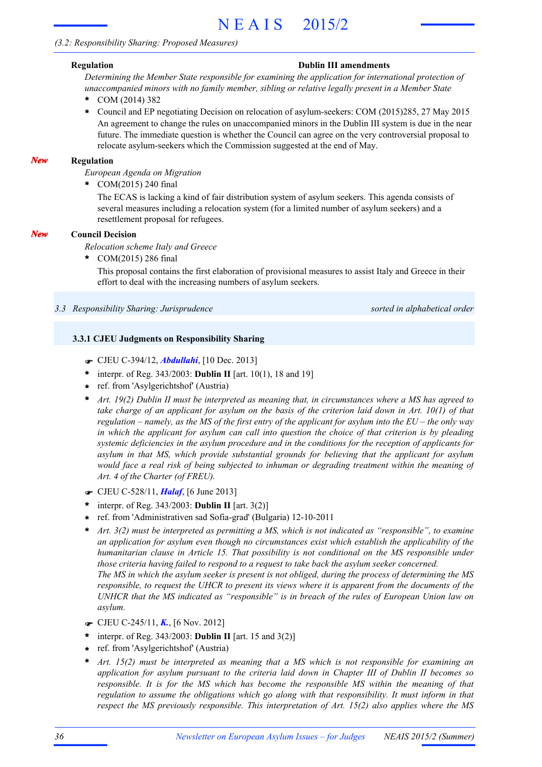*(3.2: Responsibility Sharing: Proposed Measures)*

**Regulation** **Dublin III amendments**

*Determining the Member State responsible for examining the application for international protection of unaccompanied minors with no family member, sibling or relative legally present in a Member State*

- COM (2014) 382
- Council and EP negotiating Decision on relocation of asylum-seekers: COM (2015)285, 27 May 2015
  An agreement to change the rules on unaccompanied minors in the Dublin III system is due in the near future. The immediate question is whether the Council can agree on the very controversial proposal to relocate asylum-seekers which the Commission suggested at the end of May.

***New*** **Regulation**

*European Agenda on Migration*

- COM(2015) 240 final
  The ECAS is lacking a kind of fair distribution system of asylum seekers. This agenda consists of several measures including a relocation system (for a limited number of asylum seekers) and a resettlement proposal for refugees.

***New*** **Council Decision**

*Relocation scheme Italy and Greece*

- COM(2015) 286 final
  This proposal contains the first elaboration of provisional measures to assist Italy and Greece in their effort to deal with the increasing numbers of asylum seekers.

## *3.3 Responsibility Sharing: Jurisprudence* — *sorted in alphabetical order*

### 3.3.1 CJEU Judgments on Responsibility Sharing

☛ CJEU C-394/12, ***Abdullahi***, [10 Dec. 2013]
- interpr. of Reg. 343/2003: **Dublin II** [art. 10(1), 18 and 19]
- ref. from 'Asylgerichtshof' (Austria)
- *Art. 19(2) Dublin II must be interpreted as meaning that, in circumstances where a MS has agreed to take charge of an applicant for asylum on the basis of the criterion laid down in Art. 10(1) of that regulation – namely, as the MS of the first entry of the applicant for asylum into the EU – the only way in which the applicant for asylum can call into question the choice of that criterion is by pleading systemic deficiencies in the asylum procedure and in the conditions for the reception of applicants for asylum in that MS, which provide substantial grounds for believing that the applicant for asylum would face a real risk of being subjected to inhuman or degrading treatment within the meaning of Art. 4 of the Charter (of FREU).*

☛ CJEU C-528/11, ***Halaf***, [6 June 2013]
- interpr. of Reg. 343/2003: **Dublin II** [art. 3(2)]
- ref. from 'Administrativen sad Sofia-grad' (Bulgaria) 12-10-2011
- *Art. 3(2) must be interpreted as permitting a MS, which is not indicated as "responsible", to examine an application for asylum even though no circumstances exist which establish the applicability of the humanitarian clause in Article 15. That possibility is not conditional on the MS responsible under those criteria having failed to respond to a request to take back the asylum seeker concerned.*
  *The MS in which the asylum seeker is present is not obliged, during the process of determining the MS responsible, to request the UHCR to present its views where it is apparent from the documents of the UNHCR that the MS indicated as "responsible" is in breach of the rules of European Union law on asylum.*

☛ CJEU C-245/11, ***K.***, [6 Nov. 2012]
- interpr. of Reg. 343/2003: **Dublin II** [art. 15 and 3(2)]
- ref. from 'Asylgerichtshof' (Austria)
- *Art. 15(2) must be interpreted as meaning that a MS which is not responsible for examining an application for asylum pursuant to the criteria laid down in Chapter III of Dublin II becomes so responsible. It is for the MS which has become the responsible MS within the meaning of that regulation to assume the obligations which go along with that responsibility. It must inform in that respect the MS previously responsible. This interpretation of Art. 15(2) also applies where the MS*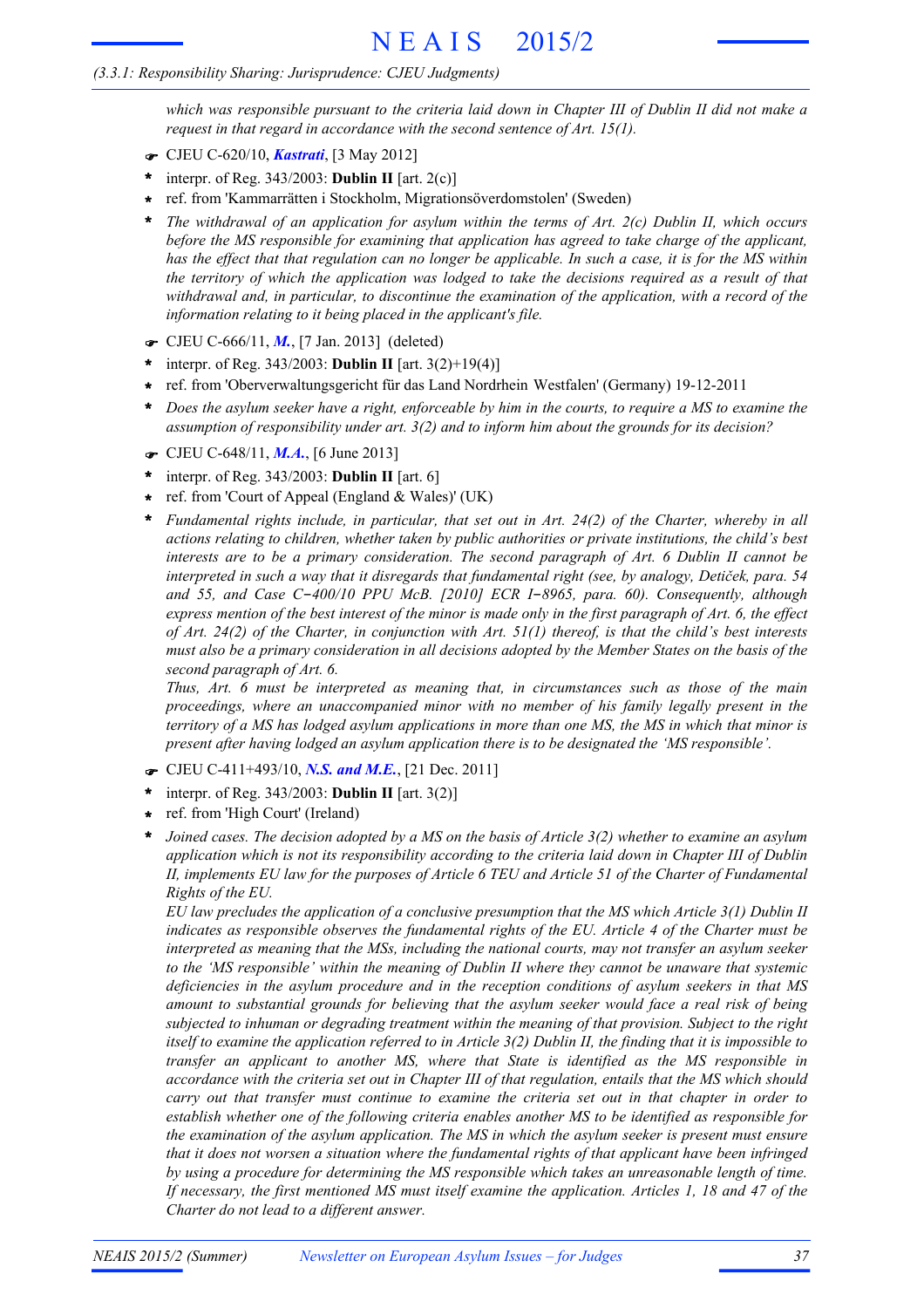*which was responsible pursuant to the criteria laid down in Chapter III of Dublin II did not make a request in that regard in accordance with the second sentence of Art. 15(1).*

☛ CJEU C-620/10, ***Kastrati***, [3 May 2012]

* interpr. of Reg. 343/2003: **Dublin II** [art. 2(c)]
* ref. from 'Kammarrätten i Stockholm, Migrationsöverdomstolen' (Sweden)
* *The withdrawal of an application for asylum within the terms of Art. 2(c) Dublin II, which occurs before the MS responsible for examining that application has agreed to take charge of the applicant, has the effect that that regulation can no longer be applicable. In such a case, it is for the MS within the territory of which the application was lodged to take the decisions required as a result of that withdrawal and, in particular, to discontinue the examination of the application, with a record of the information relating to it being placed in the applicant's file.*

☛ CJEU C-666/11, ***M.***, [7 Jan. 2013] (deleted)

* interpr. of Reg. 343/2003: **Dublin II** [art. 3(2)+19(4)]
* ref. from 'Oberverwaltungsgericht für das Land Nordrhein Westfalen' (Germany) 19-12-2011
* *Does the asylum seeker have a right, enforceable by him in the courts, to require a MS to examine the assumption of responsibility under art. 3(2) and to inform him about the grounds for its decision?*

☛ CJEU C-648/11, ***M.A.***, [6 June 2013]

* interpr. of Reg. 343/2003: **Dublin II** [art. 6]
* ref. from 'Court of Appeal (England & Wales)' (UK)
* *Fundamental rights include, in particular, that set out in Art. 24(2) of the Charter, whereby in all actions relating to children, whether taken by public authorities or private institutions, the child's best interests are to be a primary consideration. The second paragraph of Art. 6 Dublin II cannot be interpreted in such a way that it disregards that fundamental right (see, by analogy, Detiček, para. 54 and 55, and Case C‑400/10 PPU McB. [2010] ECR I‑8965, para. 60). Consequently, although express mention of the best interest of the minor is made only in the first paragraph of Art. 6, the effect of Art. 24(2) of the Charter, in conjunction with Art. 51(1) thereof, is that the child's best interests must also be a primary consideration in all decisions adopted by the Member States on the basis of the second paragraph of Art. 6.*
  *Thus, Art. 6 must be interpreted as meaning that, in circumstances such as those of the main proceedings, where an unaccompanied minor with no member of his family legally present in the territory of a MS has lodged asylum applications in more than one MS, the MS in which that minor is present after having lodged an asylum application there is to be designated the 'MS responsible'.*

☛ CJEU C-411+493/10, ***N.S. and M.E.***, [21 Dec. 2011]

* interpr. of Reg. 343/2003: **Dublin II** [art. 3(2)]
* ref. from 'High Court' (Ireland)
* *Joined cases. The decision adopted by a MS on the basis of Article 3(2) whether to examine an asylum application which is not its responsibility according to the criteria laid down in Chapter III of Dublin II, implements EU law for the purposes of Article 6 TEU and Article 51 of the Charter of Fundamental Rights of the EU.*
  *EU law precludes the application of a conclusive presumption that the MS which Article 3(1) Dublin II indicates as responsible observes the fundamental rights of the EU. Article 4 of the Charter must be interpreted as meaning that the MSs, including the national courts, may not transfer an asylum seeker to the 'MS responsible' within the meaning of Dublin II where they cannot be unaware that systemic deficiencies in the asylum procedure and in the reception conditions of asylum seekers in that MS amount to substantial grounds for believing that the asylum seeker would face a real risk of being subjected to inhuman or degrading treatment within the meaning of that provision. Subject to the right itself to examine the application referred to in Article 3(2) Dublin II, the finding that it is impossible to transfer an applicant to another MS, where that State is identified as the MS responsible in accordance with the criteria set out in Chapter III of that regulation, entails that the MS which should carry out that transfer must continue to examine the criteria set out in that chapter in order to establish whether one of the following criteria enables another MS to be identified as responsible for the examination of the asylum application. The MS in which the asylum seeker is present must ensure that it does not worsen a situation where the fundamental rights of that applicant have been infringed by using a procedure for determining the MS responsible which takes an unreasonable length of time. If necessary, the first mentioned MS must itself examine the application. Articles 1, 18 and 47 of the Charter do not lead to a different answer.*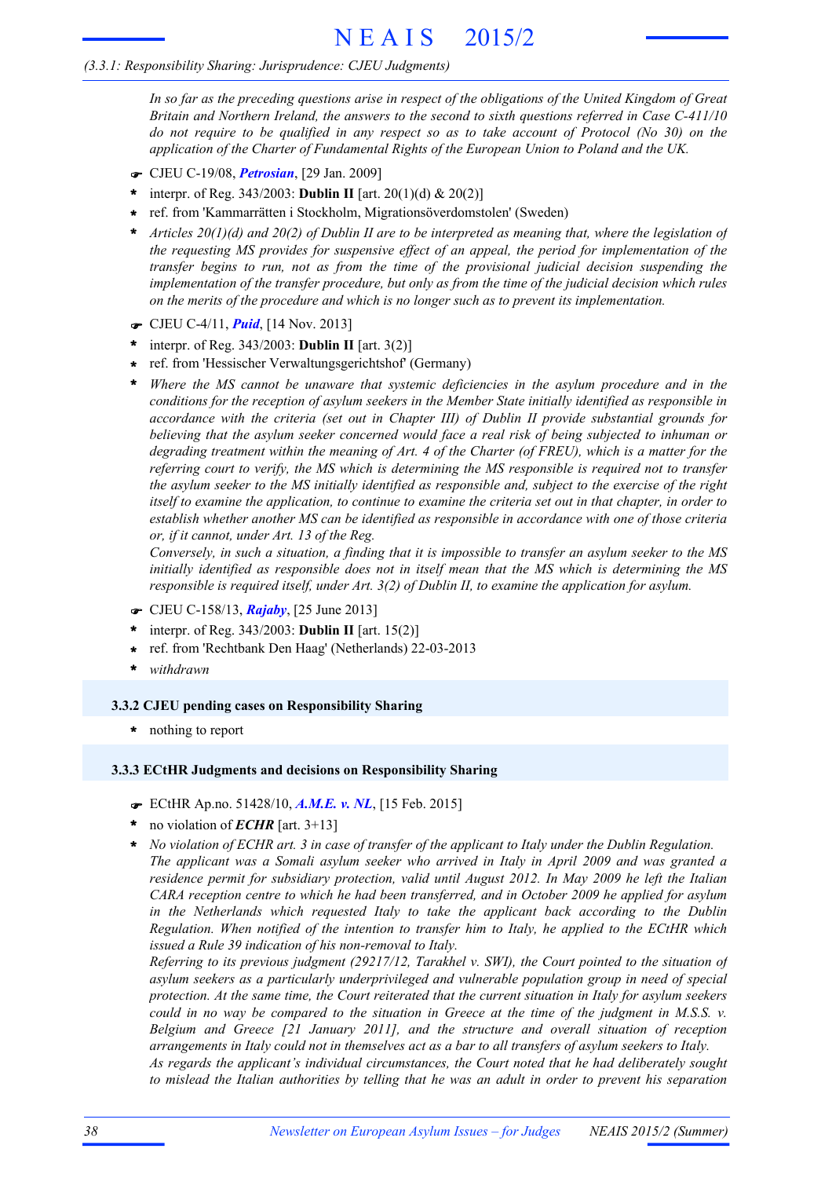*In so far as the preceding questions arise in respect of the obligations of the United Kingdom of Great Britain and Northern Ireland, the answers to the second to sixth questions referred in Case C-411/10 do not require to be qualified in any respect so as to take account of Protocol (No 30) on the application of the Charter of Fundamental Rights of the European Union to Poland and the UK.*

- ☛ CJEU C-19/08, ***Petrosian***, [29 Jan. 2009]
- \* interpr. of Reg. 343/2003: **Dublin II** [art. 20(1)(d) & 20(2)]
- \* ref. from 'Kammarrätten i Stockholm, Migrationsöverdomstolen' (Sweden)
- \* *Articles 20(1)(d) and 20(2) of Dublin II are to be interpreted as meaning that, where the legislation of the requesting MS provides for suspensive effect of an appeal, the period for implementation of the transfer begins to run, not as from the time of the provisional judicial decision suspending the implementation of the transfer procedure, but only as from the time of the judicial decision which rules on the merits of the procedure and which is no longer such as to prevent its implementation.*

- ☛ CJEU C-4/11, ***Puid***, [14 Nov. 2013]
- \* interpr. of Reg. 343/2003: **Dublin II** [art. 3(2)]
- \* ref. from 'Hessischer Verwaltungsgerichtshof' (Germany)
- \* *Where the MS cannot be unaware that systemic deficiencies in the asylum procedure and in the conditions for the reception of asylum seekers in the Member State initially identified as responsible in accordance with the criteria (set out in Chapter III) of Dublin II provide substantial grounds for believing that the asylum seeker concerned would face a real risk of being subjected to inhuman or degrading treatment within the meaning of Art. 4 of the Charter (of FREU), which is a matter for the referring court to verify, the MS which is determining the MS responsible is required not to transfer the asylum seeker to the MS initially identified as responsible and, subject to the exercise of the right itself to examine the application, to continue to examine the criteria set out in that chapter, in order to establish whether another MS can be identified as responsible in accordance with one of those criteria or, if it cannot, under Art. 13 of the Reg.*
  *Conversely, in such a situation, a finding that it is impossible to transfer an asylum seeker to the MS initially identified as responsible does not in itself mean that the MS which is determining the MS responsible is required itself, under Art. 3(2) of Dublin II, to examine the application for asylum.*

- ☛ CJEU C-158/13, ***Rajaby***, [25 June 2013]
- \* interpr. of Reg. 343/2003: **Dublin II** [art. 15(2)]
- \* ref. from 'Rechtbank Den Haag' (Netherlands) 22-03-2013
- \* *withdrawn*

### 3.3.2 CJEU pending cases on Responsibility Sharing

- \* nothing to report

### 3.3.3 ECtHR Judgments and decisions on Responsibility Sharing

- ☛ ECtHR Ap.no. 51428/10, ***A.M.E. v. NL***, [15 Feb. 2015]
- \* no violation of ***ECHR*** [art. 3+13]
- \* *No violation of ECHR art. 3 in case of transfer of the applicant to Italy under the Dublin Regulation. The applicant was a Somali asylum seeker who arrived in Italy in April 2009 and was granted a residence permit for subsidiary protection, valid until August 2012. In May 2009 he left the Italian CARA reception centre to which he had been transferred, and in October 2009 he applied for asylum in the Netherlands which requested Italy to take the applicant back according to the Dublin Regulation. When notified of the intention to transfer him to Italy, he applied to the ECtHR which issued a Rule 39 indication of his non-removal to Italy.*
  *Referring to its previous judgment (29217/12, Tarakhel v. SWI), the Court pointed to the situation of asylum seekers as a particularly underprivileged and vulnerable population group in need of special protection. At the same time, the Court reiterated that the current situation in Italy for asylum seekers could in no way be compared to the situation in Greece at the time of the judgment in M.S.S. v. Belgium and Greece [21 January 2011], and the structure and overall situation of reception arrangements in Italy could not in themselves act as a bar to all transfers of asylum seekers to Italy.*
  *As regards the applicant's individual circumstances, the Court noted that he had deliberately sought to mislead the Italian authorities by telling that he was an adult in order to prevent his separation*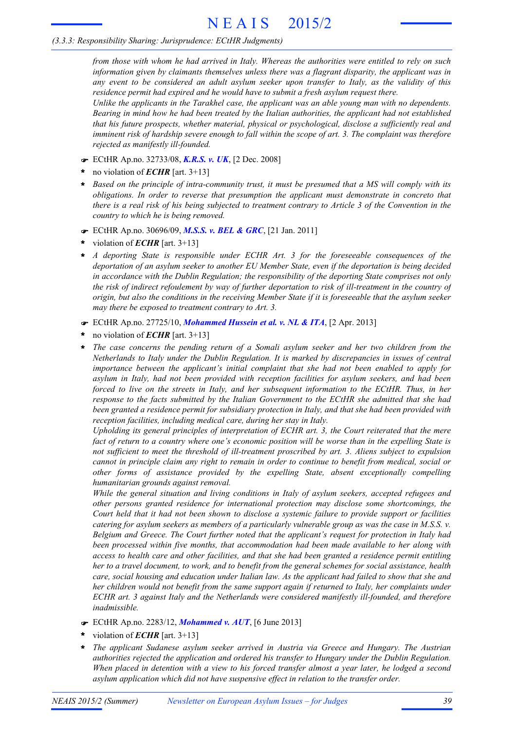*from those with whom he had arrived in Italy. Whereas the authorities were entitled to rely on such information given by claimants themselves unless there was a flagrant disparity, the applicant was in any event to be considered an adult asylum seeker upon transfer to Italy, as the validity of this residence permit had expired and he would have to submit a fresh asylum request there.*

*Unlike the applicants in the Tarakhel case, the applicant was an able young man with no dependents. Bearing in mind how he had been treated by the Italian authorities, the applicant had not established that his future prospects, whether material, physical or psychological, disclose a sufficiently real and imminent risk of hardship severe enough to fall within the scope of art. 3. The complaint was therefore rejected as manifestly ill-founded.*

☛ ECtHR Ap.no. 32733/08, ***K.R.S. v. UK***, [2 Dec. 2008]

\* no violation of ***ECHR*** [art. 3+13]

\* *Based on the principle of intra-community trust, it must be presumed that a MS will comply with its obligations. In order to reverse that presumption the applicant must demonstrate in concreto that there is a real risk of his being subjected to treatment contrary to Article 3 of the Convention in the country to which he is being removed.*

☛ ECtHR Ap.no. 30696/09, ***M.S.S. v. BEL & GRC***, [21 Jan. 2011]

\* violation of ***ECHR*** [art. 3+13]

\* *A deporting State is responsible under ECHR Art. 3 for the foreseeable consequences of the deportation of an asylum seeker to another EU Member State, even if the deportation is being decided in accordance with the Dublin Regulation; the responsibility of the deporting State comprises not only the risk of indirect refoulement by way of further deportation to risk of ill-treatment in the country of origin, but also the conditions in the receiving Member State if it is foreseeable that the asylum seeker may there be exposed to treatment contrary to Art. 3.*

☛ ECtHR Ap.no. 27725/10, ***Mohammed Hussein et al. v. NL & ITA***, [2 Apr. 2013]

\* no violation of ***ECHR*** [art. 3+13]

\* *The case concerns the pending return of a Somali asylum seeker and her two children from the Netherlands to Italy under the Dublin Regulation. It is marked by discrepancies in issues of central importance between the applicant's initial complaint that she had not been enabled to apply for asylum in Italy, had not been provided with reception facilities for asylum seekers, and had been forced to live on the streets in Italy, and her subsequent information to the ECtHR. Thus, in her response to the facts submitted by the Italian Government to the ECtHR she admitted that she had been granted a residence permit for subsidiary protection in Italy, and that she had been provided with reception facilities, including medical care, during her stay in Italy.*

*Upholding its general principles of interpretation of ECHR art. 3, the Court reiterated that the mere fact of return to a country where one's economic position will be worse than in the expelling State is not sufficient to meet the threshold of ill-treatment proscribed by art. 3. Aliens subject to expulsion cannot in principle claim any right to remain in order to continue to benefit from medical, social or other forms of assistance provided by the expelling State, absent exceptionally compelling humanitarian grounds against removal.*

*While the general situation and living conditions in Italy of asylum seekers, accepted refugees and other persons granted residence for international protection may disclose some shortcomings, the Court held that it had not been shown to disclose a systemic failure to provide support or facilities catering for asylum seekers as members of a particularly vulnerable group as was the case in M.S.S. v. Belgium and Greece. The Court further noted that the applicant's request for protection in Italy had been processed within five months, that accommodation had been made available to her along with access to health care and other facilities, and that she had been granted a residence permit entitling her to a travel document, to work, and to benefit from the general schemes for social assistance, health care, social housing and education under Italian law. As the applicant had failed to show that she and her children would not benefit from the same support again if returned to Italy, her complaints under ECHR art. 3 against Italy and the Netherlands were considered manifestly ill-founded, and therefore inadmissible.*

☛ ECtHR Ap.no. 2283/12, ***Mohammed v. AUT***, [6 June 2013]

\* violation of ***ECHR*** [art. 3+13]

\* *The applicant Sudanese asylum seeker arrived in Austria via Greece and Hungary. The Austrian authorities rejected the application and ordered his transfer to Hungary under the Dublin Regulation. When placed in detention with a view to his forced transfer almost a year later, he lodged a second asylum application which did not have suspensive effect in relation to the transfer order.*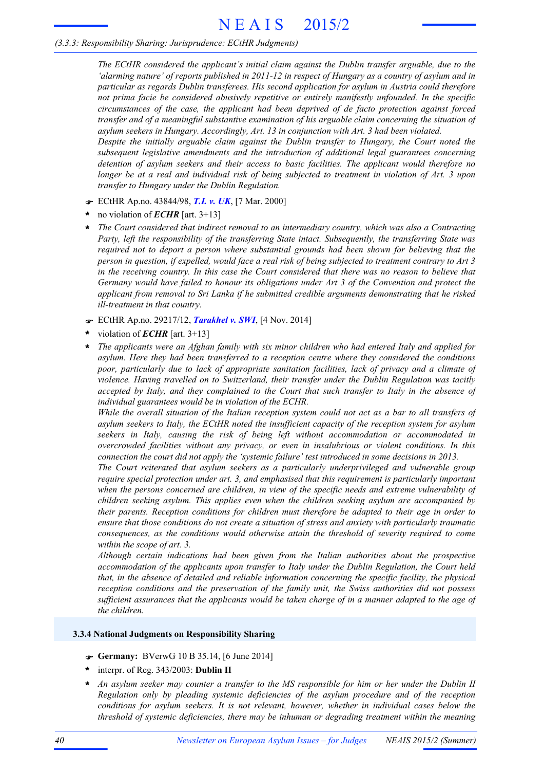*The ECtHR considered the applicant's initial claim against the Dublin transfer arguable, due to the 'alarming nature' of reports published in 2011-12 in respect of Hungary as a country of asylum and in particular as regards Dublin transferees. His second application for asylum in Austria could therefore not prima facie be considered abusively repetitive or entirely manifestly unfounded. In the specific circumstances of the case, the applicant had been deprived of de facto protection against forced transfer and of a meaningful substantive examination of his arguable claim concerning the situation of asylum seekers in Hungary. Accordingly, Art. 13 in conjunction with Art. 3 had been violated.*

*Despite the initially arguable claim against the Dublin transfer to Hungary, the Court noted the subsequent legislative amendments and the introduction of additional legal guarantees concerning detention of asylum seekers and their access to basic facilities. The applicant would therefore no longer be at a real and individual risk of being subjected to treatment in violation of Art. 3 upon transfer to Hungary under the Dublin Regulation.*

- ☛ ECtHR Ap.no. 43844/98, ***T.I. v. UK***, [7 Mar. 2000]
- \* no violation of ***ECHR*** [art. 3+13]
- \* *The Court considered that indirect removal to an intermediary country, which was also a Contracting Party, left the responsibility of the transferring State intact. Subsequently, the transferring State was required not to deport a person where substantial grounds had been shown for believing that the person in question, if expelled, would face a real risk of being subjected to treatment contrary to Art 3 in the receiving country. In this case the Court considered that there was no reason to believe that Germany would have failed to honour its obligations under Art 3 of the Convention and protect the applicant from removal to Sri Lanka if he submitted credible arguments demonstrating that he risked ill-treatment in that country.*

- ☛ ECtHR Ap.no. 29217/12, ***Tarakhel v. SWI***, [4 Nov. 2014]
- \* violation of ***ECHR*** [art. 3+13]
- \* *The applicants were an Afghan family with six minor children who had entered Italy and applied for asylum. Here they had been transferred to a reception centre where they considered the conditions poor, particularly due to lack of appropriate sanitation facilities, lack of privacy and a climate of violence. Having travelled on to Switzerland, their transfer under the Dublin Regulation was tacitly accepted by Italy, and they complained to the Court that such transfer to Italy in the absence of individual guarantees would be in violation of the ECHR.*

*While the overall situation of the Italian reception system could not act as a bar to all transfers of asylum seekers to Italy, the ECtHR noted the insufficient capacity of the reception system for asylum seekers in Italy, causing the risk of being left without accommodation or accommodated in overcrowded facilities without any privacy, or even in insalubrious or violent conditions. In this connection the court did not apply the 'systemic failure' test introduced in some decisions in 2013.*

*The Court reiterated that asylum seekers as a particularly underprivileged and vulnerable group require special protection under art. 3, and emphasised that this requirement is particularly important when the persons concerned are children, in view of the specific needs and extreme vulnerability of children seeking asylum. This applies even when the children seeking asylum are accompanied by their parents. Reception conditions for children must therefore be adapted to their age in order to ensure that those conditions do not create a situation of stress and anxiety with particularly traumatic consequences, as the conditions would otherwise attain the threshold of severity required to come within the scope of art. 3.*

*Although certain indications had been given from the Italian authorities about the prospective accommodation of the applicants upon transfer to Italy under the Dublin Regulation, the Court held that, in the absence of detailed and reliable information concerning the specific facility, the physical reception conditions and the preservation of the family unit, the Swiss authorities did not possess sufficient assurances that the applicants would be taken charge of in a manner adapted to the age of the children.*

### 3.3.4 National Judgments on Responsibility Sharing

- ☛ **Germany:** BVerwG 10 B 35.14, [6 June 2014]
- \* interpr. of Reg. 343/2003: **Dublin II**
- \* *An asylum seeker may counter a transfer to the MS responsible for him or her under the Dublin II Regulation only by pleading systemic deficiencies of the asylum procedure and of the reception conditions for asylum seekers. It is not relevant, however, whether in individual cases below the threshold of systemic deficiencies, there may be inhuman or degrading treatment within the meaning*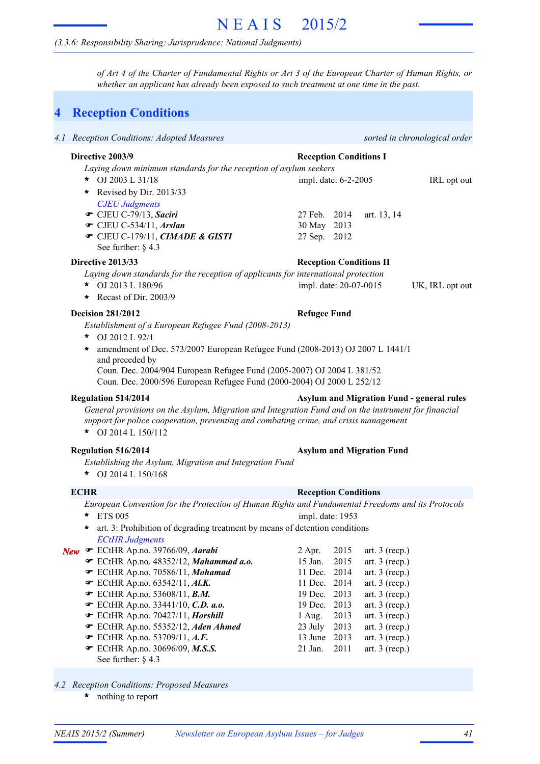*of Art 4 of the Charter of Fundamental Rights or Art 3 of the European Charter of Human Rights, or whether an applicant has already been exposed to such treatment at one time in the past.*

# 4 Reception Conditions

## *4.1 Reception Conditions: Adopted Measures* — *sorted in chronological order*

**Directive 2003/9** — **Reception Conditions I**

*Laying down minimum standards for the reception of asylum seekers*

* OJ 2003 L 31/18 — impl. date: 6-2-2005 — IRL opt out
* Revised by Dir. 2013/33

*CJEU Judgments*

| Case | Date | Article |
|---|---|---|
| ☛ CJEU C-79/13, ***Saciri*** | 27 Feb. 2014 | art. 13, 14 |
| ☛ CJEU C-534/11, ***Arslan*** | 30 May 2013 | |
| ☛ CJEU C-179/11, ***CIMADE & GISTI*** | 27 Sep. 2012 | |

See further: § 4.3

**Directive 2013/33** — **Reception Conditions II**

*Laying down standards for the reception of applicants for international protection*

* OJ 2013 L 180/96 — impl. date: 20-07-0015 — UK, IRL opt out
* Recast of Dir. 2003/9

**Decision 281/2012** — **Refugee Fund**

*Establishment of a European Refugee Fund (2008-2013)*

* OJ 2012 L 92/1
* amendment of Dec. 573/2007 European Refugee Fund (2008-2013) OJ 2007 L 1441/1
  and preceded by
  Coun. Dec. 2004/904 European Refugee Fund (2005-2007) OJ 2004 L 381/52
  Coun. Dec. 2000/596 European Refugee Fund (2000-2004) OJ 2000 L 252/12

**Regulation 514/2014** — **Asylum and Migration Fund - general rules**

*General provisions on the Asylum, Migration and Integration Fund and on the instrument for financial support for police cooperation, preventing and combating crime, and crisis management*

* OJ 2014 L 150/112

**Regulation 516/2014** — **Asylum and Migration Fund**

*Establishing the Asylum, Migration and Integration Fund*

* OJ 2014 L 150/168

**ECHR** — **Reception Conditions**

*European Convention for the Protection of Human Rights and Fundamental Freedoms and its Protocols*

* ETS 005 — impl. date: 1953
* art. 3: Prohibition of degrading treatment by means of detention conditions

*ECtHR Judgments*

| | Case | Date | Article |
|---|---|---|---|
| ***New*** | ☛ ECtHR Ap.no. 39766/09, ***Aarabi*** | 2 Apr. 2015 | art. 3 (recp.) |
| | ☛ ECtHR Ap.no. 48352/12, ***Mahammad a.o.*** | 15 Jan. 2015 | art. 3 (recp.) |
| | ☛ ECtHR Ap.no. 70586/11, ***Mohamad*** | 11 Dec. 2014 | art. 3 (recp.) |
| | ☛ ECtHR Ap.no. 63542/11, ***Al.K.*** | 11 Dec. 2014 | art. 3 (recp.) |
| | ☛ ECtHR Ap.no. 53608/11, ***B.M.*** | 19 Dec. 2013 | art. 3 (recp.) |
| | ☛ ECtHR Ap.no. 33441/10, ***C.D. a.o.*** | 19 Dec. 2013 | art. 3 (recp.) |
| | ☛ ECtHR Ap.no. 70427/11, ***Horshill*** | 1 Aug. 2013 | art. 3 (recp.) |
| | ☛ ECtHR Ap.no. 55352/12, ***Aden Ahmed*** | 23 July 2013 | art. 3 (recp.) |
| | ☛ ECtHR Ap.no. 53709/11, ***A.F.*** | 13 June 2013 | art. 3 (recp.) |
| | ☛ ECtHR Ap.no. 30696/09, ***M.S.S.*** | 21 Jan. 2011 | art. 3 (recp.) |

See further: § 4.3

## *4.2 Reception Conditions: Proposed Measures*

* nothing to report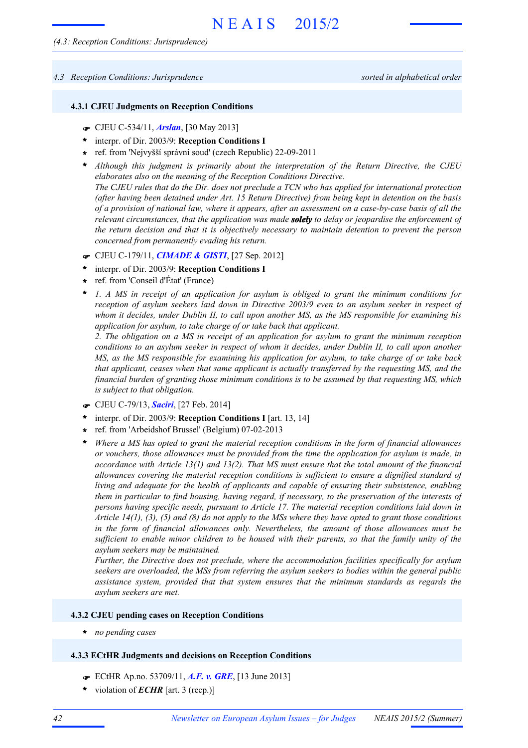*(4.3: Reception Conditions: Jurisprudence)*

## *4.3 Reception Conditions: Jurisprudence* — *sorted in alphabetical order*

### 4.3.1 CJEU Judgments on Reception Conditions

☛ CJEU C-534/11, ***Arslan***, [30 May 2013]

- interpr. of Dir. 2003/9: **Reception Conditions I**
- ref. from 'Nejvyšší správní soud' (czech Republic) 22-09-2011
- *Although this judgment is primarily about the interpretation of the Return Directive, the CJEU elaborates also on the meaning of the Reception Conditions Directive.*
  *The CJEU rules that do the Dir. does not preclude a TCN who has applied for international protection (after having been detained under Art. 15 Return Directive) from being kept in detention on the basis of a provision of national law, where it appears, after an assessment on a case-by-case basis of all the relevant circumstances, that the application was made* ***solely*** *to delay or jeopardise the enforcement of the return decision and that it is objectively necessary to maintain detention to prevent the person concerned from permanently evading his return.*

☛ CJEU C-179/11, ***CIMADE & GISTI***, [27 Sep. 2012]

- interpr. of Dir. 2003/9: **Reception Conditions I**
- ref. from 'Conseil d'État' (France)
- *1. A MS in receipt of an application for asylum is obliged to grant the minimum conditions for reception of asylum seekers laid down in Directive 2003/9 even to an asylum seeker in respect of whom it decides, under Dublin II, to call upon another MS, as the MS responsible for examining his application for asylum, to take charge of or take back that applicant.*
  *2. The obligation on a MS in receipt of an application for asylum to grant the minimum reception conditions to an asylum seeker in respect of whom it decides, under Dublin II, to call upon another MS, as the MS responsible for examining his application for asylum, to take charge of or take back that applicant, ceases when that same applicant is actually transferred by the requesting MS, and the financial burden of granting those minimum conditions is to be assumed by that requesting MS, which is subject to that obligation.*

☛ CJEU C-79/13, ***Saciri***, [27 Feb. 2014]

- interpr. of Dir. 2003/9: **Reception Conditions I** [art. 13, 14]
- ref. from 'Arbeidshof Brussel' (Belgium) 07-02-2013
- *Where a MS has opted to grant the material reception conditions in the form of financial allowances or vouchers, those allowances must be provided from the time the application for asylum is made, in accordance with Article 13(1) and 13(2). That MS must ensure that the total amount of the financial allowances covering the material reception conditions is sufficient to ensure a dignified standard of living and adequate for the health of applicants and capable of ensuring their subsistence, enabling them in particular to find housing, having regard, if necessary, to the preservation of the interests of persons having specific needs, pursuant to Article 17. The material reception conditions laid down in Article 14(1), (3), (5) and (8) do not apply to the MSs where they have opted to grant those conditions in the form of financial allowances only. Nevertheless, the amount of those allowances must be sufficient to enable minor children to be housed with their parents, so that the family unity of the asylum seekers may be maintained.*
  *Further, the Directive does not preclude, where the accommodation facilities specifically for asylum seekers are overloaded, the MSs from referring the asylum seekers to bodies within the general public assistance system, provided that that system ensures that the minimum standards as regards the asylum seekers are met.*

### 4.3.2 CJEU pending cases on Reception Conditions

- *no pending cases*

### 4.3.3 ECtHR Judgments and decisions on Reception Conditions

☛ ECtHR Ap.no. 53709/11, ***A.F. v. GRE***, [13 June 2013]

- violation of ***ECHR*** [art. 3 (recp.)]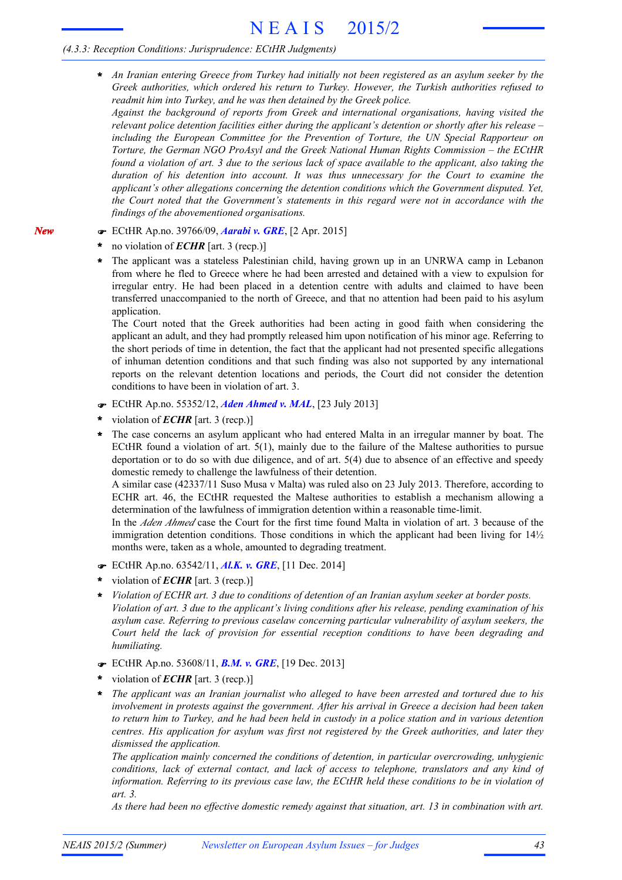*(4.3.3: Reception Conditions: Jurisprudence: ECtHR Judgments)*

- *An Iranian entering Greece from Turkey had initially not been registered as an asylum seeker by the Greek authorities, which ordered his return to Turkey. However, the Turkish authorities refused to readmit him into Turkey, and he was then detained by the Greek police.*
  *Against the background of reports from Greek and international organisations, having visited the relevant police detention facilities either during the applicant's detention or shortly after his release – including the European Committee for the Prevention of Torture, the UN Special Rapporteur on Torture, the German NGO ProAsyl and the Greek National Human Rights Commission – the ECtHR found a violation of art. 3 due to the serious lack of space available to the applicant, also taking the duration of his detention into account. It was thus unnecessary for the Court to examine the applicant's other allegations concerning the detention conditions which the Government disputed. Yet, the Court noted that the Government's statements in this regard were not in accordance with the findings of the abovementioned organisations.*

*New*

☛ ECtHR Ap.no. 39766/09, ***Aarabi v. GRE***, [2 Apr. 2015]

- no violation of ***ECHR*** [art. 3 (recp.)]
- The applicant was a stateless Palestinian child, having grown up in an UNRWA camp in Lebanon from where he fled to Greece where he had been arrested and detained with a view to expulsion for irregular entry. He had been placed in a detention centre with adults and claimed to have been transferred unaccompanied to the north of Greece, and that no attention had been paid to his asylum application.
  The Court noted that the Greek authorities had been acting in good faith when considering the applicant an adult, and they had promptly released him upon notification of his minor age. Referring to the short periods of time in detention, the fact that the applicant had not presented specific allegations of inhuman detention conditions and that such finding was also not supported by any international reports on the relevant detention locations and periods, the Court did not consider the detention conditions to have been in violation of art. 3.

☛ ECtHR Ap.no. 55352/12, ***Aden Ahmed v. MAL***, [23 July 2013]

- violation of ***ECHR*** [art. 3 (recp.)]
- The case concerns an asylum applicant who had entered Malta in an irregular manner by boat. The ECtHR found a violation of art. 5(1), mainly due to the failure of the Maltese authorities to pursue deportation or to do so with due diligence, and of art. 5(4) due to absence of an effective and speedy domestic remedy to challenge the lawfulness of their detention.
  A similar case (42337/11 Suso Musa v Malta) was ruled also on 23 July 2013. Therefore, according to ECHR art. 46, the ECtHR requested the Maltese authorities to establish a mechanism allowing a determination of the lawfulness of immigration detention within a reasonable time-limit.
  In the *Aden Ahmed* case the Court for the first time found Malta in violation of art. 3 because of the immigration detention conditions. Those conditions in which the applicant had been living for 14½ months were, taken as a whole, amounted to degrading treatment.

☛ ECtHR Ap.no. 63542/11, ***Al.K. v. GRE***, [11 Dec. 2014]

- violation of ***ECHR*** [art. 3 (recp.)]
- *Violation of ECHR art. 3 due to conditions of detention of an Iranian asylum seeker at border posts. Violation of art. 3 due to the applicant's living conditions after his release, pending examination of his asylum case. Referring to previous caselaw concerning particular vulnerability of asylum seekers, the Court held the lack of provision for essential reception conditions to have been degrading and humiliating.*

☛ ECtHR Ap.no. 53608/11, ***B.M. v. GRE***, [19 Dec. 2013]

- violation of ***ECHR*** [art. 3 (recp.)]
- *The applicant was an Iranian journalist who alleged to have been arrested and tortured due to his involvement in protests against the government. After his arrival in Greece a decision had been taken to return him to Turkey, and he had been held in custody in a police station and in various detention centres. His application for asylum was first not registered by the Greek authorities, and later they dismissed the application.*
  *The application mainly concerned the conditions of detention, in particular overcrowding, unhygienic conditions, lack of external contact, and lack of access to telephone, translators and any kind of information. Referring to its previous case law, the ECtHR held these conditions to be in violation of art. 3.*
  *As there had been no effective domestic remedy against that situation, art. 13 in combination with art.*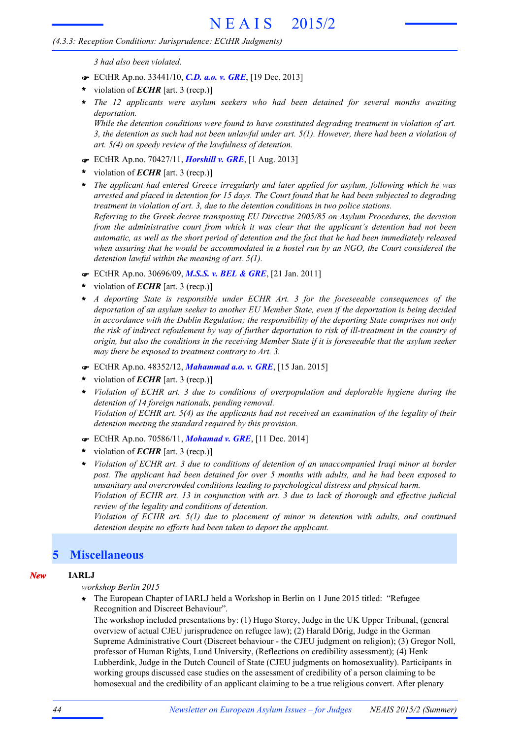*3 had also been violated.*

- ☛ ECtHR Ap.no. 33441/10, ***C.D. a.o. v. GRE***, [19 Dec. 2013]
- \* violation of ***ECHR*** [art. 3 (recp.)]
- \* *The 12 applicants were asylum seekers who had been detained for several months awaiting deportation.*
  *While the detention conditions were found to have constituted degrading treatment in violation of art. 3, the detention as such had not been unlawful under art. 5(1). However, there had been a violation of art. 5(4) on speedy review of the lawfulness of detention.*

- ☛ ECtHR Ap.no. 70427/11, ***Horshill v. GRE***, [1 Aug. 2013]
- \* violation of ***ECHR*** [art. 3 (recp.)]
- \* *The applicant had entered Greece irregularly and later applied for asylum, following which he was arrested and placed in detention for 15 days. The Court found that he had been subjected to degrading treatment in violation of art. 3, due to the detention conditions in two police stations.*
  *Referring to the Greek decree transposing EU Directive 2005/85 on Asylum Procedures, the decision from the administrative court from which it was clear that the applicant's detention had not been automatic, as well as the short period of detention and the fact that he had been immediately released when assuring that he would be accommodated in a hostel run by an NGO, the Court considered the detention lawful within the meaning of art. 5(1).*

- ☛ ECtHR Ap.no. 30696/09, ***M.S.S. v. BEL & GRE***, [21 Jan. 2011]
- \* violation of ***ECHR*** [art. 3 (recp.)]
- \* *A deporting State is responsible under ECHR Art. 3 for the foreseeable consequences of the deportation of an asylum seeker to another EU Member State, even if the deportation is being decided in accordance with the Dublin Regulation; the responsibility of the deporting State comprises not only the risk of indirect refoulement by way of further deportation to risk of ill-treatment in the country of origin, but also the conditions in the receiving Member State if it is foreseeable that the asylum seeker may there be exposed to treatment contrary to Art. 3.*

- ☛ ECtHR Ap.no. 48352/12, ***Mahammad a.o. v. GRE***, [15 Jan. 2015]
- \* violation of ***ECHR*** [art. 3 (recp.)]
- \* *Violation of ECHR art. 3 due to conditions of overpopulation and deplorable hygiene during the detention of 14 foreign nationals, pending removal.*
  *Violation of ECHR art. 5(4) as the applicants had not received an examination of the legality of their detention meeting the standard required by this provision.*

- ☛ ECtHR Ap.no. 70586/11, ***Mohamad v. GRE***, [11 Dec. 2014]
- \* violation of ***ECHR*** [art. 3 (recp.)]
- \* *Violation of ECHR art. 3 due to conditions of detention of an unaccompanied Iraqi minor at border post. The applicant had been detained for over 5 months with adults, and he had been exposed to unsanitary and overcrowded conditions leading to psychological distress and physical harm.*
  *Violation of ECHR art. 13 in conjunction with art. 3 due to lack of thorough and effective judicial review of the legality and conditions of detention.*
  *Violation of ECHR art. 5(1) due to placement of minor in detention with adults, and continued detention despite no efforts had been taken to deport the applicant.*

# 5 Miscellaneous

*New* **IARLJ**

*workshop Berlin 2015*

- \* The European Chapter of IARLJ held a Workshop in Berlin on 1 June 2015 titled: "Refugee Recognition and Discreet Behaviour".
  The workshop included presentations by: (1) Hugo Storey, Judge in the UK Upper Tribunal, (general overview of actual CJEU jurisprudence on refugee law); (2) Harald Dörig, Judge in the German Supreme Administrative Court (Discreet behaviour - the CJEU judgment on religion); (3) Gregor Noll, professor of Human Rights, Lund University, (Reflections on credibility assessment); (4) Henk Lubberdink, Judge in the Dutch Council of State (CJEU judgments on homosexuality). Participants in working groups discussed case studies on the assessment of credibility of a person claiming to be homosexual and the credibility of an applicant claiming to be a true religious convert. After plenary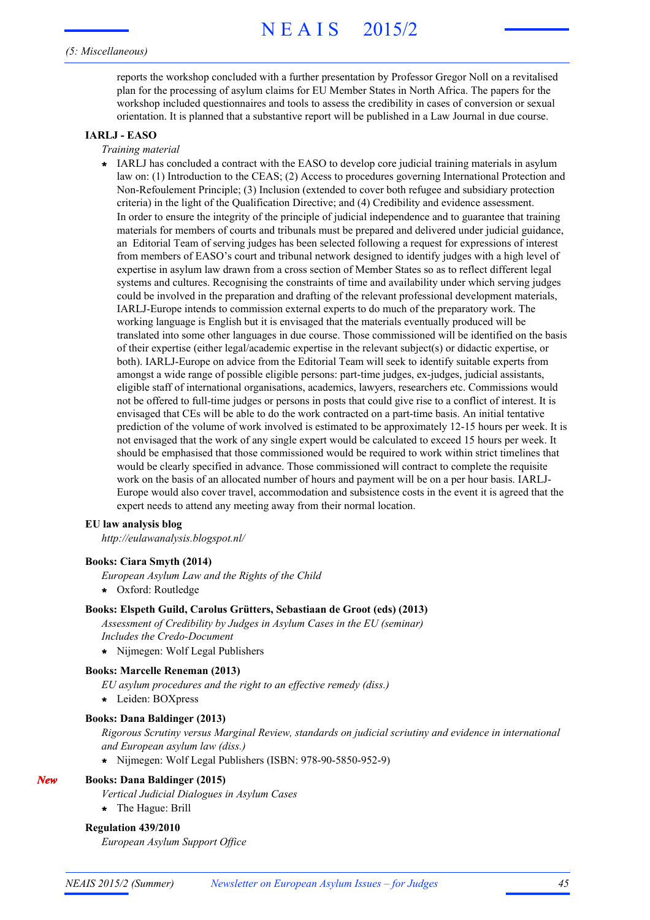reports the workshop concluded with a further presentation by Professor Gregor Noll on a revitalised plan for the processing of asylum claims for EU Member States in North Africa. The papers for the workshop included questionnaires and tools to assess the credibility in cases of conversion or sexual orientation. It is planned that a substantive report will be published in a Law Journal in due course.

**IARLJ - EASO**

*Training material*

- IARLJ has concluded a contract with the EASO to develop core judicial training materials in asylum law on: (1) Introduction to the CEAS; (2) Access to procedures governing International Protection and Non-Refoulement Principle; (3) Inclusion (extended to cover both refugee and subsidiary protection criteria) in the light of the Qualification Directive; and (4) Credibility and evidence assessment.
  In order to ensure the integrity of the principle of judicial independence and to guarantee that training materials for members of courts and tribunals must be prepared and delivered under judicial guidance, an Editorial Team of serving judges has been selected following a request for expressions of interest from members of EASO's court and tribunal network designed to identify judges with a high level of expertise in asylum law drawn from a cross section of Member States so as to reflect different legal systems and cultures. Recognising the constraints of time and availability under which serving judges could be involved in the preparation and drafting of the relevant professional development materials, IARLJ-Europe intends to commission external experts to do much of the preparatory work. The working language is English but it is envisaged that the materials eventually produced will be translated into some other languages in due course. Those commissioned will be identified on the basis of their expertise (either legal/academic expertise in the relevant subject(s) or didactic expertise, or both). IARLJ-Europe on advice from the Editorial Team will seek to identify suitable experts from amongst a wide range of possible eligible persons: part-time judges, ex-judges, judicial assistants, eligible staff of international organisations, academics, lawyers, researchers etc. Commissions would not be offered to full-time judges or persons in posts that could give rise to a conflict of interest. It is envisaged that CEs will be able to do the work contracted on a part-time basis. An initial tentative prediction of the volume of work involved is estimated to be approximately 12-15 hours per week. It is not envisaged that the work of any single expert would be calculated to exceed 15 hours per week. It should be emphasised that those commissioned would be required to work within strict timelines that would be clearly specified in advance. Those commissioned will contract to complete the requisite work on the basis of an allocated number of hours and payment will be on a per hour basis. IARLJ-Europe would also cover travel, accommodation and subsistence costs in the event it is agreed that the expert needs to attend any meeting away from their normal location.

**EU law analysis blog**

*http://eulawanalysis.blogspot.nl/*

**Books: Ciara Smyth (2014)**

*European Asylum Law and the Rights of the Child*

- Oxford: Routledge

**Books: Elspeth Guild, Carolus Grütters, Sebastiaan de Groot (eds) (2013)**

*Assessment of Credibility by Judges in Asylum Cases in the EU (seminar)*
*Includes the Credo-Document*

- Nijmegen: Wolf Legal Publishers

**Books: Marcelle Reneman (2013)**

*EU asylum procedures and the right to an effective remedy (diss.)*

- Leiden: BOXpress

**Books: Dana Baldinger (2013)**

*Rigorous Scrutiny versus Marginal Review, standards on judicial scriutiny and evidence in international and European asylum law (diss.)*

- Nijmegen: Wolf Legal Publishers (ISBN: 978-90-5850-952-9)

*New* **Books: Dana Baldinger (2015)**

*Vertical Judicial Dialogues in Asylum Cases*

- The Hague: Brill

**Regulation 439/2010**

*European Asylum Support Office*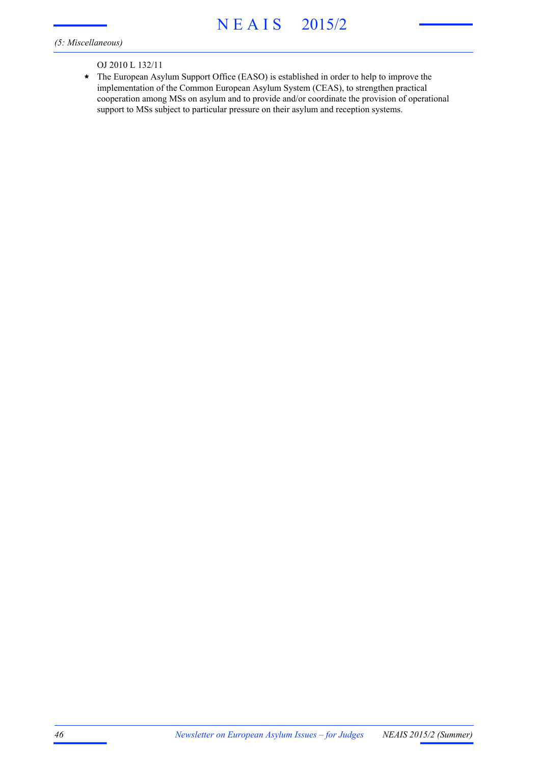OJ 2010 L 132/11

- The European Asylum Support Office (EASO) is established in order to help to improve the implementation of the Common European Asylum System (CEAS), to strengthen practical cooperation among MSs on asylum and to provide and/or coordinate the provision of operational support to MSs subject to particular pressure on their asylum and reception systems.